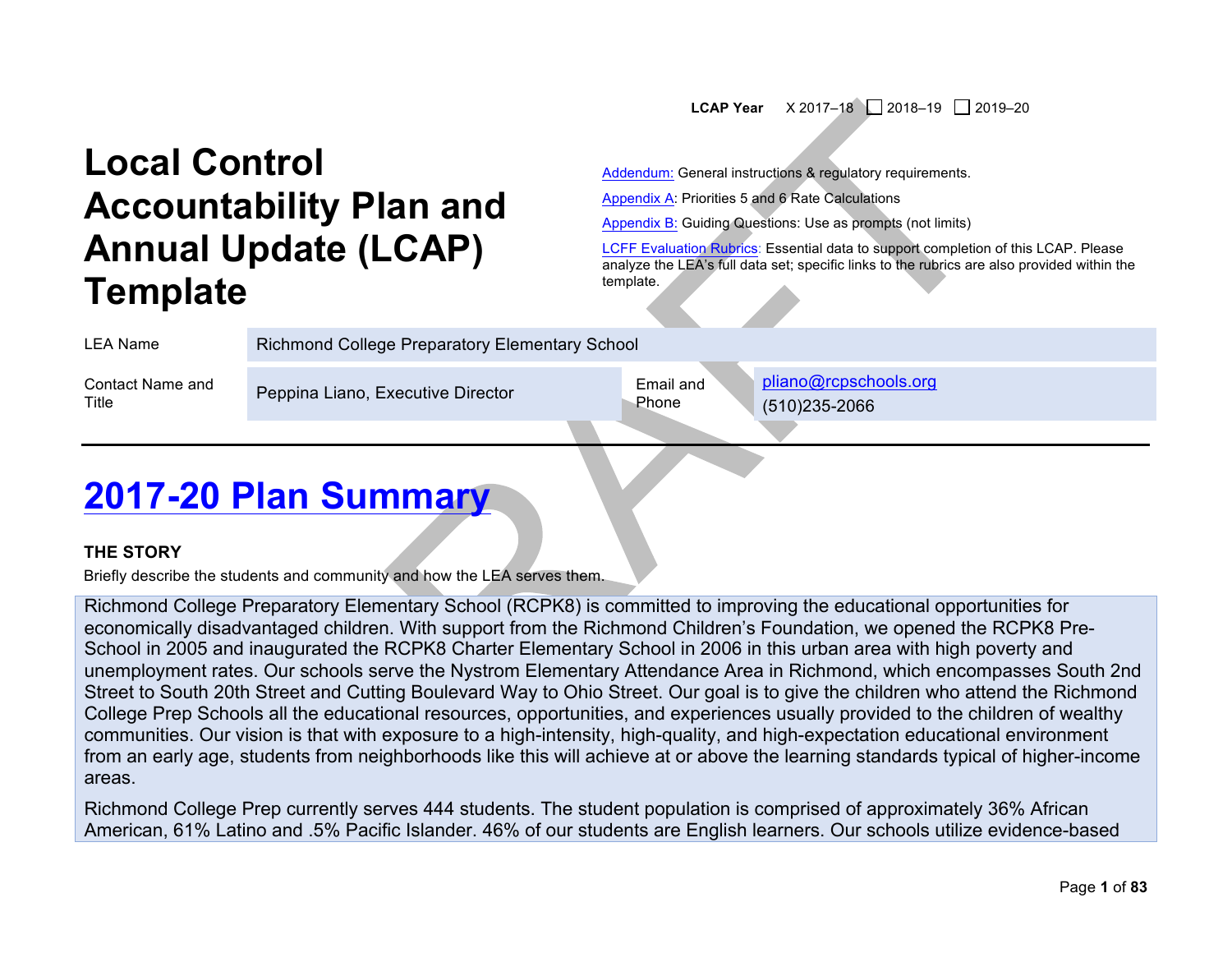**LCAP Year** X 2017–18 ☐ 2018–19 ☐ 2019–20

# Local Control Accountability Plan and Annual Update (LCAP) Template

[Addendum:](#) General instructions & regulatory requirements.

[Appendix A](#): Priorities 5 and 6 Rate Calculations

[Appendix B:](#) Guiding Questions: Use as prompts (not limits)

[LCFF Evaluation Rubrics](#): Essential data to support completion of this LCAP. Please analyze the LEA's full data set; specific links to the rubrics are also provided within the template.

| | | | |
|---|---|---|---|
| LEA Name | Richmond College Preparatory Elementary School | | |
| Contact Name and Title | Peppina Liano, Executive Director | Email and Phone | pliano@rcpschools.org<br>(510)235-2066 |

# 2017-20 Plan Summary

### THE STORY

Briefly describe the students and community and how the LEA serves them.

Richmond College Preparatory Elementary School (RCPK8) is committed to improving the educational opportunities for economically disadvantaged children. With support from the Richmond Children's Foundation, we opened the RCPK8 Pre-School in 2005 and inaugurated the RCPK8 Charter Elementary School in 2006 in this urban area with high poverty and unemployment rates. Our schools serve the Nystrom Elementary Attendance Area in Richmond, which encompasses South 2nd Street to South 20th Street and Cutting Boulevard Way to Ohio Street. Our goal is to give the children who attend the Richmond College Prep Schools all the educational resources, opportunities, and experiences usually provided to the children of wealthy communities. Our vision is that with exposure to a high-intensity, high-quality, and high-expectation educational environment from an early age, students from neighborhoods like this will achieve at or above the learning standards typical of higher-income areas.

Richmond College Prep currently serves 444 students. The student population is comprised of approximately 36% African American, 61% Latino and .5% Pacific Islander. 46% of our students are English learners. Our schools utilize evidence-based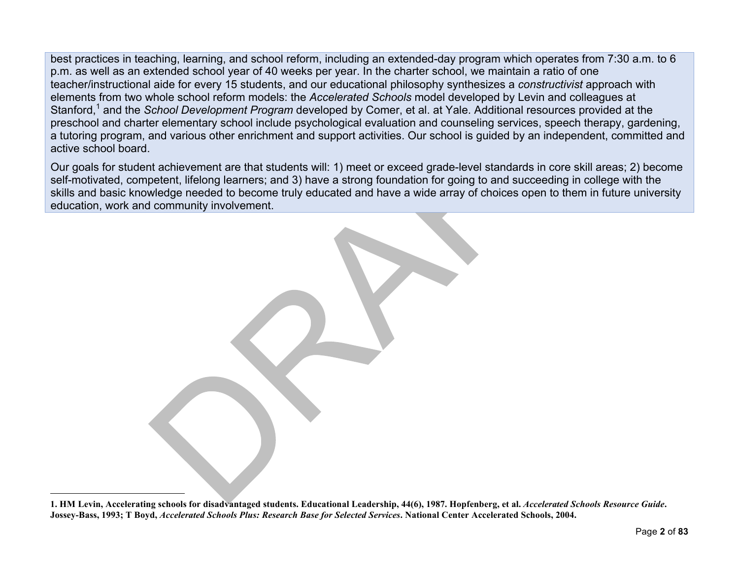best practices in teaching, learning, and school reform, including an extended-day program which operates from 7:30 a.m. to 6 p.m. as well as an extended school year of 40 weeks per year. In the charter school, we maintain a ratio of one teacher/instructional aide for every 15 students, and our educational philosophy synthesizes a *constructivist* approach with elements from two whole school reform models: the *Accelerated Schools* model developed by Levin and colleagues at Stanford,[1] and the *School Development Program* developed by Comer, et al. at Yale. Additional resources provided at the preschool and charter elementary school include psychological evaluation and counseling services, speech therapy, gardening, a tutoring program, and various other enrichment and support activities. Our school is guided by an independent, committed and active school board.

Our goals for student achievement are that students will: 1) meet or exceed grade-level standards in core skill areas; 2) become self-motivated, competent, lifelong learners; and 3) have a strong foundation for going to and succeeding in college with the skills and basic knowledge needed to become truly educated and have a wide array of choices open to them in future university education, work and community involvement.

---

**1. HM Levin, Accelerating schools for disadvantaged students. Educational Leadership, 44(6), 1987. Hopfenberg, et al. *Accelerated Schools Resource Guide*. Jossey-Bass, 1993; T Boyd, *Accelerated Schools Plus: Research Base for Selected Services*. National Center Accelerated Schools, 2004.**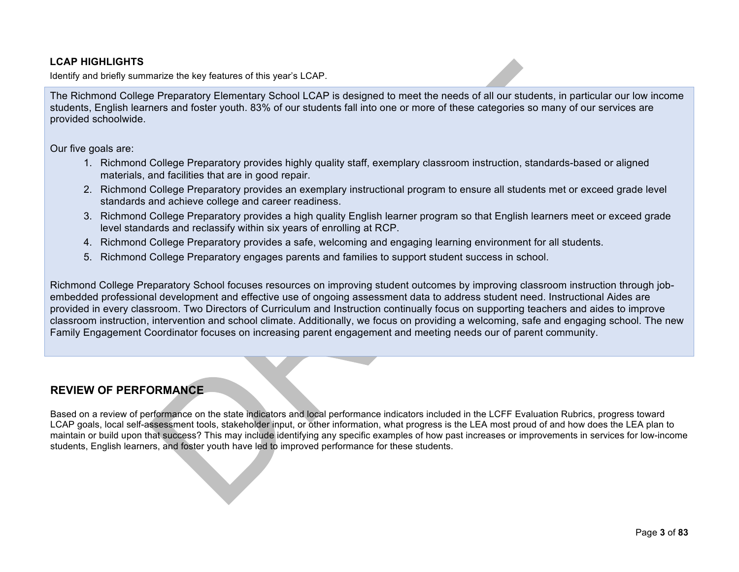### LCAP HIGHLIGHTS

Identify and briefly summarize the key features of this year's LCAP.

The Richmond College Preparatory Elementary School LCAP is designed to meet the needs of all our students, in particular our low income students, English learners and foster youth. 83% of our students fall into one or more of these categories so many of our services are provided schoolwide.

Our five goals are:

1. Richmond College Preparatory provides highly quality staff, exemplary classroom instruction, standards-based or aligned materials, and facilities that are in good repair.
2. Richmond College Preparatory provides an exemplary instructional program to ensure all students met or exceed grade level standards and achieve college and career readiness.
3. Richmond College Preparatory provides a high quality English learner program so that English learners meet or exceed grade level standards and reclassify within six years of enrolling at RCP.
4. Richmond College Preparatory provides a safe, welcoming and engaging learning environment for all students.
5. Richmond College Preparatory engages parents and families to support student success in school.

Richmond College Preparatory School focuses resources on improving student outcomes by improving classroom instruction through job-embedded professional development and effective use of ongoing assessment data to address student need. Instructional Aides are provided in every classroom. Two Directors of Curriculum and Instruction continually focus on supporting teachers and aides to improve classroom instruction, intervention and school climate. Additionally, we focus on providing a welcoming, safe and engaging school. The new Family Engagement Coordinator focuses on increasing parent engagement and meeting needs our of parent community.

## REVIEW OF PERFORMANCE

Based on a review of performance on the state indicators and local performance indicators included in the LCFF Evaluation Rubrics, progress toward LCAP goals, local self-assessment tools, stakeholder input, or other information, what progress is the LEA most proud of and how does the LEA plan to maintain or build upon that success? This may include identifying any specific examples of how past increases or improvements in services for low-income students, English learners, and foster youth have led to improved performance for these students.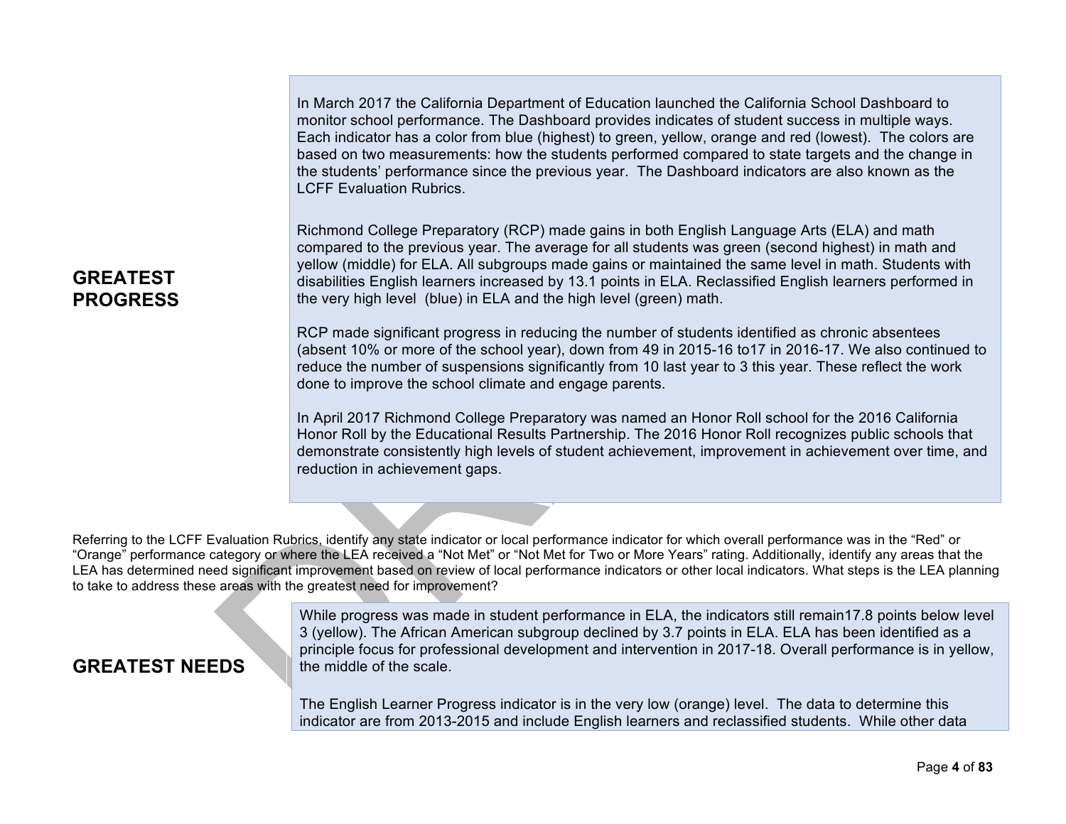## GREATEST PROGRESS

In March 2017 the California Department of Education launched the California School Dashboard to monitor school performance. The Dashboard provides indicates of student success in multiple ways. Each indicator has a color from blue (highest) to green, yellow, orange and red (lowest). The colors are based on two measurements: how the students performed compared to state targets and the change in the students' performance since the previous year. The Dashboard indicators are also known as the LCFF Evaluation Rubrics.

Richmond College Preparatory (RCP) made gains in both English Language Arts (ELA) and math compared to the previous year. The average for all students was green (second highest) in math and yellow (middle) for ELA. All subgroups made gains or maintained the same level in math. Students with disabilities English learners increased by 13.1 points in ELA. Reclassified English learners performed in the very high level (blue) in ELA and the high level (green) math.

RCP made significant progress in reducing the number of students identified as chronic absentees (absent 10% or more of the school year), down from 49 in 2015-16 to17 in 2016-17. We also continued to reduce the number of suspensions significantly from 10 last year to 3 this year. These reflect the work done to improve the school climate and engage parents.

In April 2017 Richmond College Preparatory was named an Honor Roll school for the 2016 California Honor Roll by the Educational Results Partnership. The 2016 Honor Roll recognizes public schools that demonstrate consistently high levels of student achievement, improvement in achievement over time, and reduction in achievement gaps.

Referring to the LCFF Evaluation Rubrics, identify any state indicator or local performance indicator for which overall performance was in the "Red" or "Orange" performance category or where the LEA received a "Not Met" or "Not Met for Two or More Years" rating. Additionally, identify any areas that the LEA has determined need significant improvement based on review of local performance indicators or other local indicators. What steps is the LEA planning to take to address these areas with the greatest need for improvement?

## GREATEST NEEDS

While progress was made in student performance in ELA, the indicators still remain17.8 points below level 3 (yellow). The African American subgroup declined by 3.7 points in ELA. ELA has been identified as a principle focus for professional development and intervention in 2017-18. Overall performance is in yellow, the middle of the scale.

The English Learner Progress indicator is in the very low (orange) level. The data to determine this indicator are from 2013-2015 and include English learners and reclassified students. While other data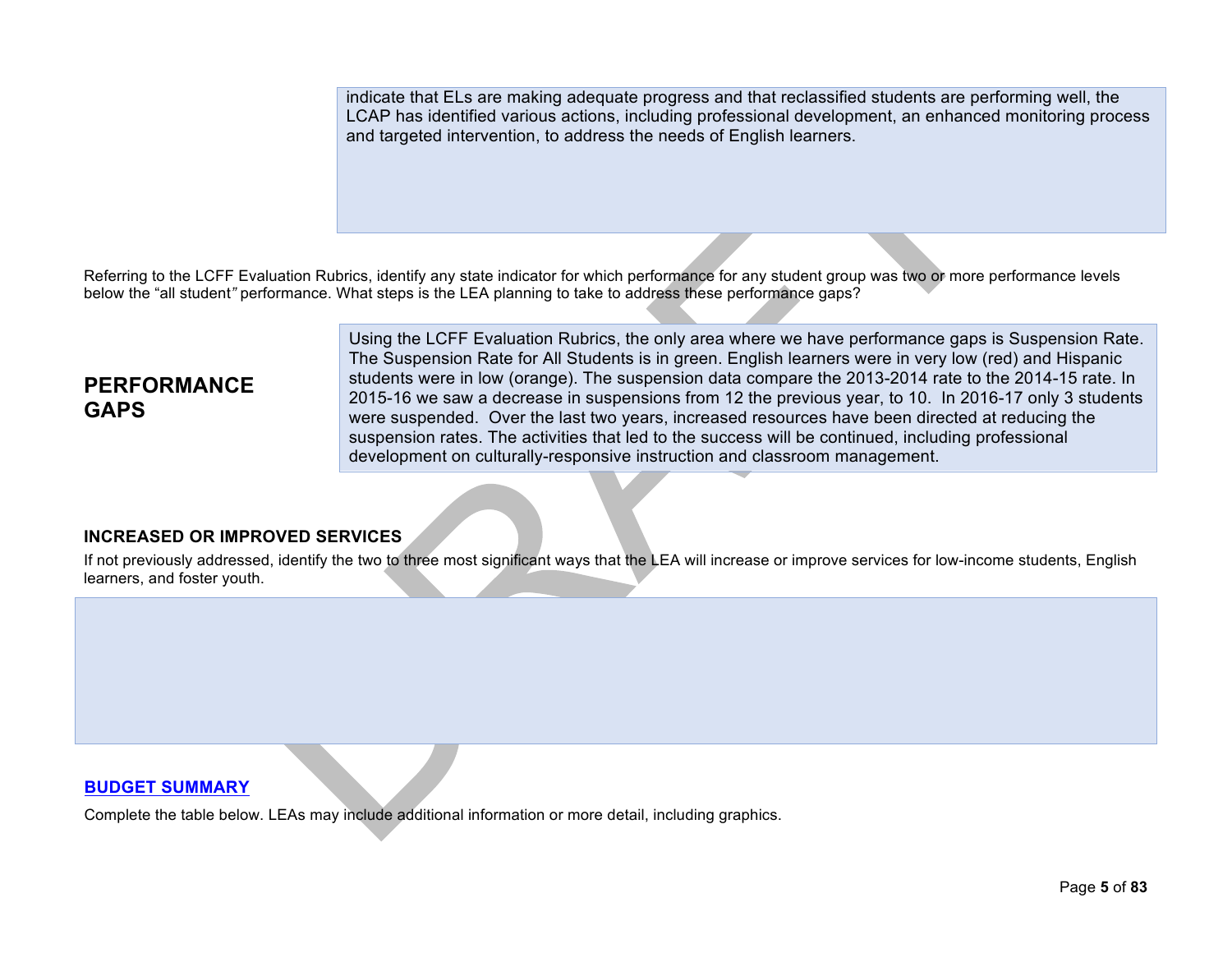indicate that ELs are making adequate progress and that reclassified students are performing well, the LCAP has identified various actions, including professional development, an enhanced monitoring process and targeted intervention, to address the needs of English learners.

Referring to the LCFF Evaluation Rubrics, identify any state indicator for which performance for any student group was two or more performance levels below the "all student" performance. What steps is the LEA planning to take to address these performance gaps?

## PERFORMANCE GAPS

Using the LCFF Evaluation Rubrics, the only area where we have performance gaps is Suspension Rate. The Suspension Rate for All Students is in green. English learners were in very low (red) and Hispanic students were in low (orange). The suspension data compare the 2013-2014 rate to the 2014-15 rate. In 2015-16 we saw a decrease in suspensions from 12 the previous year, to 10. In 2016-17 only 3 students were suspended. Over the last two years, increased resources have been directed at reducing the suspension rates. The activities that led to the success will be continued, including professional development on culturally-responsive instruction and classroom management.

### INCREASED OR IMPROVED SERVICES

If not previously addressed, identify the two to three most significant ways that the LEA will increase or improve services for low-income students, English learners, and foster youth.

### BUDGET SUMMARY

Complete the table below. LEAs may include additional information or more detail, including graphics.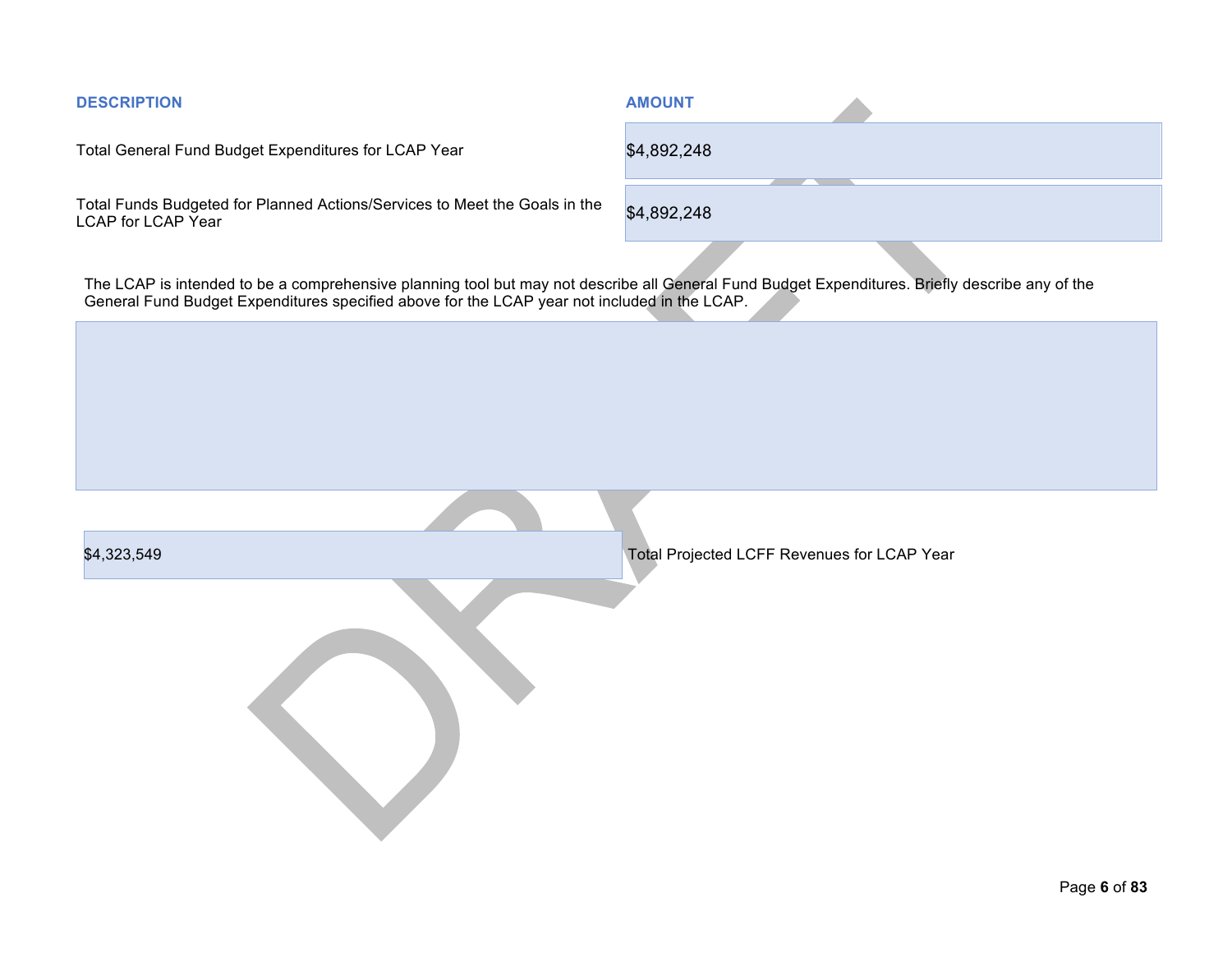| DESCRIPTION | AMOUNT |
| --- | --- |
| Total General Fund Budget Expenditures for LCAP Year | $4,892,248 |
| Total Funds Budgeted for Planned Actions/Services to Meet the Goals in the LCAP for LCAP Year | $4,892,248 |

The LCAP is intended to be a comprehensive planning tool but may not describe all General Fund Budget Expenditures. Briefly describe any of the General Fund Budget Expenditures specified above for the LCAP year not included in the LCAP.

| AMOUNT | DESCRIPTION |
| --- | --- |
| $4,323,549 | Total Projected LCFF Revenues for LCAP Year |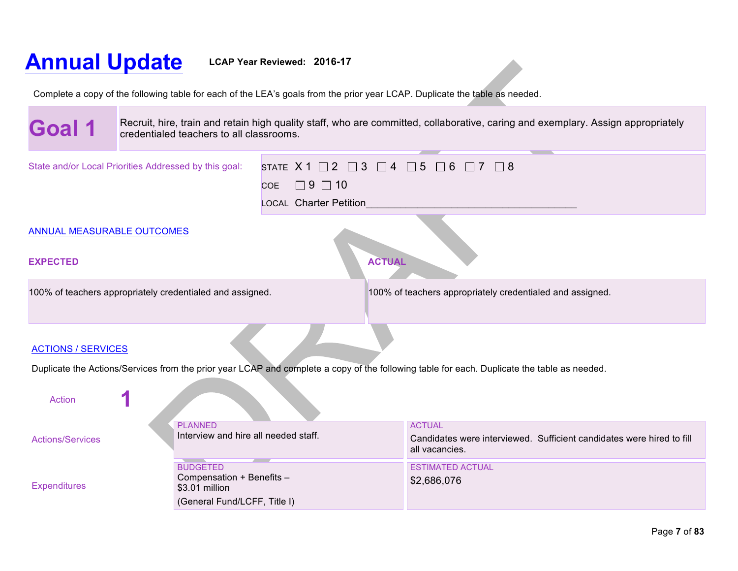# Annual Update

**LCAP Year Reviewed: 2016-17**

Complete a copy of the following table for each of the LEA's goals from the prior year LCAP. Duplicate the table as needed.

| **Goal 1** | Recruit, hire, train and retain high quality staff, who are committed, collaborative, caring and exemplary. Assign appropriately credentialed teachers to all classrooms. |
|---|---|

State and/or Local Priorities Addressed by this goal:

STATE X 1 ☐ 2 ☐ 3 ☐ 4 ☐ 5 ☐ 6 ☐ 7 ☐ 8

COE ☐ 9 ☐ 10

LOCAL Charter Petition_____________________________________

## ANNUAL MEASURABLE OUTCOMES

| EXPECTED | ACTUAL |
|---|---|
| 100% of teachers appropriately credentialed and assigned. | 100% of teachers appropriately credentialed and assigned. |

## ACTIONS / SERVICES

Duplicate the Actions/Services from the prior year LCAP and complete a copy of the following table for each. Duplicate the table as needed.

Action **1**

| | PLANNED | ACTUAL |
|---|---|---|
| Actions/Services | Interview and hire all needed staff. | Candidates were interviewed. Sufficient candidates were hired to fill all vacancies. |
| | **BUDGETED** | **ESTIMATED ACTUAL** |
| Expenditures | Compensation + Benefits – $3.01 million<br>(General Fund/LCFF, Title I) | $2,686,076 |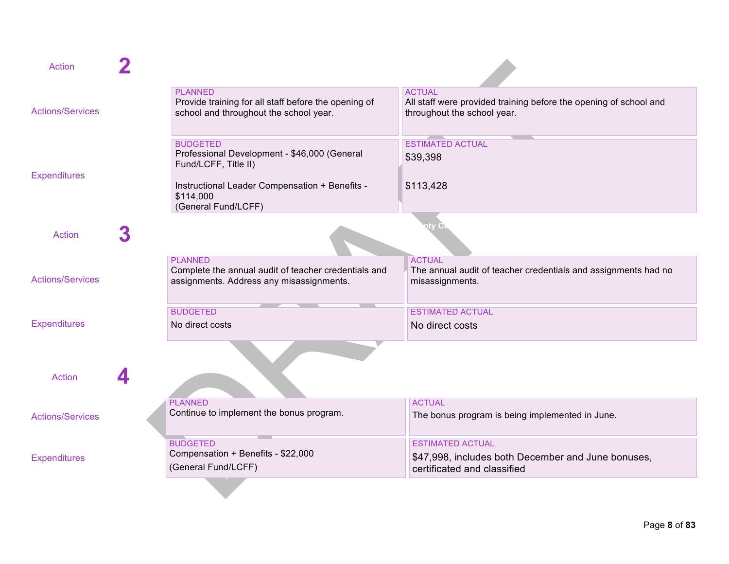### Action 2

| | PLANNED | ACTUAL |
|---|---|---|
| Actions/Services | Provide training for all staff before the opening of school and throughout the school year. | All staff were provided training before the opening of school and throughout the school year. |

| | BUDGETED | ESTIMATED ACTUAL |
|---|---|---|
| Expenditures | Professional Development - $46,000 (General Fund/LCFF, Title II)<br><br>Instructional Leader Compensation + Benefits - $114,000<br>(General Fund/LCFF) | $39,398<br><br>$113,428 |

### Action 3

| | PLANNED | ACTUAL |
|---|---|---|
| Actions/Services | Complete the annual audit of teacher credentials and assignments. Address any misassignments. | The annual audit of teacher credentials and assignments had no misassignments. |

| | BUDGETED | ESTIMATED ACTUAL |
|---|---|---|
| Expenditures | No direct costs | No direct costs |

### Action 4

| | PLANNED | ACTUAL |
|---|---|---|
| Actions/Services | Continue to implement the bonus program. | The bonus program is being implemented in June. |

| | BUDGETED | ESTIMATED ACTUAL |
|---|---|---|
| Expenditures | Compensation + Benefits - $22,000<br>(General Fund/LCFF) | $47,998, includes both December and June bonuses, certificated and classified |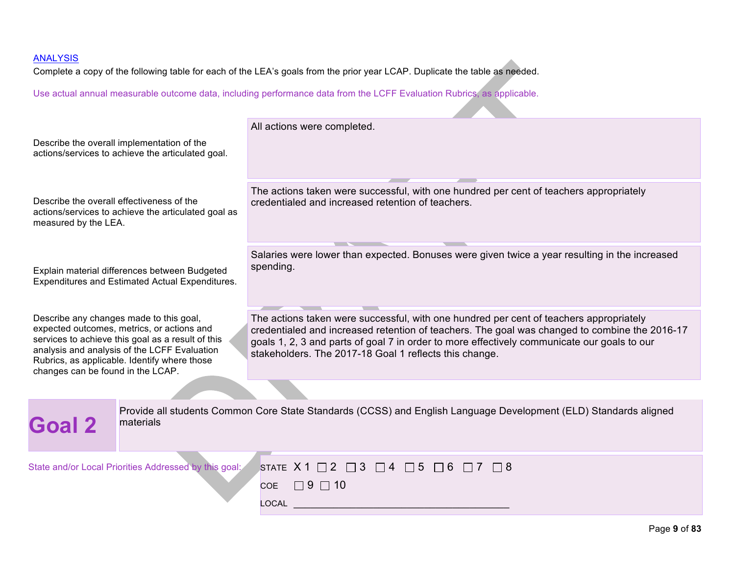[ANALYSIS](#)

Complete a copy of the following table for each of the LEA's goals from the prior year LCAP. Duplicate the table as needed.

Use actual annual measurable outcome data, including performance data from the LCFF Evaluation Rubrics, as applicable.

| | |
|---|---|
| Describe the overall implementation of the actions/services to achieve the articulated goal. | All actions were completed. |
| Describe the overall effectiveness of the actions/services to achieve the articulated goal as measured by the LEA. | The actions taken were successful, with one hundred per cent of teachers appropriately credentialed and increased retention of teachers. |
| Explain material differences between Budgeted Expenditures and Estimated Actual Expenditures. | Salaries were lower than expected. Bonuses were given twice a year resulting in the increased spending. |
| Describe any changes made to this goal, expected outcomes, metrics, or actions and services to achieve this goal as a result of this analysis and analysis of the LCFF Evaluation Rubrics, as applicable. Identify where those changes can be found in the LCAP. | The actions taken were successful, with one hundred per cent of teachers appropriately credentialed and increased retention of teachers. The goal was changed to combine the 2016-17 goals 1, 2, 3 and parts of goal 7 in order to more effectively communicate our goals to our stakeholders. The 2017-18 Goal 1 reflects this change. |

## Goal 2

Provide all students Common Core State Standards (CCSS) and English Language Development (ELD) Standards aligned materials

State and/or Local Priorities Addressed by this goal:

STATE X 1 ☐ 2 ☐ 3 ☐ 4 ☐ 5 ☐ 6 ☐ 7 ☐ 8

COE ☐ 9 ☐ 10

LOCAL ________________________________________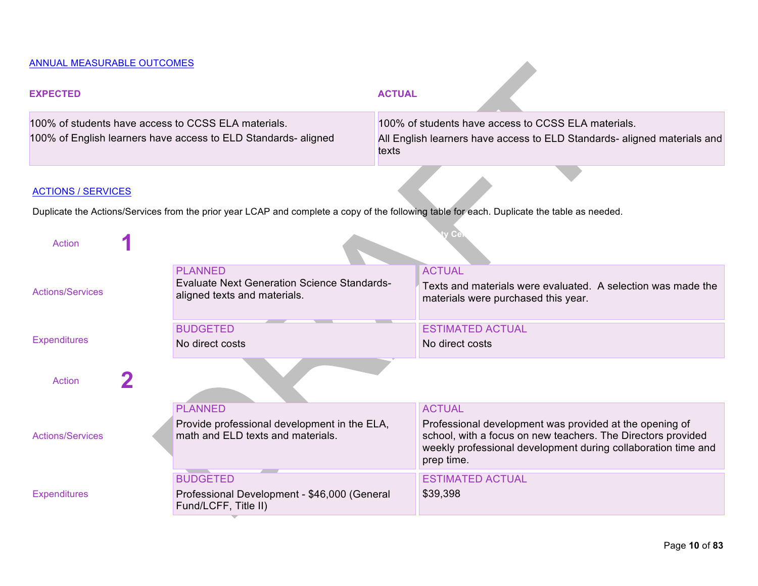ANNUAL MEASURABLE OUTCOMES

| EXPECTED | ACTUAL |
| --- | --- |
| 100% of students have access to CCSS ELA materials.<br>100% of English learners have access to ELD Standards- aligned | 100% of students have access to CCSS ELA materials.<br>All English learners have access to ELD Standards- aligned materials and texts |

ACTIONS / SERVICES

Duplicate the Actions/Services from the prior year LCAP and complete a copy of the following table for each. Duplicate the table as needed.

**Action 1**

| | PLANNED | ACTUAL |
| --- | --- | --- |
| Actions/Services | Evaluate Next Generation Science Standards- aligned texts and materials. | Texts and materials were evaluated. A selection was made the materials were purchased this year. |
| | **BUDGETED** | **ESTIMATED ACTUAL** |
| Expenditures | No direct costs | No direct costs |

**Action 2**

| | PLANNED | ACTUAL |
| --- | --- | --- |
| Actions/Services | Provide professional development in the ELA, math and ELD texts and materials. | Professional development was provided at the opening of school, with a focus on new teachers. The Directors provided weekly professional development during collaboration time and prep time. |
| | **BUDGETED** | **ESTIMATED ACTUAL** |
| Expenditures | Professional Development - $46,000 (General Fund/LCFF, Title II) | $39,398 |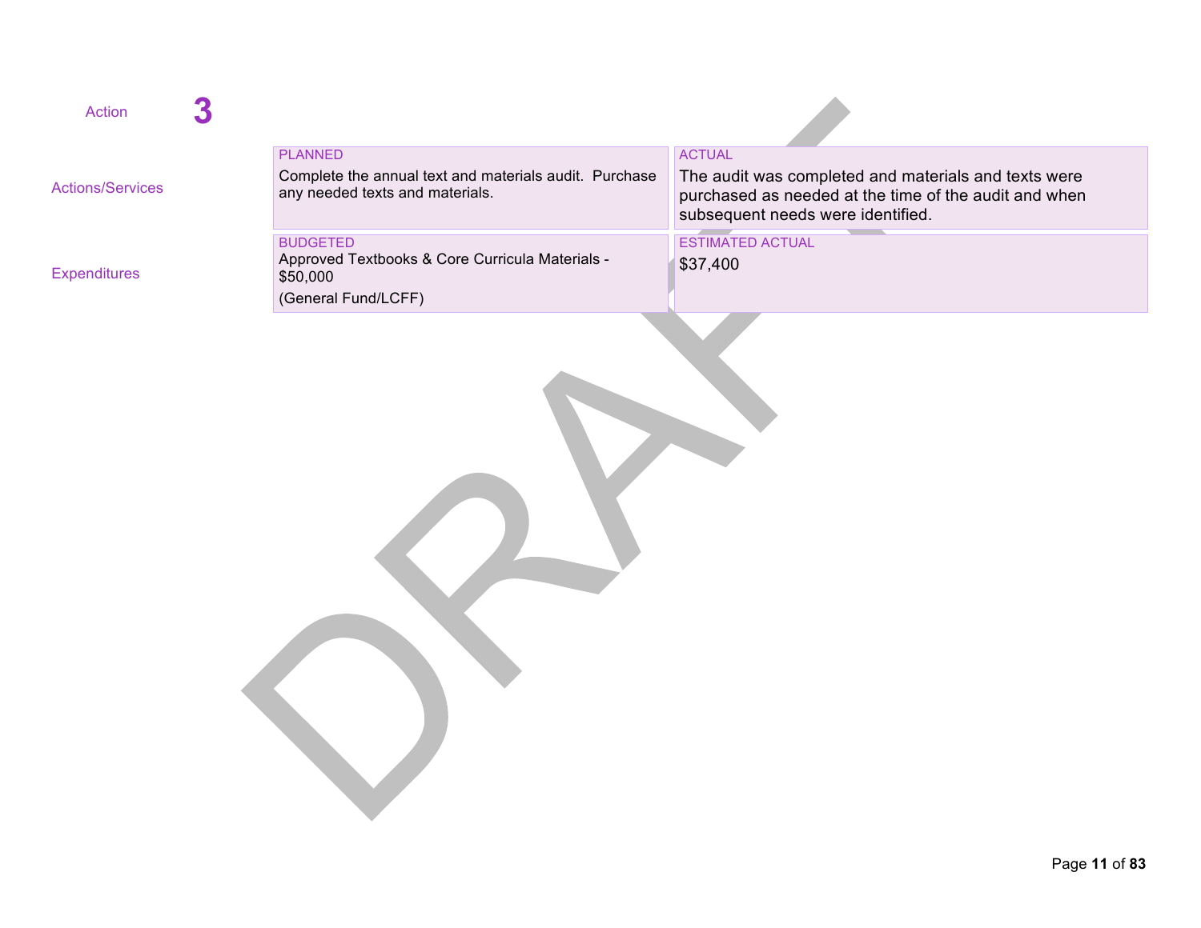Action **3**

| | PLANNED | ACTUAL |
|---|---|---|
| Actions/Services | Complete the annual text and materials audit. Purchase any needed texts and materials. | The audit was completed and materials and texts were purchased as needed at the time of the audit and when subsequent needs were identified. |
| | **BUDGETED** | **ESTIMATED ACTUAL** |
| Expenditures | Approved Textbooks & Core Curricula Materials - $50,000<br>(General Fund/LCFF) | $37,400 |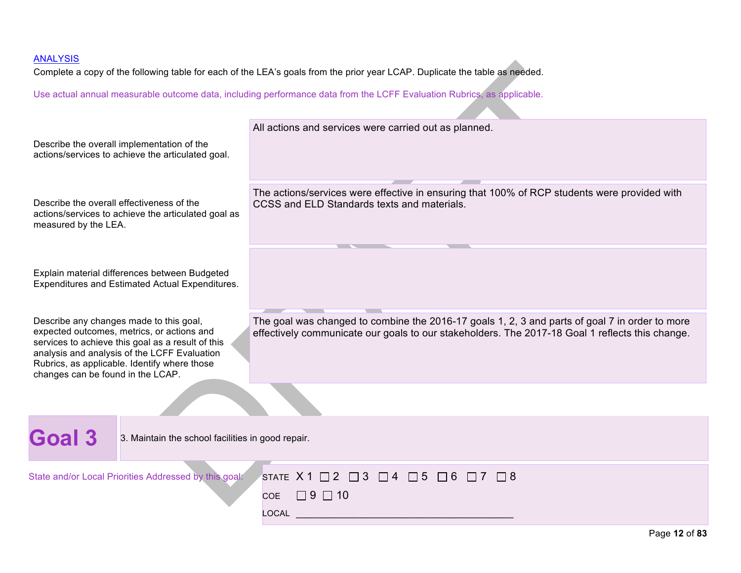[ANALYSIS](#)

Complete a copy of the following table for each of the LEA's goals from the prior year LCAP. Duplicate the table as needed.

Use actual annual measurable outcome data, including performance data from the LCFF Evaluation Rubrics, as applicable.

| | |
|---|---|
| Describe the overall implementation of the actions/services to achieve the articulated goal. | All actions and services were carried out as planned. |
| Describe the overall effectiveness of the actions/services to achieve the articulated goal as measured by the LEA. | The actions/services were effective in ensuring that 100% of RCP students were provided with CCSS and ELD Standards texts and materials. |
| Explain material differences between Budgeted Expenditures and Estimated Actual Expenditures. | |
| Describe any changes made to this goal, expected outcomes, metrics, or actions and services to achieve this goal as a result of this analysis and analysis of the LCFF Evaluation Rubrics, as applicable. Identify where those changes can be found in the LCAP. | The goal was changed to combine the 2016-17 goals 1, 2, 3 and parts of goal 7 in order to more effectively communicate our goals to our stakeholders. The 2017-18 Goal 1 reflects this change. |

# Goal 3

3. Maintain the school facilities in good repair.

State and/or Local Priorities Addressed by this goal:

STATE X 1 ☐ 2 ☐ 3 ☐ 4 ☐ 5 ☐ 6 ☐ 7 ☐ 8

COE ☐ 9 ☐ 10

LOCAL ________________________________________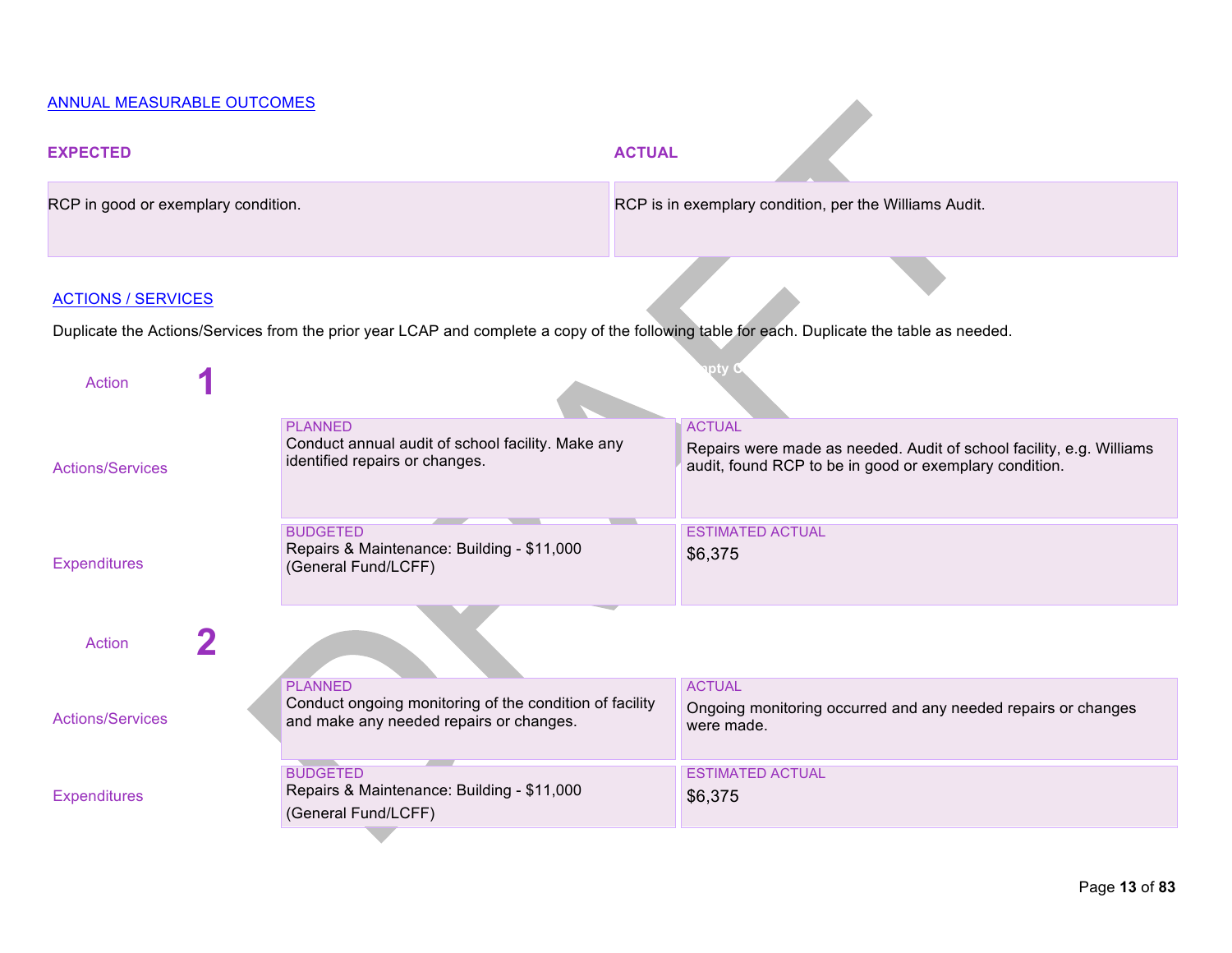ANNUAL MEASURABLE OUTCOMES

| EXPECTED | ACTUAL |
| --- | --- |
| RCP in good or exemplary condition. | RCP is in exemplary condition, per the Williams Audit. |

ACTIONS / SERVICES

Duplicate the Actions/Services from the prior year LCAP and complete a copy of the following table for each. Duplicate the table as needed.

**Action 1**

| | PLANNED | ACTUAL |
| --- | --- | --- |
| Actions/Services | Conduct annual audit of school facility. Make any identified repairs or changes. | Repairs were made as needed. Audit of school facility, e.g. Williams audit, found RCP to be in good or exemplary condition. |

| | BUDGETED | ESTIMATED ACTUAL |
| --- | --- | --- |
| Expenditures | Repairs & Maintenance: Building - $11,000 (General Fund/LCFF) | $6,375 |

**Action 2**

| | PLANNED | ACTUAL |
| --- | --- | --- |
| Actions/Services | Conduct ongoing monitoring of the condition of facility and make any needed repairs or changes. | Ongoing monitoring occurred and any needed repairs or changes were made. |

| | BUDGETED | ESTIMATED ACTUAL |
| --- | --- | --- |
| Expenditures | Repairs & Maintenance: Building - $11,000 (General Fund/LCFF) | $6,375 |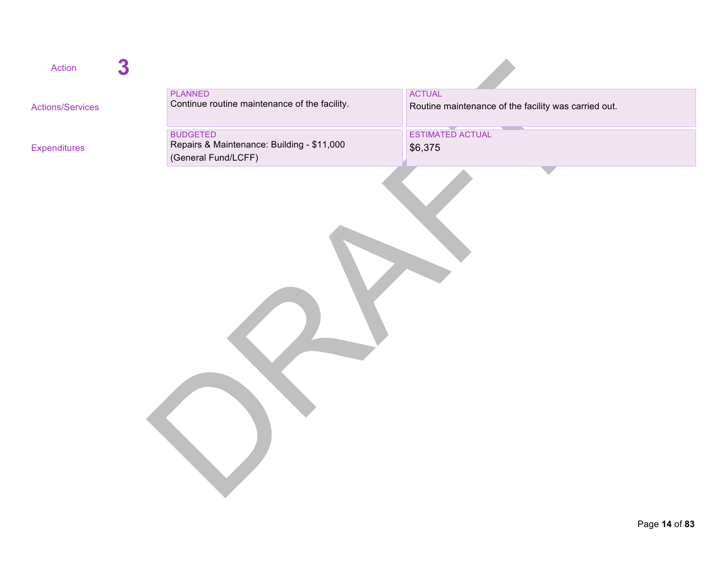Action **3**

| | | |
|---|---|---|
| Actions/Services | PLANNED<br>Continue routine maintenance of the facility. | ACTUAL<br>Routine maintenance of the facility was carried out. |
| Expenditures | BUDGETED<br>Repairs & Maintenance: Building - $11,000<br>(General Fund/LCFF) | ESTIMATED ACTUAL<br>$6,375 |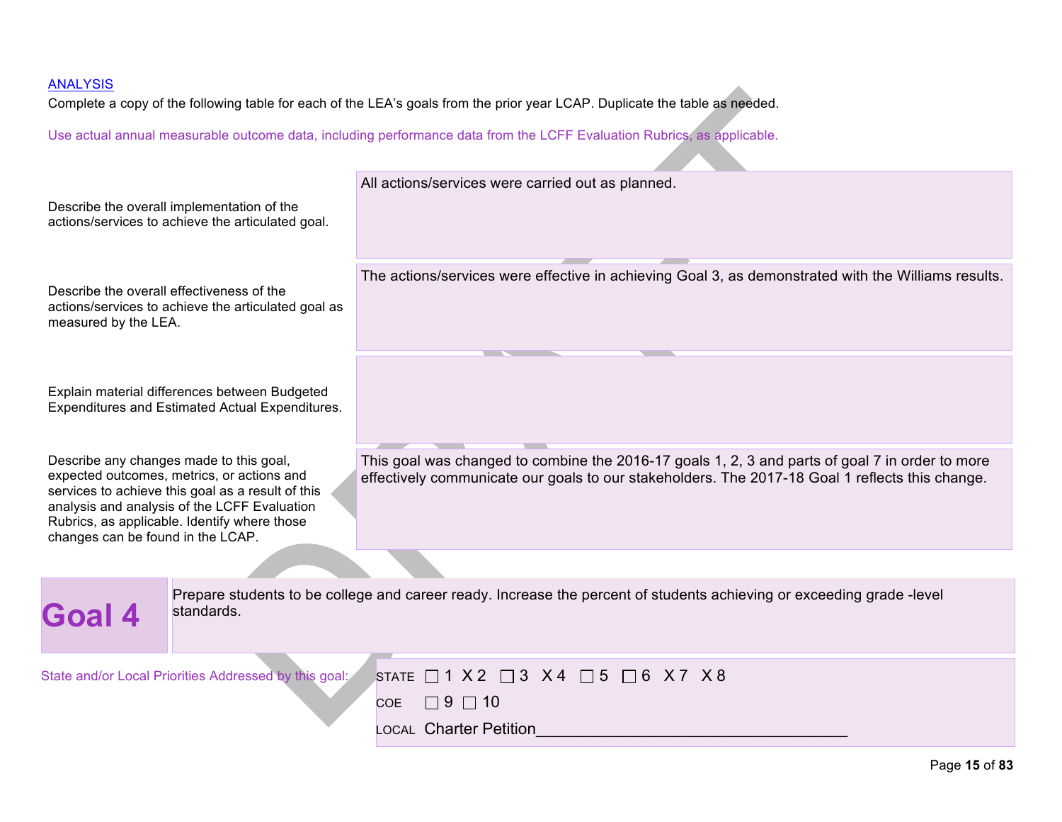[ANALYSIS]

Complete a copy of the following table for each of the LEA's goals from the prior year LCAP. Duplicate the table as needed.

Use actual annual measurable outcome data, including performance data from the LCFF Evaluation Rubrics, as applicable.

| | |
|---|---|
| Describe the overall implementation of the actions/services to achieve the articulated goal. | All actions/services were carried out as planned. |
| Describe the overall effectiveness of the actions/services to achieve the articulated goal as measured by the LEA. | The actions/services were effective in achieving Goal 3, as demonstrated with the Williams results. |
| Explain material differences between Budgeted Expenditures and Estimated Actual Expenditures. | |
| Describe any changes made to this goal, expected outcomes, metrics, or actions and services to achieve this goal as a result of this analysis and analysis of the LCFF Evaluation Rubrics, as applicable. Identify where those changes can be found in the LCAP. | This goal was changed to combine the 2016-17 goals 1, 2, 3 and parts of goal 7 in order to more effectively communicate our goals to our stakeholders. The 2017-18 Goal 1 reflects this change. |

## Goal 4

Prepare students to be college and career ready. Increase the percent of students achieving or exceeding grade -level standards.

State and/or Local Priorities Addressed by this goal:

STATE ☐ 1 X 2 ☐ 3 X 4 ☐ 5 ☐ 6 X 7 X 8

COE ☐ 9 ☐ 10

LOCAL Charter Petition___________________________________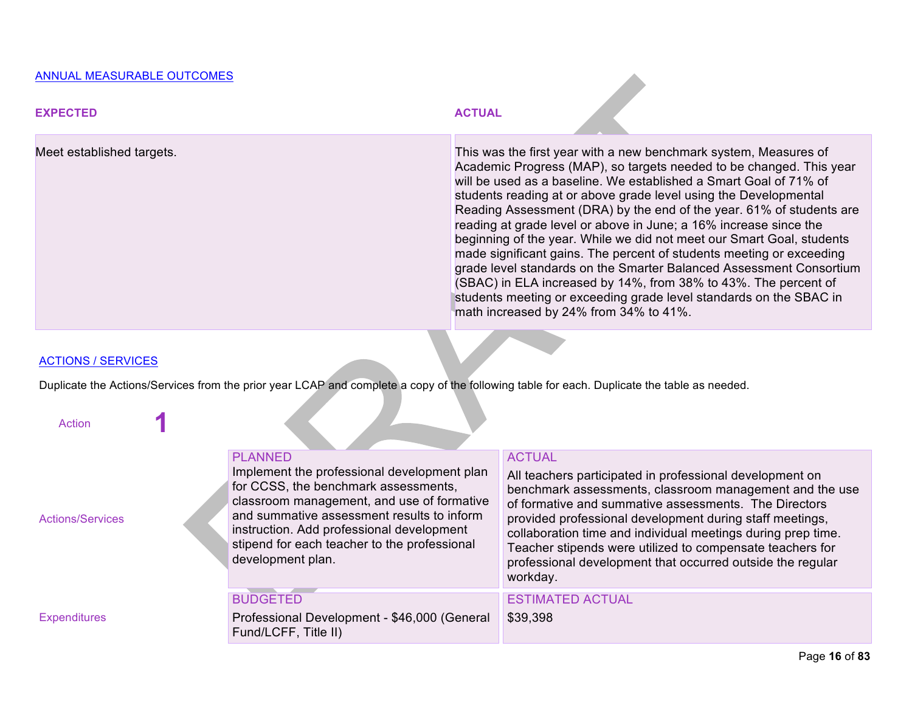ANNUAL MEASURABLE OUTCOMES

| EXPECTED | ACTUAL |
| --- | --- |
| Meet established targets. | This was the first year with a new benchmark system, Measures of Academic Progress (MAP), so targets needed to be changed. This year will be used as a baseline. We established a Smart Goal of 71% of students reading at or above grade level using the Developmental Reading Assessment (DRA) by the end of the year. 61% of students are reading at grade level or above in June; a 16% increase since the beginning of the year. While we did not meet our Smart Goal, students made significant gains. The percent of students meeting or exceeding grade level standards on the Smarter Balanced Assessment Consortium (SBAC) in ELA increased by 14%, from 38% to 43%. The percent of students meeting or exceeding grade level standards on the SBAC in math increased by 24% from 34% to 41%. |

ACTIONS / SERVICES

Duplicate the Actions/Services from the prior year LCAP and complete a copy of the following table for each. Duplicate the table as needed.

Action **1**

| | PLANNED | ACTUAL |
| --- | --- | --- |
| Actions/Services | Implement the professional development plan for CCSS, the benchmark assessments, classroom management, and use of formative and summative assessment results to inform instruction. Add professional development stipend for each teacher to the professional development plan. | All teachers participated in professional development on benchmark assessments, classroom management and the use of formative and summative assessments. The Directors provided professional development during staff meetings, collaboration time and individual meetings during prep time. Teacher stipends were utilized to compensate teachers for professional development that occurred outside the regular workday. |
| | BUDGETED | ESTIMATED ACTUAL |
| Expenditures | Professional Development - $46,000 (General Fund/LCFF, Title II) | $39,398 |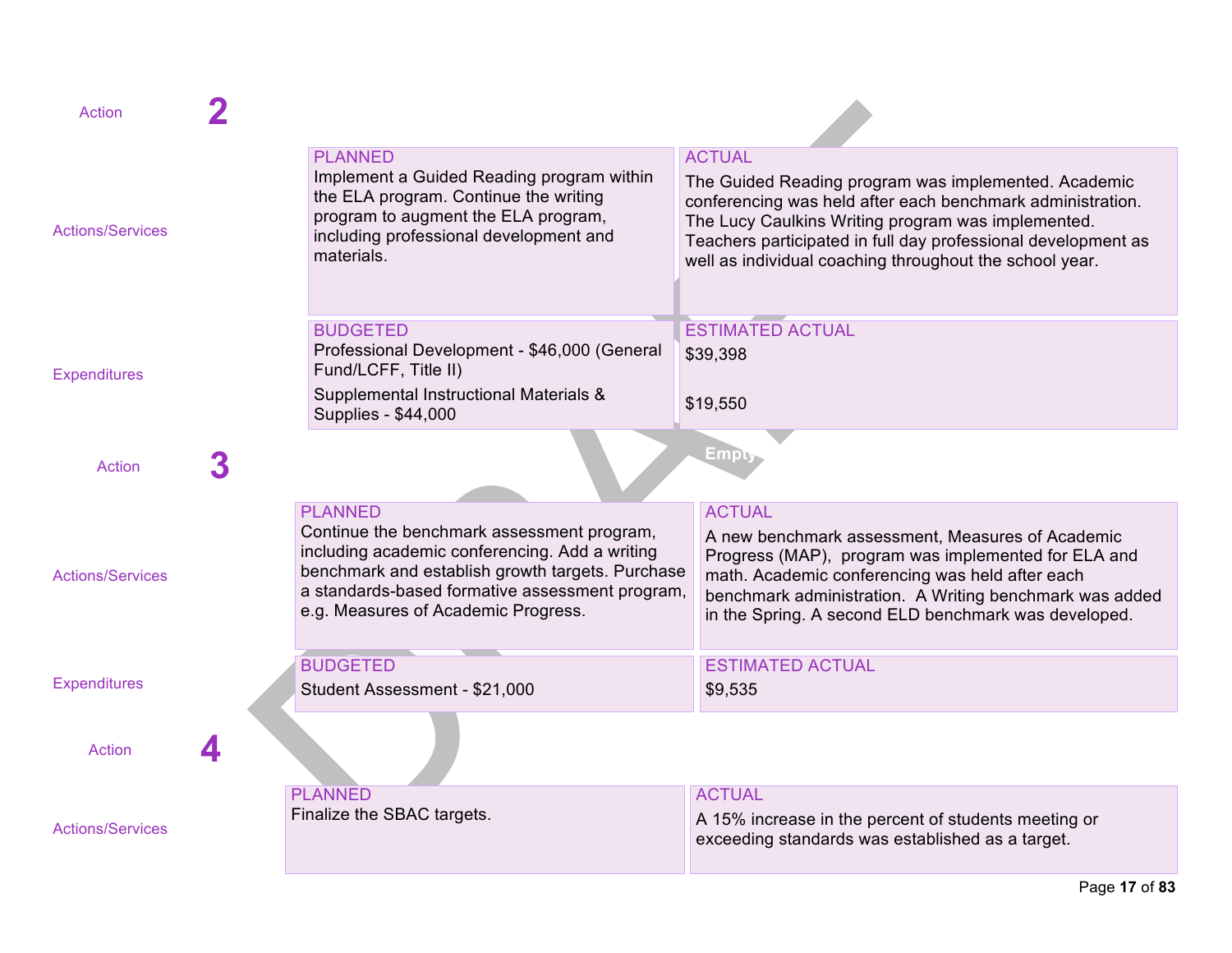## Action 2

| | PLANNED | ACTUAL |
|---|---|---|
| **Actions/Services** | Implement a Guided Reading program within the ELA program. Continue the writing program to augment the ELA program, including professional development and materials. | The Guided Reading program was implemented. Academic conferencing was held after each benchmark administration. The Lucy Caulkins Writing program was implemented. Teachers participated in full day professional development as well as individual coaching throughout the school year. |
| | **BUDGETED** | **ESTIMATED ACTUAL** |
| **Expenditures** | Professional Development - $46,000 (General Fund/LCFF, Title II)<br>Supplemental Instructional Materials & Supplies - $44,000 | $39,398<br>$19,550 |

## Action 3

| | PLANNED | ACTUAL |
|---|---|---|
| **Actions/Services** | Continue the benchmark assessment program, including academic conferencing. Add a writing benchmark and establish growth targets. Purchase a standards-based formative assessment program, e.g. Measures of Academic Progress. | A new benchmark assessment, Measures of Academic Progress (MAP), program was implemented for ELA and math. Academic conferencing was held after each benchmark administration. A Writing benchmark was added in the Spring. A second ELD benchmark was developed. |
| | **BUDGETED** | **ESTIMATED ACTUAL** |
| **Expenditures** | Student Assessment - $21,000 | $9,535 |

## Action 4

| | PLANNED | ACTUAL |
|---|---|---|
| **Actions/Services** | Finalize the SBAC targets. | A 15% increase in the percent of students meeting or exceeding standards was established as a target. |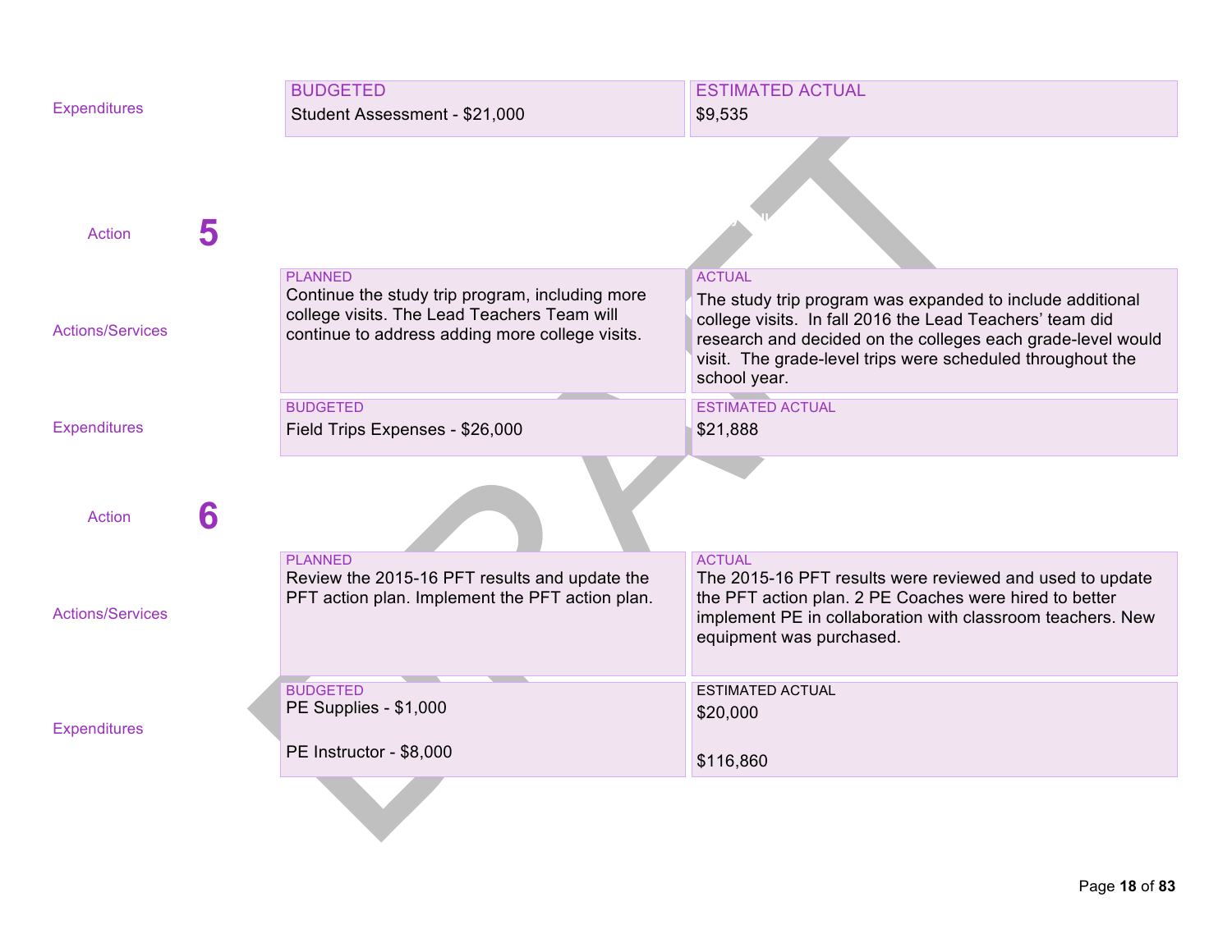| | | |
|---|---|---|
| Expenditures | BUDGETED<br>Student Assessment - $21,000 | ESTIMATED ACTUAL<br>$9,535 |

**Action 5**

| | | |
|---|---|---|
| Actions/Services | PLANNED<br>Continue the study trip program, including more college visits. The Lead Teachers Team will continue to address adding more college visits. | ACTUAL<br>The study trip program was expanded to include additional college visits. In fall 2016 the Lead Teachers' team did research and decided on the colleges each grade-level would visit. The grade-level trips were scheduled throughout the school year. |
| Expenditures | BUDGETED<br>Field Trips Expenses - $26,000 | ESTIMATED ACTUAL<br>$21,888 |

**Action 6**

| | | |
|---|---|---|
| Actions/Services | PLANNED<br>Review the 2015-16 PFT results and update the PFT action plan. Implement the PFT action plan. | ACTUAL<br>The 2015-16 PFT results were reviewed and used to update the PFT action plan. 2 PE Coaches were hired to better implement PE in collaboration with classroom teachers. New equipment was purchased. |
| Expenditures | BUDGETED<br>PE Supplies - $1,000<br><br>PE Instructor - $8,000 | ESTIMATED ACTUAL<br>$20,000<br><br>$116,860 |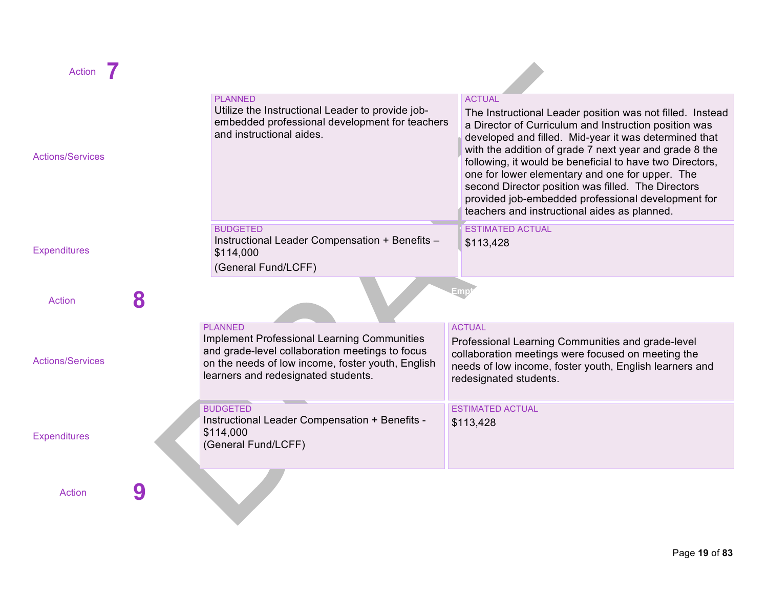## Action 7

| | PLANNED | ACTUAL |
|---|---|---|
| **Actions/Services** | Utilize the Instructional Leader to provide job-embedded professional development for teachers and instructional aides. | The Instructional Leader position was not filled. Instead a Director of Curriculum and Instruction position was developed and filled. Mid-year it was determined that with the addition of grade 7 next year and grade 8 the following, it would be beneficial to have two Directors, one for lower elementary and one for upper. The second Director position was filled. The Directors provided job-embedded professional development for teachers and instructional aides as planned. |
| | **BUDGETED** | **ESTIMATED ACTUAL** |
| **Expenditures** | Instructional Leader Compensation + Benefits – $114,000<br>(General Fund/LCFF) | $113,428 |

## Action 8

| | PLANNED | ACTUAL |
|---|---|---|
| **Actions/Services** | Implement Professional Learning Communities and grade-level collaboration meetings to focus on the needs of low income, foster youth, English learners and redesignated students. | Professional Learning Communities and grade-level collaboration meetings were focused on meeting the needs of low income, foster youth, English learners and redesignated students. |
| | **BUDGETED** | **ESTIMATED ACTUAL** |
| **Expenditures** | Instructional Leader Compensation + Benefits - $114,000<br>(General Fund/LCFF) | $113,428 |

## Action 9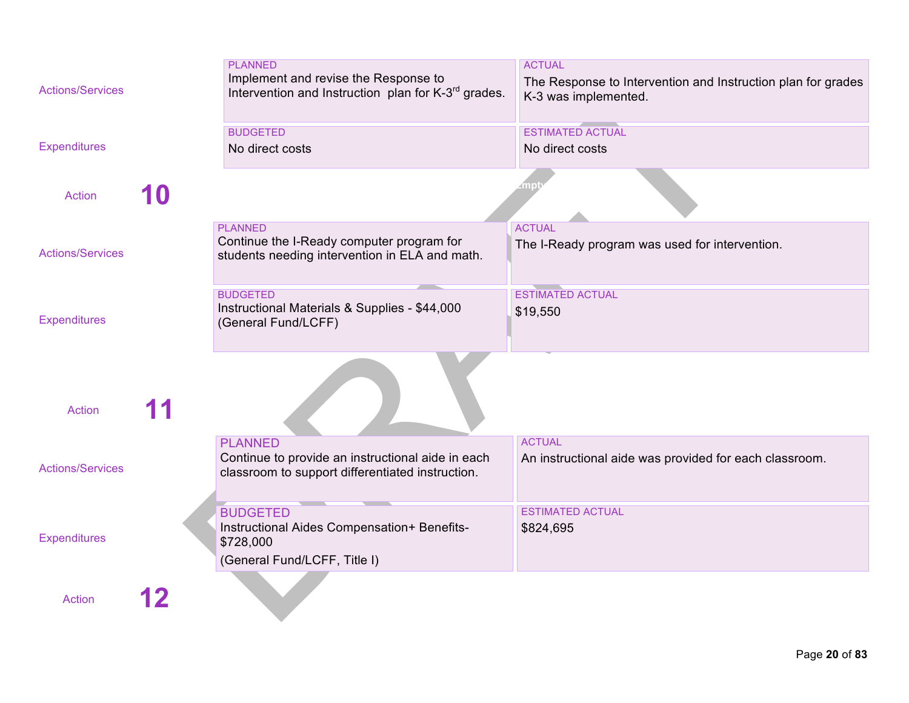| | PLANNED | ACTUAL |
|---|---|---|
| Actions/Services | Implement and revise the Response to Intervention and Instruction plan for K-3rd grades. | The Response to Intervention and Instruction plan for grades K-3 was implemented. |
| | **BUDGETED** | **ESTIMATED ACTUAL** |
| Expenditures | No direct costs | No direct costs |

**Action 10**

| | PLANNED | ACTUAL |
|---|---|---|
| Actions/Services | Continue the I-Ready computer program for students needing intervention in ELA and math. | The I-Ready program was used for intervention. |
| | **BUDGETED** | **ESTIMATED ACTUAL** |
| Expenditures | Instructional Materials & Supplies - $44,000 (General Fund/LCFF) | $19,550 |

**Action 11**

| | PLANNED | ACTUAL |
|---|---|---|
| Actions/Services | Continue to provide an instructional aide in each classroom to support differentiated instruction. | An instructional aide was provided for each classroom. |
| | **BUDGETED** | **ESTIMATED ACTUAL** |
| Expenditures | Instructional Aides Compensation+ Benefits- $728,000 (General Fund/LCFF, Title I) | $824,695 |

**Action 12**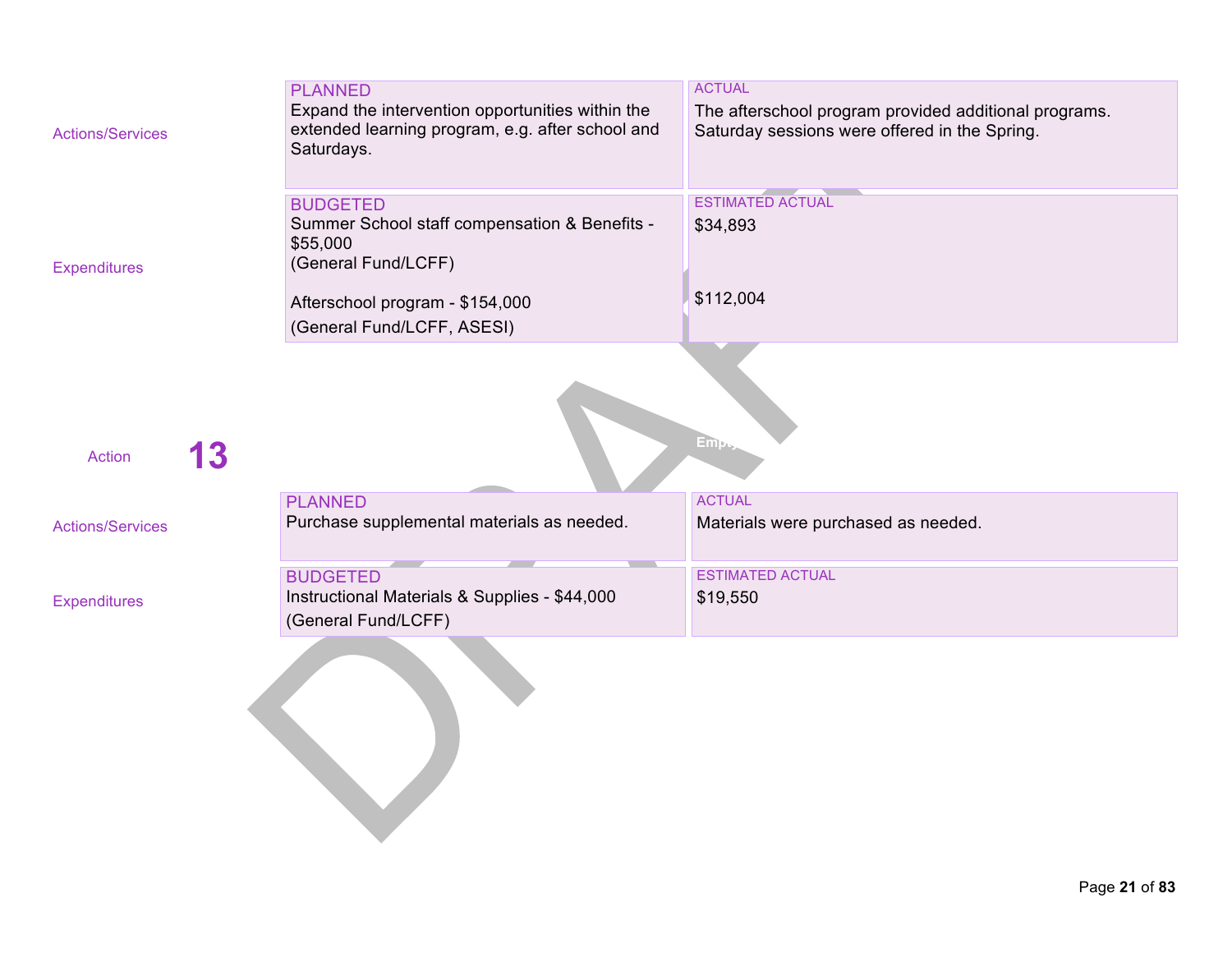| | PLANNED | ACTUAL |
|---|---|---|
| Actions/Services | Expand the intervention opportunities within the extended learning program, e.g. after school and Saturdays. | The afterschool program provided additional programs. Saturday sessions were offered in the Spring. |
| | **BUDGETED** | **ESTIMATED ACTUAL** |
| Expenditures | Summer School staff compensation & Benefits - $55,000 (General Fund/LCFF) | $34,893 |
| | Afterschool program - $154,000 (General Fund/LCFF, ASESI) | $112,004 |

## Action 13

| | PLANNED | ACTUAL |
|---|---|---|
| Actions/Services | Purchase supplemental materials as needed. | Materials were purchased as needed. |
| | **BUDGETED** | **ESTIMATED ACTUAL** |
| Expenditures | Instructional Materials & Supplies - $44,000 (General Fund/LCFF) | $19,550 |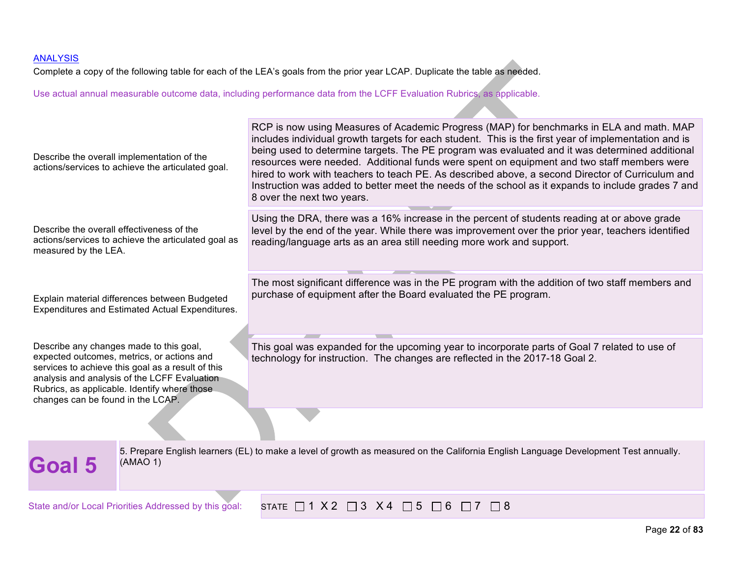[ANALYSIS](#)

Complete a copy of the following table for each of the LEA's goals from the prior year LCAP. Duplicate the table as needed.

Use actual annual measurable outcome data, including performance data from the LCFF Evaluation Rubrics, as applicable.

| | |
|---|---|
| Describe the overall implementation of the actions/services to achieve the articulated goal. | RCP is now using Measures of Academic Progress (MAP) for benchmarks in ELA and math. MAP includes individual growth targets for each student. This is the first year of implementation and is being used to determine targets. The PE program was evaluated and it was determined additional resources were needed. Additional funds were spent on equipment and two staff members were hired to work with teachers to teach PE. As described above, a second Director of Curriculum and Instruction was added to better meet the needs of the school as it expands to include grades 7 and 8 over the next two years. |
| Describe the overall effectiveness of the actions/services to achieve the articulated goal as measured by the LEA. | Using the DRA, there was a 16% increase in the percent of students reading at or above grade level by the end of the year. While there was improvement over the prior year, teachers identified reading/language arts as an area still needing more work and support. |
| Explain material differences between Budgeted Expenditures and Estimated Actual Expenditures. | The most significant difference was in the PE program with the addition of two staff members and purchase of equipment after the Board evaluated the PE program. |
| Describe any changes made to this goal, expected outcomes, metrics, or actions and services to achieve this goal as a result of this analysis and analysis of the LCFF Evaluation Rubrics, as applicable. Identify where those changes can be found in the LCAP. | This goal was expanded for the upcoming year to incorporate parts of Goal 7 related to use of technology for instruction. The changes are reflected in the 2017-18 Goal 2. |

| **Goal 5** | 5. Prepare English learners (EL) to make a level of growth as measured on the California English Language Development Test annually. (AMAO 1) |
|---|---|

State and/or Local Priorities Addressed by this goal: STATE ☐ 1 X 2 ☐ 3 X 4 ☐ 5 ☐ 6 ☐ 7 ☐ 8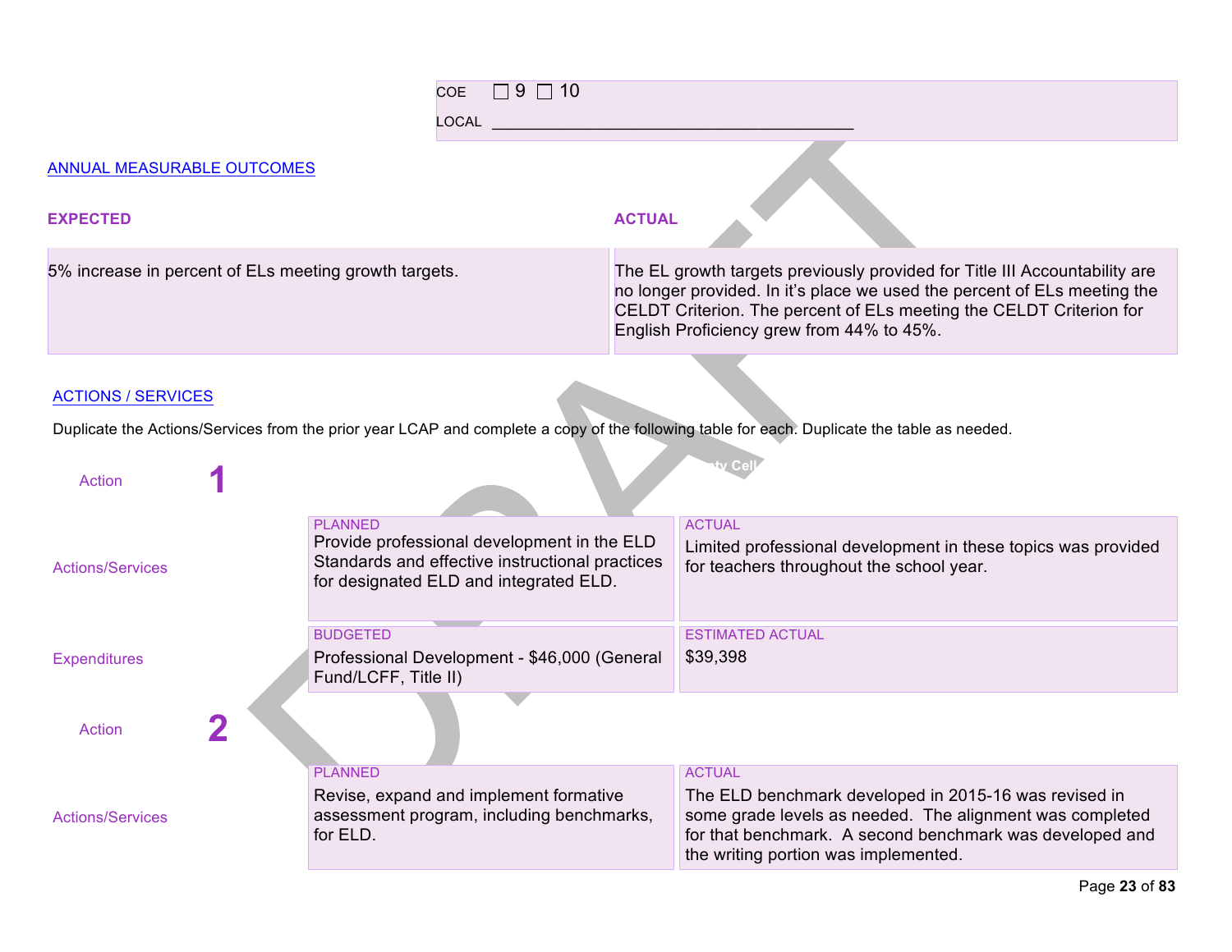COE ☐ 9 ☐ 10

LOCAL ______________________________________

ANNUAL MEASURABLE OUTCOMES

| EXPECTED | ACTUAL |
|---|---|
| 5% increase in percent of ELs meeting growth targets. | The EL growth targets previously provided for Title III Accountability are no longer provided. In it's place we used the percent of ELs meeting the CELDT Criterion. The percent of ELs meeting the CELDT Criterion for English Proficiency grew from 44% to 45%. |

ACTIONS / SERVICES

Duplicate the Actions/Services from the prior year LCAP and complete a copy of the following table for each. Duplicate the table as needed.

**Action 1**

| | PLANNED | ACTUAL |
|---|---|---|
| Actions/Services | Provide professional development in the ELD Standards and effective instructional practices for designated ELD and integrated ELD. | Limited professional development in these topics was provided for teachers throughout the school year. |

| | BUDGETED | ESTIMATED ACTUAL |
|---|---|---|
| Expenditures | Professional Development - $46,000 (General Fund/LCFF, Title II) | $39,398 |

**Action 2**

| | PLANNED | ACTUAL |
|---|---|---|
| Actions/Services | Revise, expand and implement formative assessment program, including benchmarks, for ELD. | The ELD benchmark developed in 2015-16 was revised in some grade levels as needed. The alignment was completed for that benchmark. A second benchmark was developed and the writing portion was implemented. |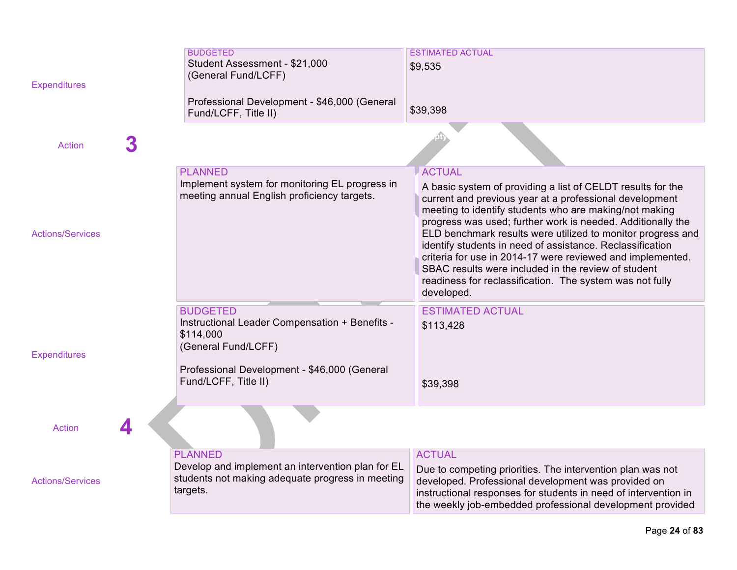| | | BUDGETED | ESTIMATED ACTUAL |
|---|---|---|---|
| Expenditures | | Student Assessment - $21,000 (General Fund/LCFF)<br><br>Professional Development - $46,000 (General Fund/LCFF, Title II) | $9,535<br><br>$39,398 |
| Action | 3 | | |
| | | PLANNED | ACTUAL |
| Actions/Services | | Implement system for monitoring EL progress in meeting annual English proficiency targets. | A basic system of providing a list of CELDT results for the current and previous year at a professional development meeting to identify students who are making/not making progress was used; further work is needed. Additionally the ELD benchmark results were utilized to monitor progress and identify students in need of assistance. Reclassification criteria for use in 2014-17 were reviewed and implemented. SBAC results were included in the review of student readiness for reclassification. The system was not fully developed. |
| | | BUDGETED | ESTIMATED ACTUAL |
| Expenditures | | Instructional Leader Compensation + Benefits - $114,000 (General Fund/LCFF)<br><br>Professional Development - $46,000 (General Fund/LCFF, Title II) | $113,428<br><br>$39,398 |
| Action | 4 | | |
| | | PLANNED | ACTUAL |
| Actions/Services | | Develop and implement an intervention plan for EL students not making adequate progress in meeting targets. | Due to competing priorities. The intervention plan was not developed. Professional development was provided on instructional responses for students in need of intervention in the weekly job-embedded professional development provided |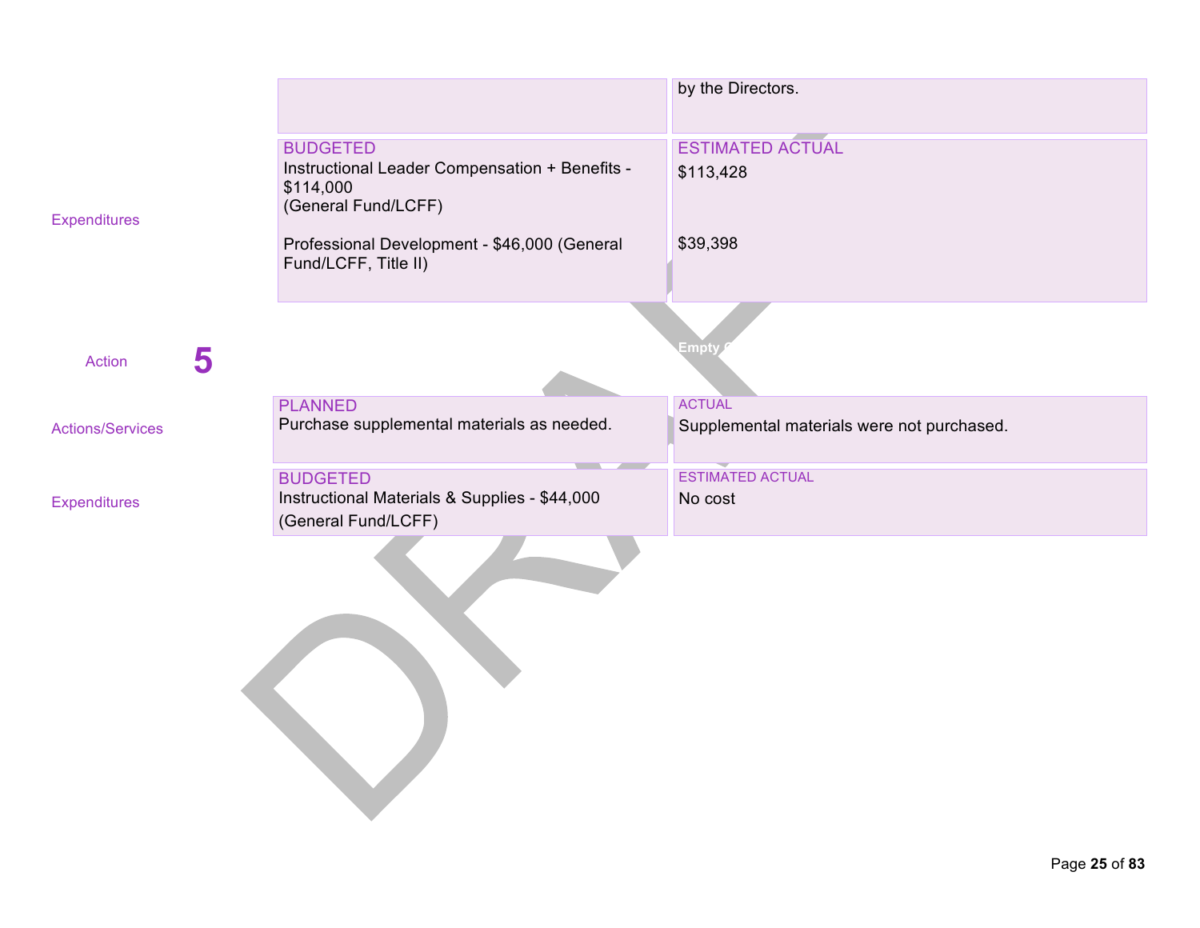| | | |
|---|---|---|
| | | by the Directors. |
| Expenditures | BUDGETED<br>Instructional Leader Compensation + Benefits - $114,000<br>(General Fund/LCFF)<br><br>Professional Development - $46,000 (General Fund/LCFF, Title II) | ESTIMATED ACTUAL<br>$113,428<br><br>$39,398 |

**Action 5**

| | | |
|---|---|---|
| Actions/Services | PLANNED<br>Purchase supplemental materials as needed. | ACTUAL<br>Supplemental materials were not purchased. |
| Expenditures | BUDGETED<br>Instructional Materials & Supplies - $44,000<br>(General Fund/LCFF) | ESTIMATED ACTUAL<br>No cost |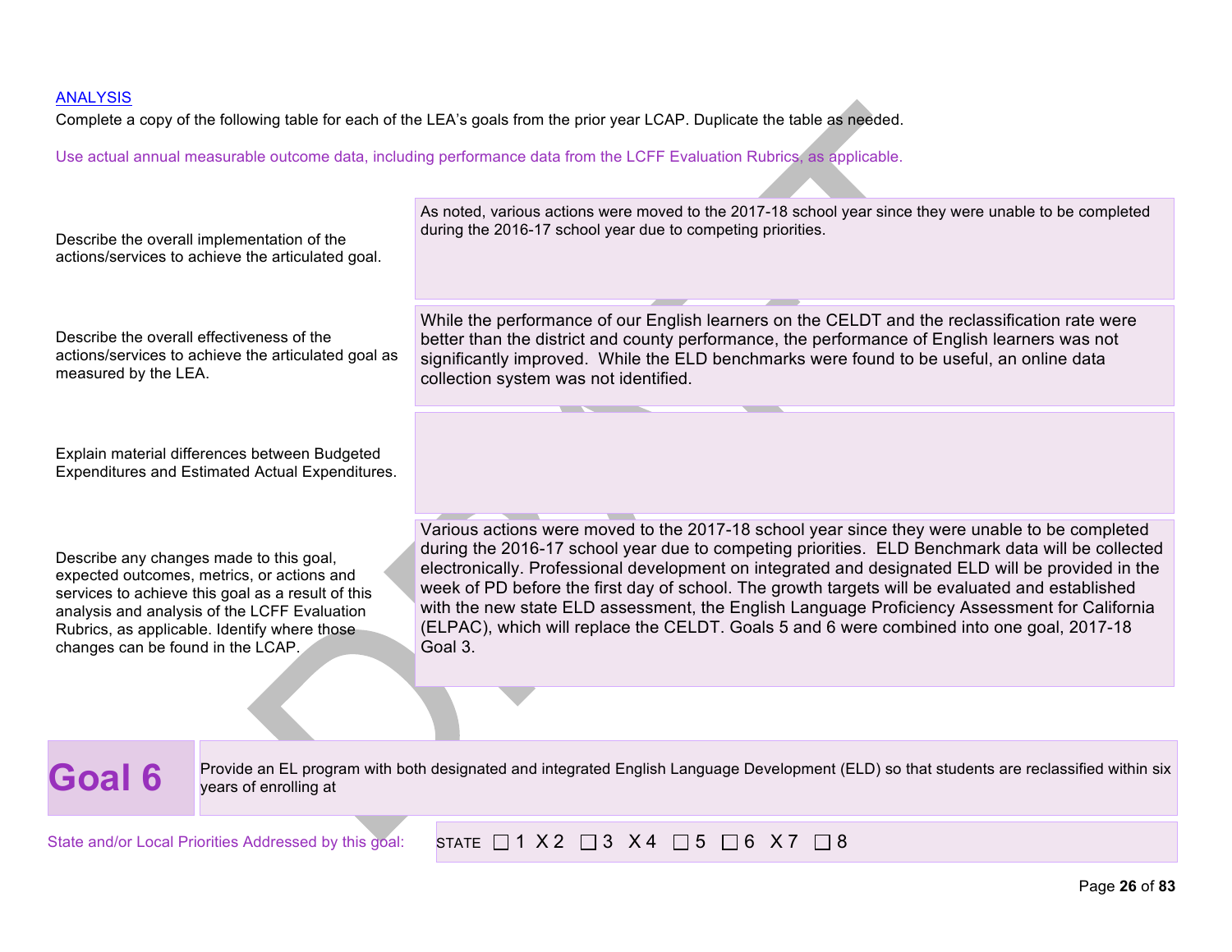[ANALYSIS](#)

Complete a copy of the following table for each of the LEA's goals from the prior year LCAP. Duplicate the table as needed.

Use actual annual measurable outcome data, including performance data from the LCFF Evaluation Rubrics, as applicable.

| | |
|---|---|
| Describe the overall implementation of the actions/services to achieve the articulated goal. | As noted, various actions were moved to the 2017-18 school year since they were unable to be completed during the 2016-17 school year due to competing priorities. |
| Describe the overall effectiveness of the actions/services to achieve the articulated goal as measured by the LEA. | While the performance of our English learners on the CELDT and the reclassification rate were better than the district and county performance, the performance of English learners was not significantly improved. While the ELD benchmarks were found to be useful, an online data collection system was not identified. |
| Explain material differences between Budgeted Expenditures and Estimated Actual Expenditures. | |
| Describe any changes made to this goal, expected outcomes, metrics, or actions and services to achieve this goal as a result of this analysis and analysis of the LCFF Evaluation Rubrics, as applicable. Identify where those changes can be found in the LCAP. | Various actions were moved to the 2017-18 school year since they were unable to be completed during the 2016-17 school year due to competing priorities. ELD Benchmark data will be collected electronically. Professional development on integrated and designated ELD will be provided in the week of PD before the first day of school. The growth targets will be evaluated and established with the new state ELD assessment, the English Language Proficiency Assessment for California (ELPAC), which will replace the CELDT. Goals 5 and 6 were combined into one goal, 2017-18 Goal 3. |

| **Goal 6** | Provide an EL program with both designated and integrated English Language Development (ELD) so that students are reclassified within six years of enrolling at |
|---|---|

State and/or Local Priorities Addressed by this goal: STATE ☐ 1 X 2 ☐ 3 X 4 ☐ 5 ☐ 6 X 7 ☐ 8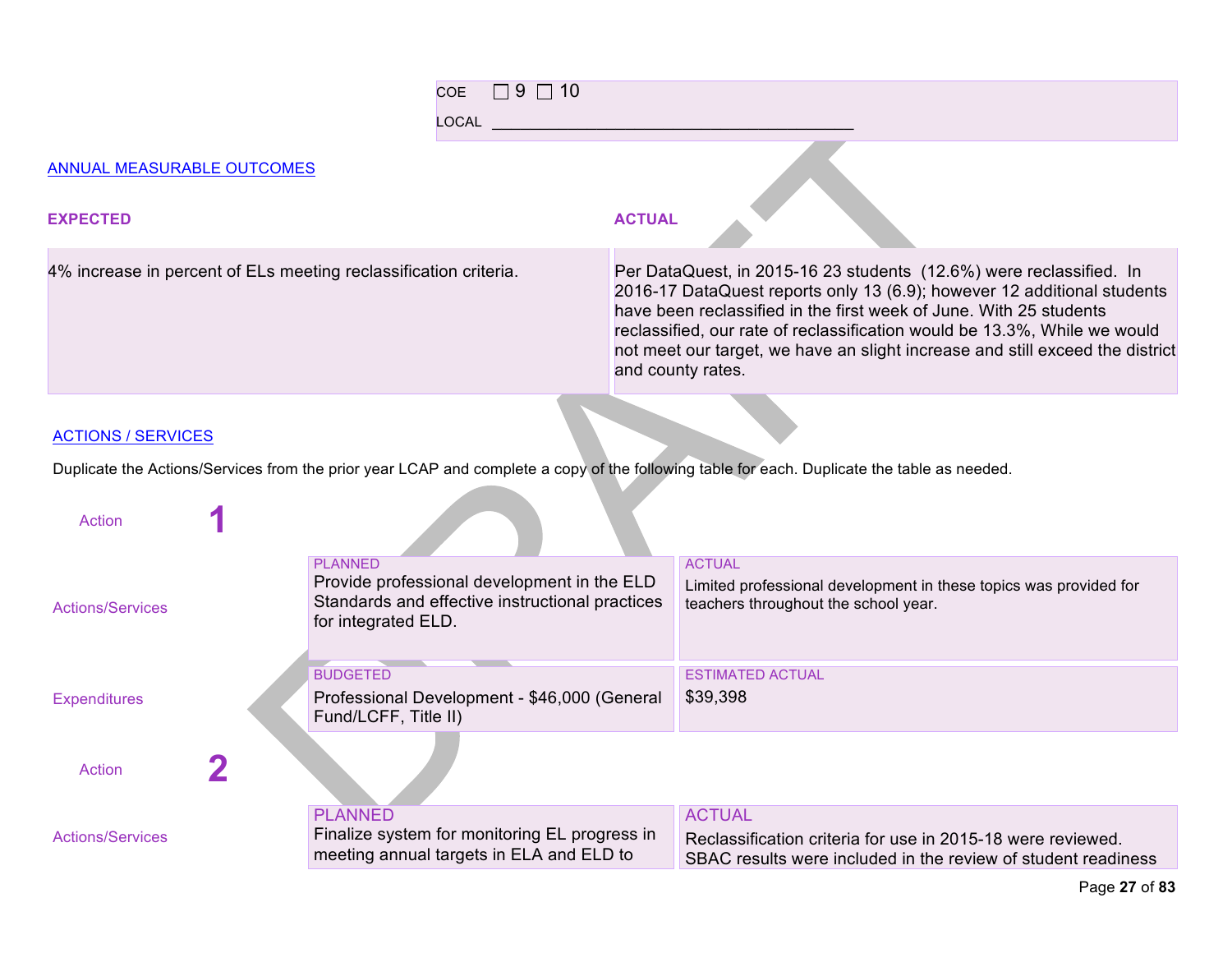COE ☐ 9 ☐ 10

LOCAL ________________________________________

ANNUAL MEASURABLE OUTCOMES

| EXPECTED | ACTUAL |
| --- | --- |
| 4% increase in percent of ELs meeting reclassification criteria. | Per DataQuest, in 2015-16 23 students (12.6%) were reclassified. In 2016-17 DataQuest reports only 13 (6.9); however 12 additional students have been reclassified in the first week of June. With 25 students reclassified, our rate of reclassification would be 13.3%, While we would not meet our target, we have an slight increase and still exceed the district and county rates. |

ACTIONS / SERVICES

Duplicate the Actions/Services from the prior year LCAP and complete a copy of the following table for each. Duplicate the table as needed.

**Action 1**

| | PLANNED | ACTUAL |
| --- | --- | --- |
| Actions/Services | Provide professional development in the ELD Standards and effective instructional practices for integrated ELD. | Limited professional development in these topics was provided for teachers throughout the school year. |

| | BUDGETED | ESTIMATED ACTUAL |
| --- | --- | --- |
| Expenditures | Professional Development - $46,000 (General Fund/LCFF, Title II) | $39,398 |

**Action 2**

| | PLANNED | ACTUAL |
| --- | --- | --- |
| Actions/Services | Finalize system for monitoring EL progress in meeting annual targets in ELA and ELD to | Reclassification criteria for use in 2015-18 were reviewed. SBAC results were included in the review of student readiness |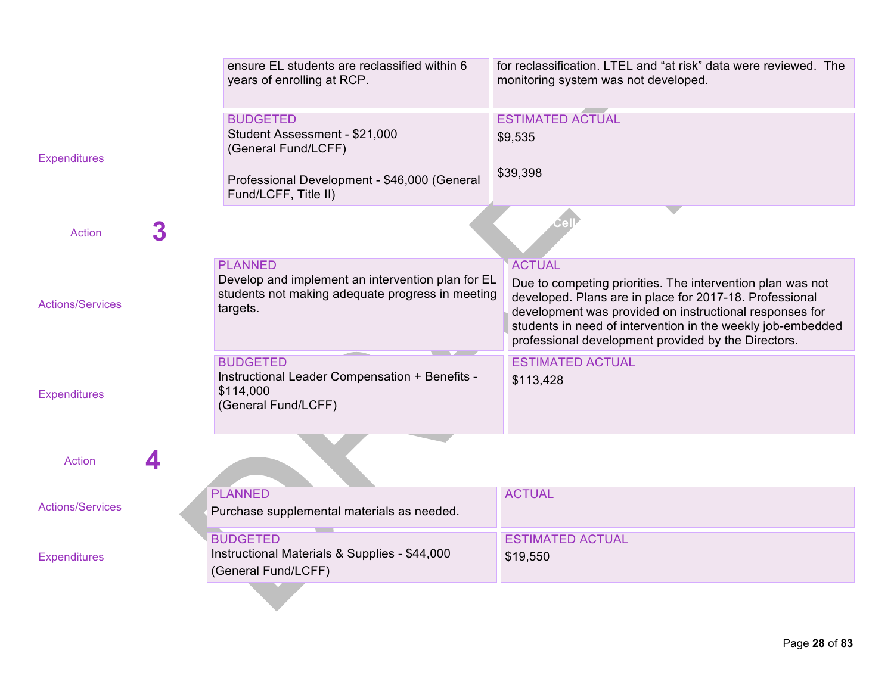| | Planned | Actual |
|---|---|---|
| | ensure EL students are reclassified within 6 years of enrolling at RCP. | for reclassification. LTEL and “at risk” data were reviewed. The monitoring system was not developed. |
| Expenditures | BUDGETED<br>Student Assessment - $21,000 (General Fund/LCFF)<br><br>Professional Development - $46,000 (General Fund/LCFF, Title II) | ESTIMATED ACTUAL<br>$9,535<br><br>$39,398 |

**Action 3**

| | Planned | Actual |
|---|---|---|
| Actions/Services | PLANNED<br>Develop and implement an intervention plan for EL students not making adequate progress in meeting targets. | ACTUAL<br>Due to competing priorities. The intervention plan was not developed. Plans are in place for 2017-18. Professional development was provided on instructional responses for students in need of intervention in the weekly job-embedded professional development provided by the Directors. |
| Expenditures | BUDGETED<br>Instructional Leader Compensation + Benefits - $114,000 (General Fund/LCFF) | ESTIMATED ACTUAL<br>$113,428 |

**Action 4**

| | Planned | Actual |
|---|---|---|
| Actions/Services | PLANNED<br>Purchase supplemental materials as needed. | ACTUAL |
| Expenditures | BUDGETED<br>Instructional Materials & Supplies - $44,000 (General Fund/LCFF) | ESTIMATED ACTUAL<br>$19,550 |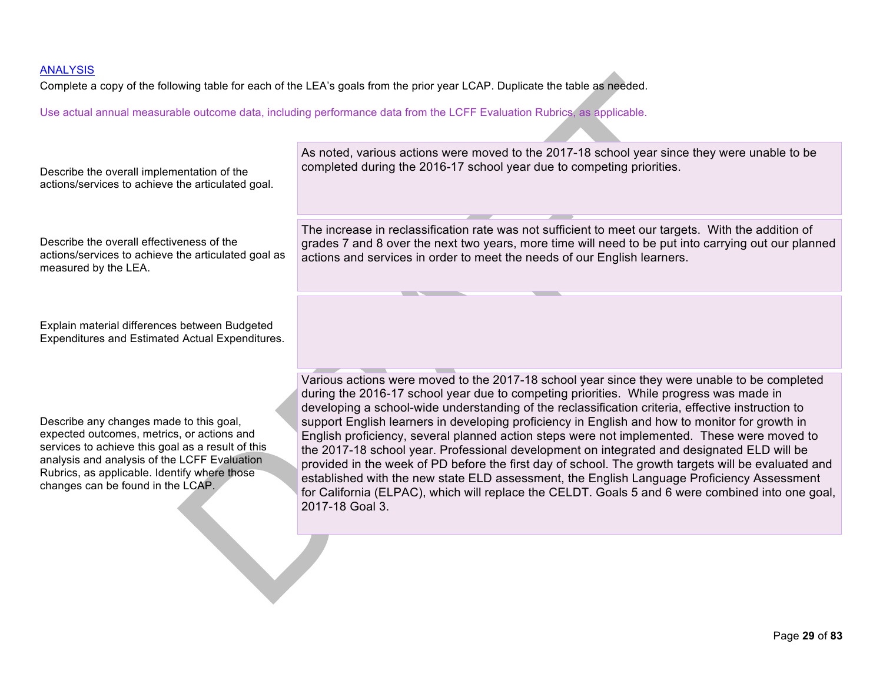## ANALYSIS

Complete a copy of the following table for each of the LEA's goals from the prior year LCAP. Duplicate the table as needed.

Use actual annual measurable outcome data, including performance data from the LCFF Evaluation Rubrics, as applicable.

| | |
|---|---|
| Describe the overall implementation of the actions/services to achieve the articulated goal. | As noted, various actions were moved to the 2017-18 school year since they were unable to be completed during the 2016-17 school year due to competing priorities. |
| Describe the overall effectiveness of the actions/services to achieve the articulated goal as measured by the LEA. | The increase in reclassification rate was not sufficient to meet our targets. With the addition of grades 7 and 8 over the next two years, more time will need to be put into carrying out our planned actions and services in order to meet the needs of our English learners. |
| Explain material differences between Budgeted Expenditures and Estimated Actual Expenditures. | |
| Describe any changes made to this goal, expected outcomes, metrics, or actions and services to achieve this goal as a result of this analysis and analysis of the LCFF Evaluation Rubrics, as applicable. Identify where those changes can be found in the LCAP. | Various actions were moved to the 2017-18 school year since they were unable to be completed during the 2016-17 school year due to competing priorities. While progress was made in developing a school-wide understanding of the reclassification criteria, effective instruction to support English learners in developing proficiency in English and how to monitor for growth in English proficiency, several planned action steps were not implemented. These were moved to the 2017-18 school year. Professional development on integrated and designated ELD will be provided in the week of PD before the first day of school. The growth targets will be evaluated and established with the new state ELD assessment, the English Language Proficiency Assessment for California (ELPAC), which will replace the CELDT. Goals 5 and 6 were combined into one goal, 2017-18 Goal 3. |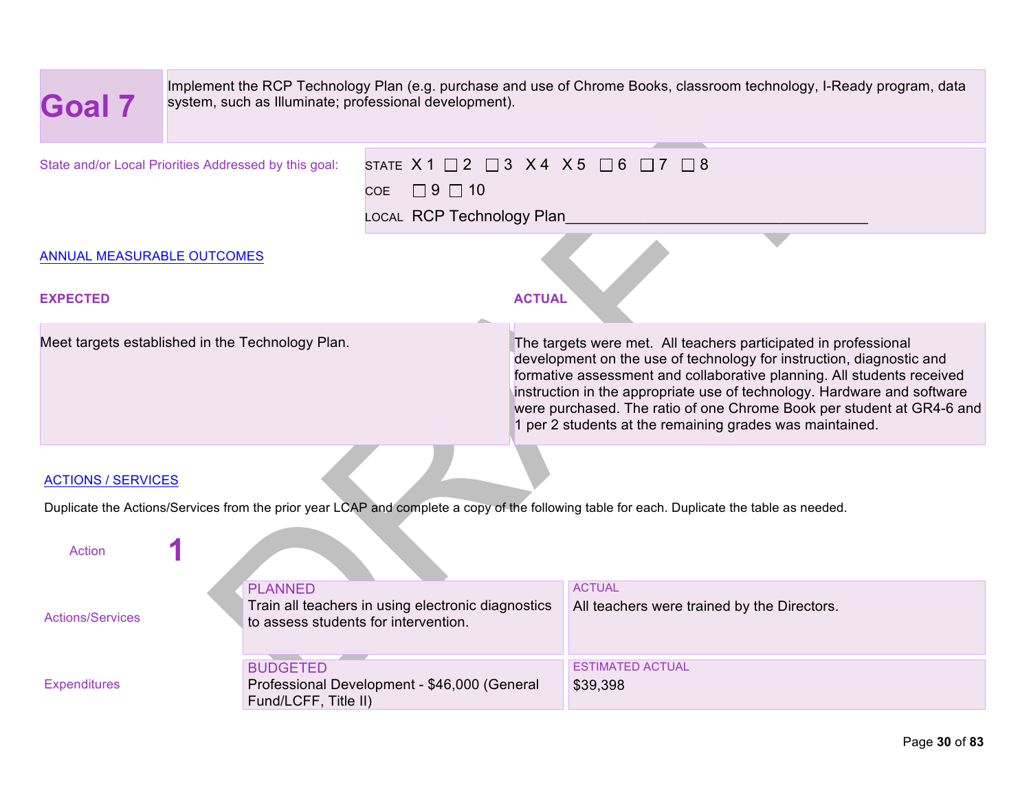# Goal 7

Implement the RCP Technology Plan (e.g. purchase and use of Chrome Books, classroom technology, I-Ready program, data system, such as Illuminate; professional development).

State and/or Local Priorities Addressed by this goal:

STATE X 1 ☐ 2 ☐ 3 X 4 X 5 ☐ 6 ☐ 7 ☐ 8

COE ☐ 9 ☐ 10

LOCAL RCP Technology Plan___________________________________

ANNUAL MEASURABLE OUTCOMES

| EXPECTED | ACTUAL |
|---|---|
| Meet targets established in the Technology Plan. | The targets were met. All teachers participated in professional development on the use of technology for instruction, diagnostic and formative assessment and collaborative planning. All students received instruction in the appropriate use of technology. Hardware and software were purchased. The ratio of one Chrome Book per student at GR4-6 and 1 per 2 students at the remaining grades was maintained. |

ACTIONS / SERVICES

Duplicate the Actions/Services from the prior year LCAP and complete a copy of the following table for each. Duplicate the table as needed.

Action **1**

| | PLANNED | ACTUAL |
|---|---|---|
| Actions/Services | Train all teachers in using electronic diagnostics to assess students for intervention. | All teachers were trained by the Directors. |
| | **BUDGETED** | **ESTIMATED ACTUAL** |
| Expenditures | Professional Development - $46,000 (General Fund/LCFF, Title II) | $39,398 |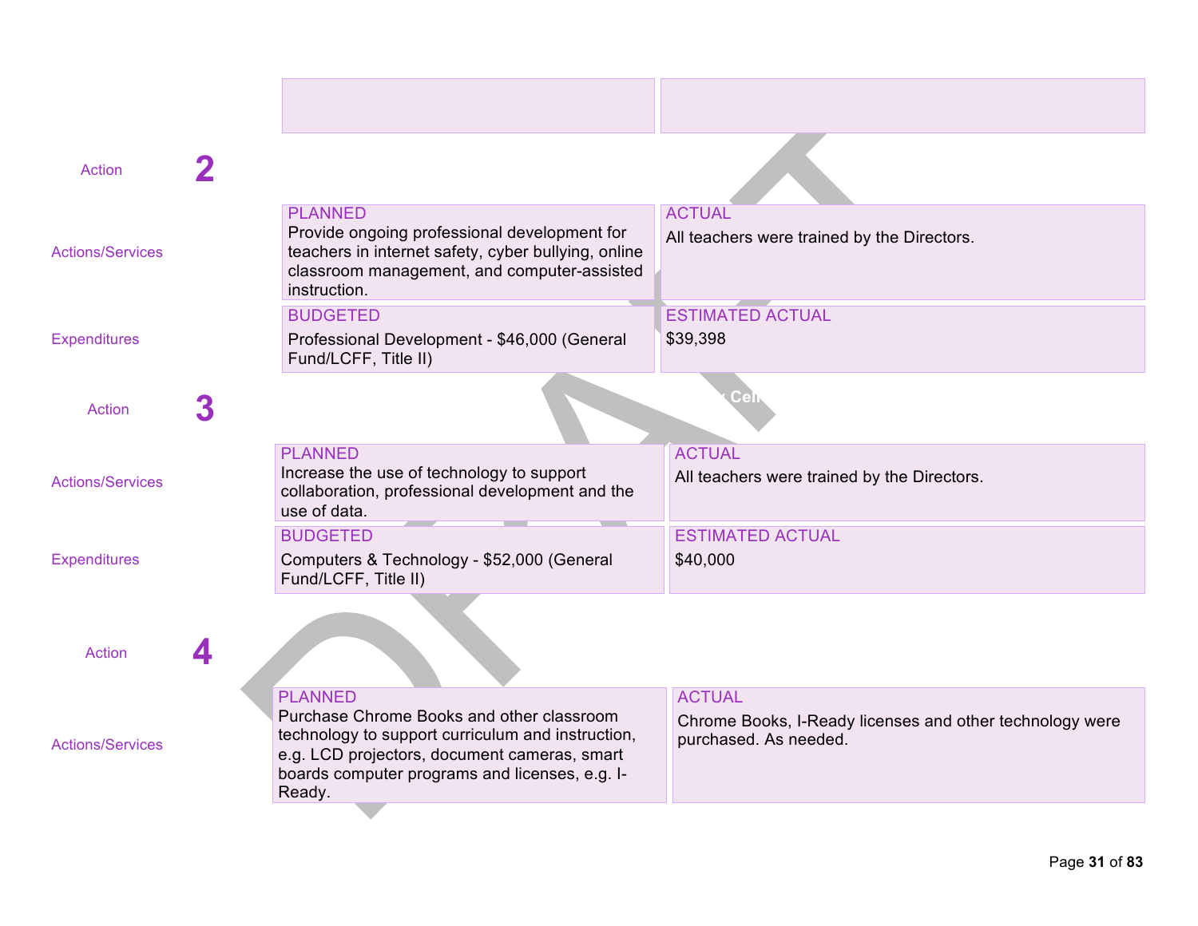| | | |
|---|---|---|
| | | |
| **Action** | **2** | |
| **Actions/Services** | PLANNED<br>Provide ongoing professional development for teachers in internet safety, cyber bullying, online classroom management, and computer-assisted instruction. | ACTUAL<br>All teachers were trained by the Directors. |
| **Expenditures** | BUDGETED<br>Professional Development - $46,000 (General Fund/LCFF, Title II) | ESTIMATED ACTUAL<br>$39,398 |

| | | |
|---|---|---|
| **Action** | **3** | |
| **Actions/Services** | PLANNED<br>Increase the use of technology to support collaboration, professional development and the use of data. | ACTUAL<br>All teachers were trained by the Directors. |
| **Expenditures** | BUDGETED<br>Computers & Technology - $52,000 (General Fund/LCFF, Title II) | ESTIMATED ACTUAL<br>$40,000 |

| | | |
|---|---|---|
| **Action** | **4** | |
| **Actions/Services** | PLANNED<br>Purchase Chrome Books and other classroom technology to support curriculum and instruction, e.g. LCD projectors, document cameras, smart boards computer programs and licenses, e.g. I-Ready. | ACTUAL<br>Chrome Books, I-Ready licenses and other technology were purchased. As needed. |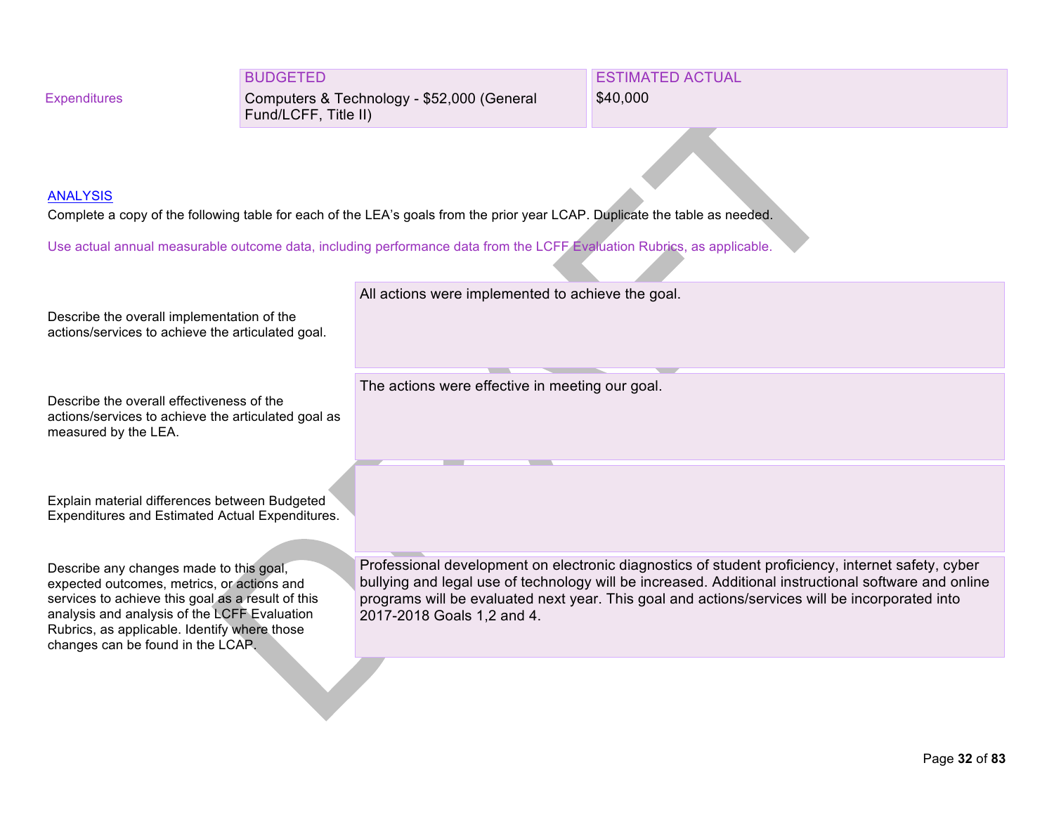| | BUDGETED | ESTIMATED ACTUAL |
|---|---|---|
| Expenditures | Computers & Technology - $52,000 (General Fund/LCFF, Title II) | $40,000 |

ANALYSIS

Complete a copy of the following table for each of the LEA's goals from the prior year LCAP. Duplicate the table as needed.

Use actual annual measurable outcome data, including performance data from the LCFF Evaluation Rubrics, as applicable.

| | |
|---|---|
| Describe the overall implementation of the actions/services to achieve the articulated goal. | All actions were implemented to achieve the goal. |
| Describe the overall effectiveness of the actions/services to achieve the articulated goal as measured by the LEA. | The actions were effective in meeting our goal. |
| Explain material differences between Budgeted Expenditures and Estimated Actual Expenditures. | |
| Describe any changes made to this goal, expected outcomes, metrics, or actions and services to achieve this goal as a result of this analysis and analysis of the LCFF Evaluation Rubrics, as applicable. Identify where those changes can be found in the LCAP. | Professional development on electronic diagnostics of student proficiency, internet safety, cyber bullying and legal use of technology will be increased. Additional instructional software and online programs will be evaluated next year. This goal and actions/services will be incorporated into 2017-2018 Goals 1,2 and 4. |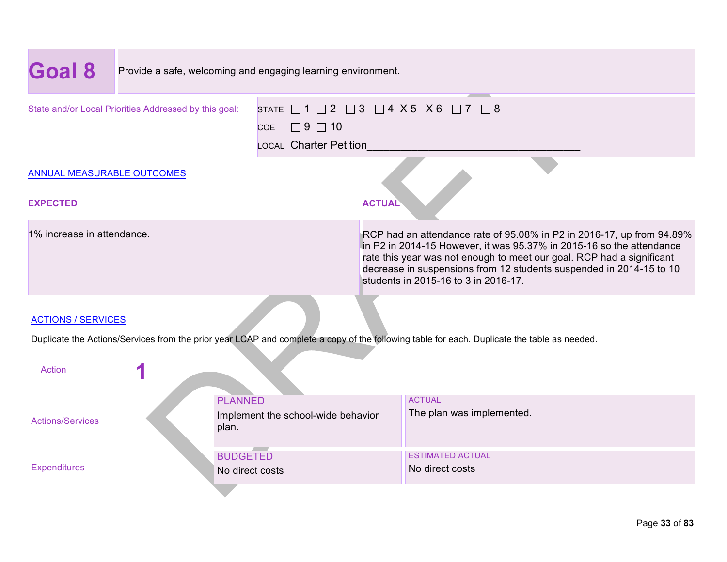## Goal 8

Provide a safe, welcoming and engaging learning environment.

State and/or Local Priorities Addressed by this goal:

STATE ☐ 1 ☐ 2 ☐ 3 ☐ 4 X 5 X 6 ☐ 7 ☐ 8

COE ☐ 9 ☐ 10

LOCAL Charter Petition___________________________________

### ANNUAL MEASURABLE OUTCOMES

| EXPECTED | ACTUAL |
| --- | --- |
| 1% increase in attendance. | RCP had an attendance rate of 95.08% in P2 in 2016-17, up from 94.89% in P2 in 2014-15 However, it was 95.37% in 2015-16 so the attendance rate this year was not enough to meet our goal. RCP had a significant decrease in suspensions from 12 students suspended in 2014-15 to 10 students in 2015-16 to 3 in 2016-17. |

### ACTIONS / SERVICES

Duplicate the Actions/Services from the prior year LCAP and complete a copy of the following table for each. Duplicate the table as needed.

**Action 1**

| | PLANNED | ACTUAL |
| --- | --- | --- |
| Actions/Services | Implement the school-wide behavior plan. | The plan was implemented. |
| | **BUDGETED** | **ESTIMATED ACTUAL** |
| Expenditures | No direct costs | No direct costs |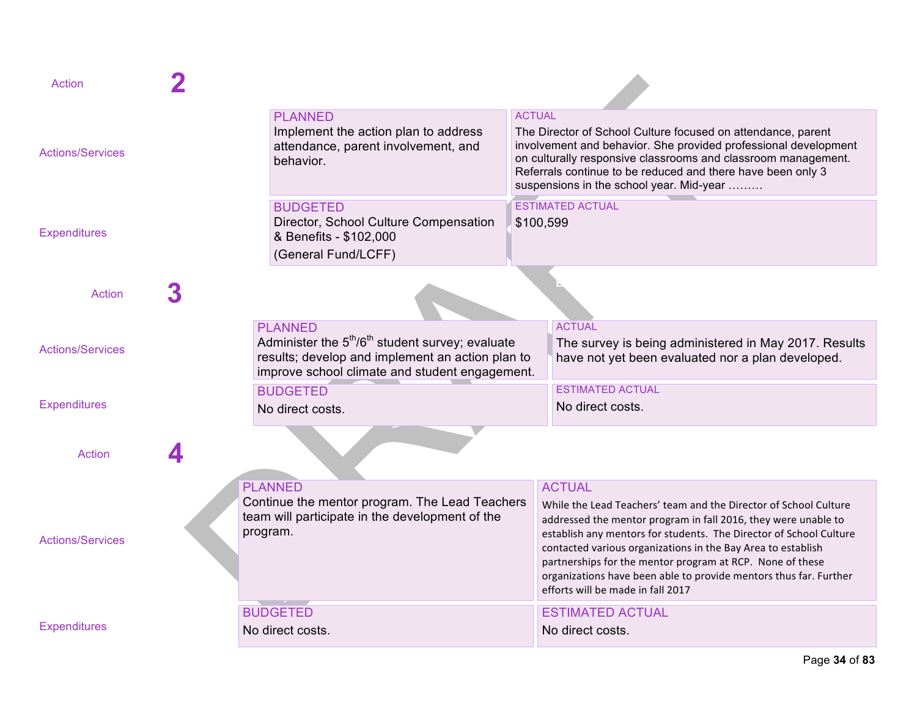Action **2**

| | PLANNED | ACTUAL |
|---|---|---|
| Actions/Services | Implement the action plan to address attendance, parent involvement, and behavior. | The Director of School Culture focused on attendance, parent involvement and behavior. She provided professional development on culturally responsive classrooms and classroom management. Referrals continue to be reduced and there have been only 3 suspensions in the school year. Mid-year ……… |
| | BUDGETED | ESTIMATED ACTUAL |
| Expenditures | Director, School Culture Compensation & Benefits - $102,000 (General Fund/LCFF) | $100,599 |

Action **3**

| | PLANNED | ACTUAL |
|---|---|---|
| Actions/Services | Administer the 5th/6th student survey; evaluate results; develop and implement an action plan to improve school climate and student engagement. | The survey is being administered in May 2017. Results have not yet been evaluated nor a plan developed. |
| | BUDGETED | ESTIMATED ACTUAL |
| Expenditures | No direct costs. | No direct costs. |

Action **4**

| | PLANNED | ACTUAL |
|---|---|---|
| Actions/Services | Continue the mentor program. The Lead Teachers team will participate in the development of the program. | While the Lead Teachers' team and the Director of School Culture addressed the mentor program in fall 2016, they were unable to establish any mentors for students. The Director of School Culture contacted various organizations in the Bay Area to establish partnerships for the mentor program at RCP. None of these organizations have been able to provide mentors thus far. Further efforts will be made in fall 2017 |
| | BUDGETED | ESTIMATED ACTUAL |
| Expenditures | No direct costs. | No direct costs. |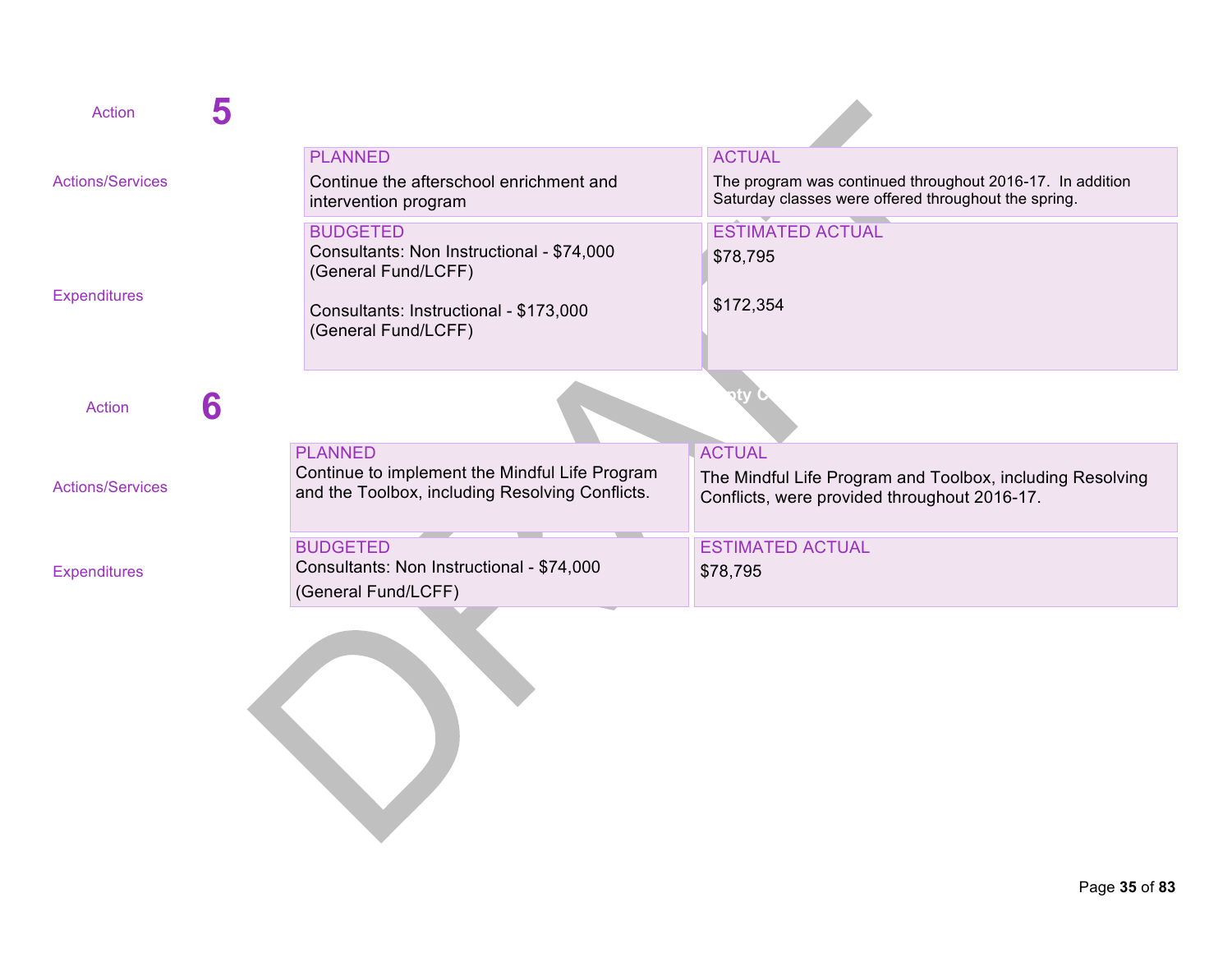Action **5**

| | PLANNED | ACTUAL |
|---|---|---|
| Actions/Services | Continue the afterschool enrichment and intervention program | The program was continued throughout 2016-17. In addition Saturday classes were offered throughout the spring. |
| | **BUDGETED** | **ESTIMATED ACTUAL** |
| Expenditures | Consultants: Non Instructional - $74,000 (General Fund/LCFF)<br><br>Consultants: Instructional - $173,000 (General Fund/LCFF) | $78,795<br><br>$172,354 |

Action **6**

| | PLANNED | ACTUAL |
|---|---|---|
| Actions/Services | Continue to implement the Mindful Life Program and the Toolbox, including Resolving Conflicts. | The Mindful Life Program and Toolbox, including Resolving Conflicts, were provided throughout 2016-17. |
| | **BUDGETED** | **ESTIMATED ACTUAL** |
| Expenditures | Consultants: Non Instructional - $74,000 (General Fund/LCFF) | $78,795 |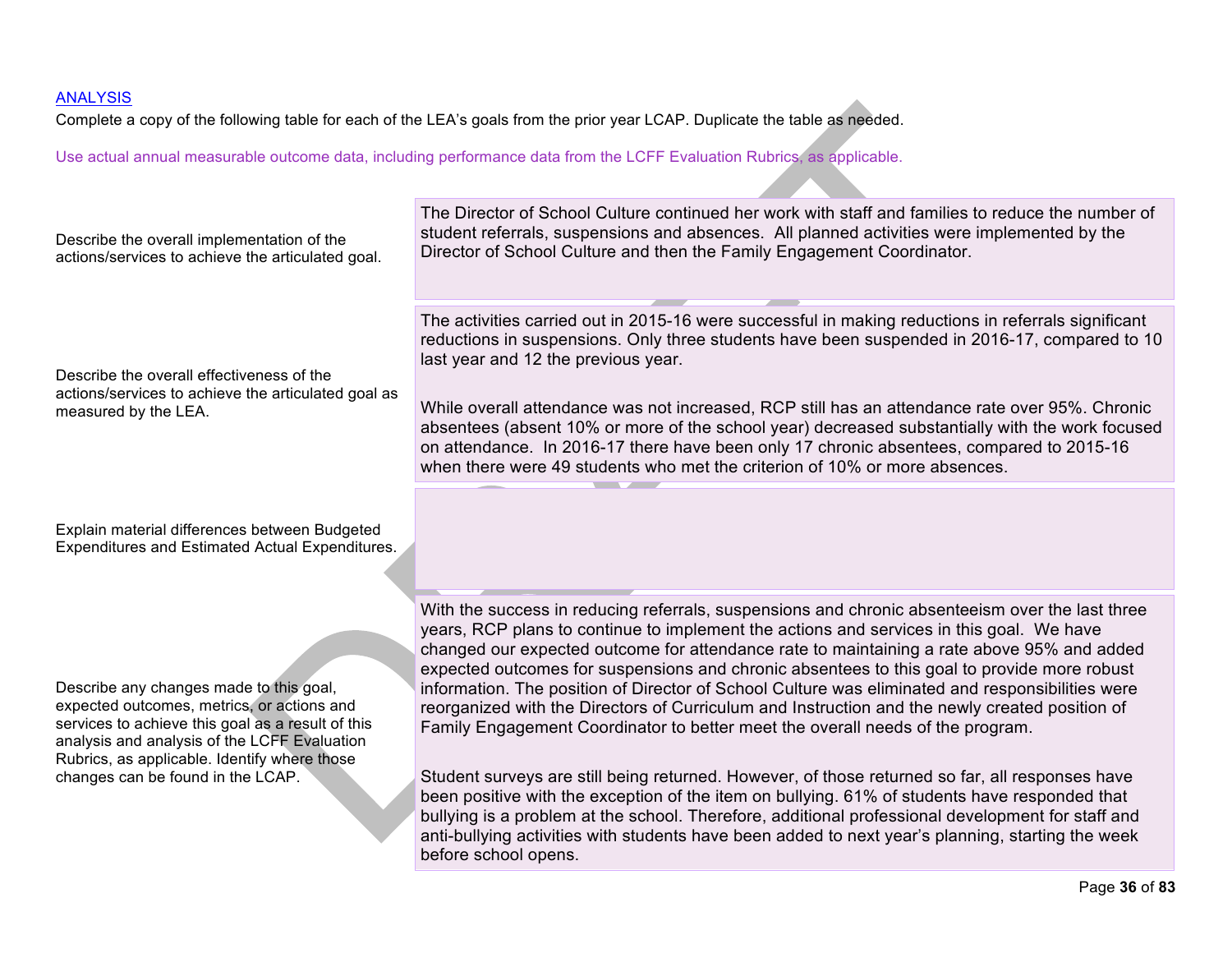[ANALYSIS](#)

Complete a copy of the following table for each of the LEA's goals from the prior year LCAP. Duplicate the table as needed.

Use actual annual measurable outcome data, including performance data from the LCFF Evaluation Rubrics, as applicable.

| | |
|---|---|
| Describe the overall implementation of the actions/services to achieve the articulated goal. | The Director of School Culture continued her work with staff and families to reduce the number of student referrals, suspensions and absences. All planned activities were implemented by the Director of School Culture and then the Family Engagement Coordinator. |
| Describe the overall effectiveness of the actions/services to achieve the articulated goal as measured by the LEA. | The activities carried out in 2015-16 were successful in making reductions in referrals significant reductions in suspensions. Only three students have been suspended in 2016-17, compared to 10 last year and 12 the previous year.<br><br>While overall attendance was not increased, RCP still has an attendance rate over 95%. Chronic absentees (absent 10% or more of the school year) decreased substantially with the work focused on attendance. In 2016-17 there have been only 17 chronic absentees, compared to 2015-16 when there were 49 students who met the criterion of 10% or more absences. |
| Explain material differences between Budgeted Expenditures and Estimated Actual Expenditures. | |
| Describe any changes made to this goal, expected outcomes, metrics, or actions and services to achieve this goal as a result of this analysis and analysis of the LCFF Evaluation Rubrics, as applicable. Identify where those changes can be found in the LCAP. | With the success in reducing referrals, suspensions and chronic absenteeism over the last three years, RCP plans to continue to implement the actions and services in this goal. We have changed our expected outcome for attendance rate to maintaining a rate above 95% and added expected outcomes for suspensions and chronic absentees to this goal to provide more robust information. The position of Director of School Culture was eliminated and responsibilities were reorganized with the Directors of Curriculum and Instruction and the newly created position of Family Engagement Coordinator to better meet the overall needs of the program.<br><br>Student surveys are still being returned. However, of those returned so far, all responses have been positive with the exception of the item on bullying. 61% of students have responded that bullying is a problem at the school. Therefore, additional professional development for staff and anti-bullying activities with students have been added to next year's planning, starting the week before school opens. |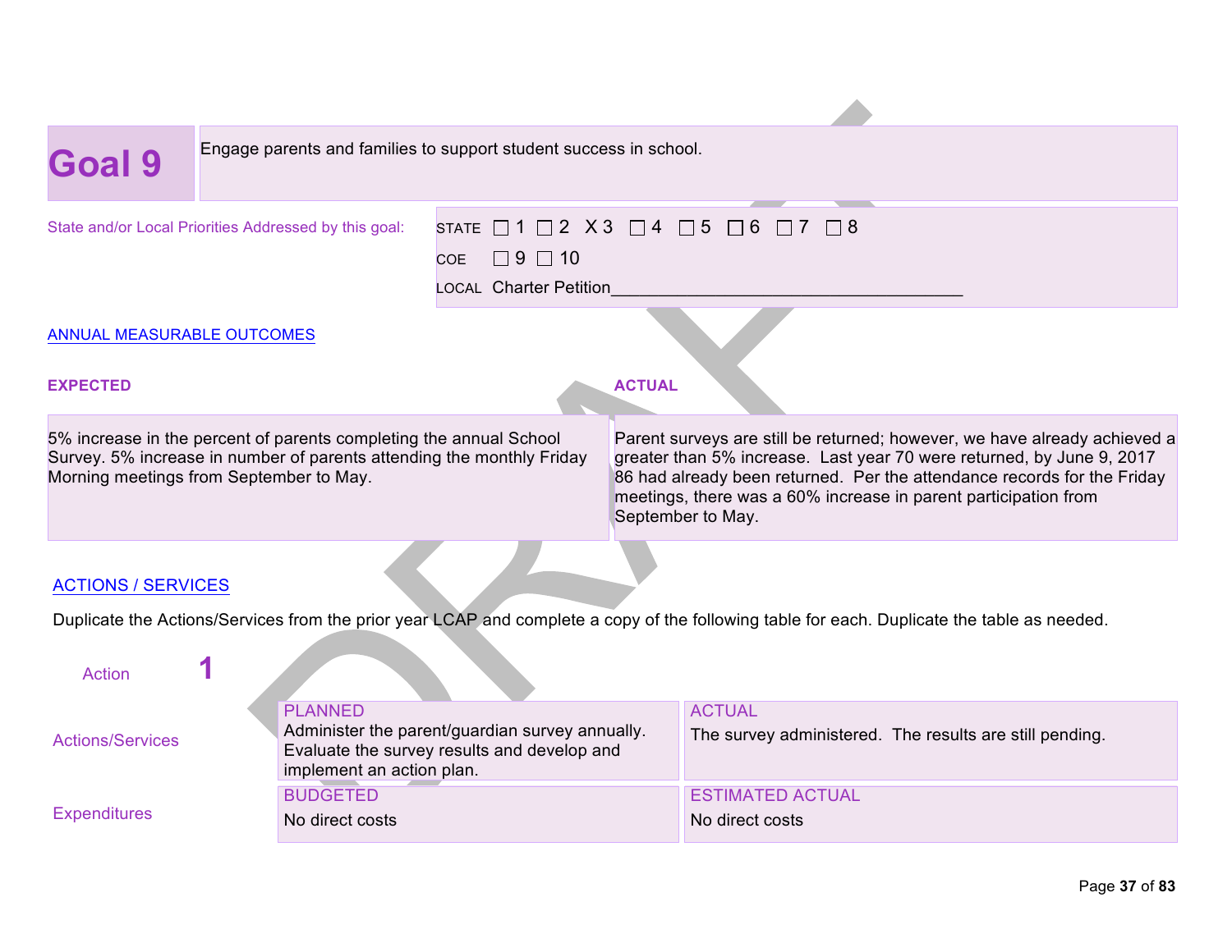## Goal 9

Engage parents and families to support student success in school.

State and/or Local Priorities Addressed by this goal:

STATE ☐ 1 ☐ 2 X 3 ☐ 4 ☐ 5 ☐ 6 ☐ 7 ☐ 8

COE ☐ 9 ☐ 10

LOCAL Charter Petition____________________________________

ANNUAL MEASURABLE OUTCOMES

| EXPECTED | ACTUAL |
| --- | --- |
| 5% increase in the percent of parents completing the annual School Survey. 5% increase in number of parents attending the monthly Friday Morning meetings from September to May. | Parent surveys are still be returned; however, we have already achieved a greater than 5% increase. Last year 70 were returned, by June 9, 2017 86 had already been returned. Per the attendance records for the Friday meetings, there was a 60% increase in parent participation from September to May. |

ACTIONS / SERVICES

Duplicate the Actions/Services from the prior year LCAP and complete a copy of the following table for each. Duplicate the table as needed.

Action **1**

| | PLANNED | ACTUAL |
| --- | --- | --- |
| Actions/Services | Administer the parent/guardian survey annually. Evaluate the survey results and develop and implement an action plan. | The survey administered. The results are still pending. |
| | **BUDGETED** | **ESTIMATED ACTUAL** |
| Expenditures | No direct costs | No direct costs |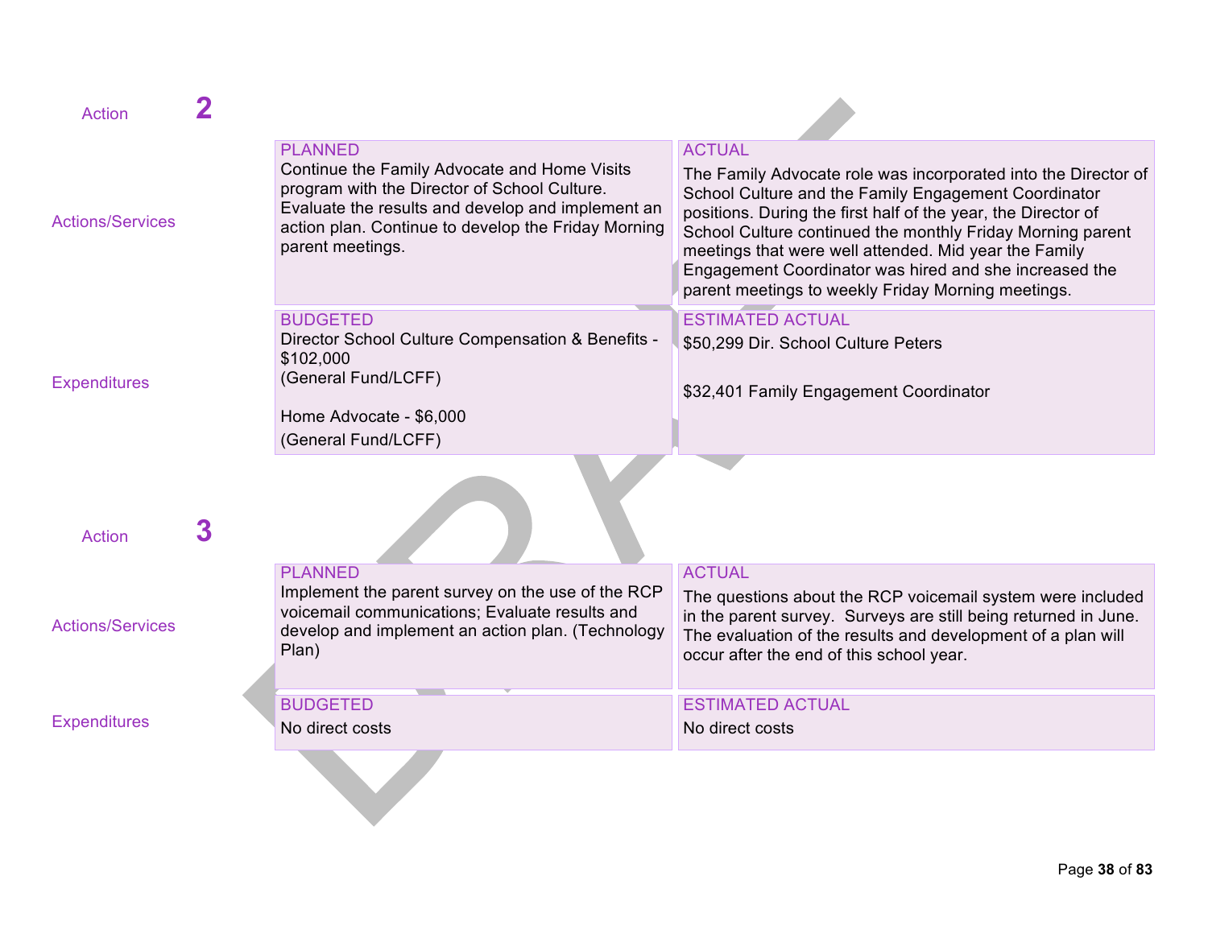**Action 2**

| | PLANNED | ACTUAL |
|---|---|---|
| Actions/Services | Continue the Family Advocate and Home Visits program with the Director of School Culture. Evaluate the results and develop and implement an action plan. Continue to develop the Friday Morning parent meetings. | The Family Advocate role was incorporated into the Director of School Culture and the Family Engagement Coordinator positions. During the first half of the year, the Director of School Culture continued the monthly Friday Morning parent meetings that were well attended. Mid year the Family Engagement Coordinator was hired and she increased the parent meetings to weekly Friday Morning meetings. |
| | **BUDGETED** | **ESTIMATED ACTUAL** |
| Expenditures | Director School Culture Compensation & Benefits - $102,000 (General Fund/LCFF)<br><br>Home Advocate - $6,000 (General Fund/LCFF) | $50,299 Dir. School Culture Peters<br><br>$32,401 Family Engagement Coordinator |

**Action 3**

| | PLANNED | ACTUAL |
|---|---|---|
| Actions/Services | Implement the parent survey on the use of the RCP voicemail communications; Evaluate results and develop and implement an action plan. (Technology Plan) | The questions about the RCP voicemail system were included in the parent survey. Surveys are still being returned in June. The evaluation of the results and development of a plan will occur after the end of this school year. |
| | **BUDGETED** | **ESTIMATED ACTUAL** |
| Expenditures | No direct costs | No direct costs |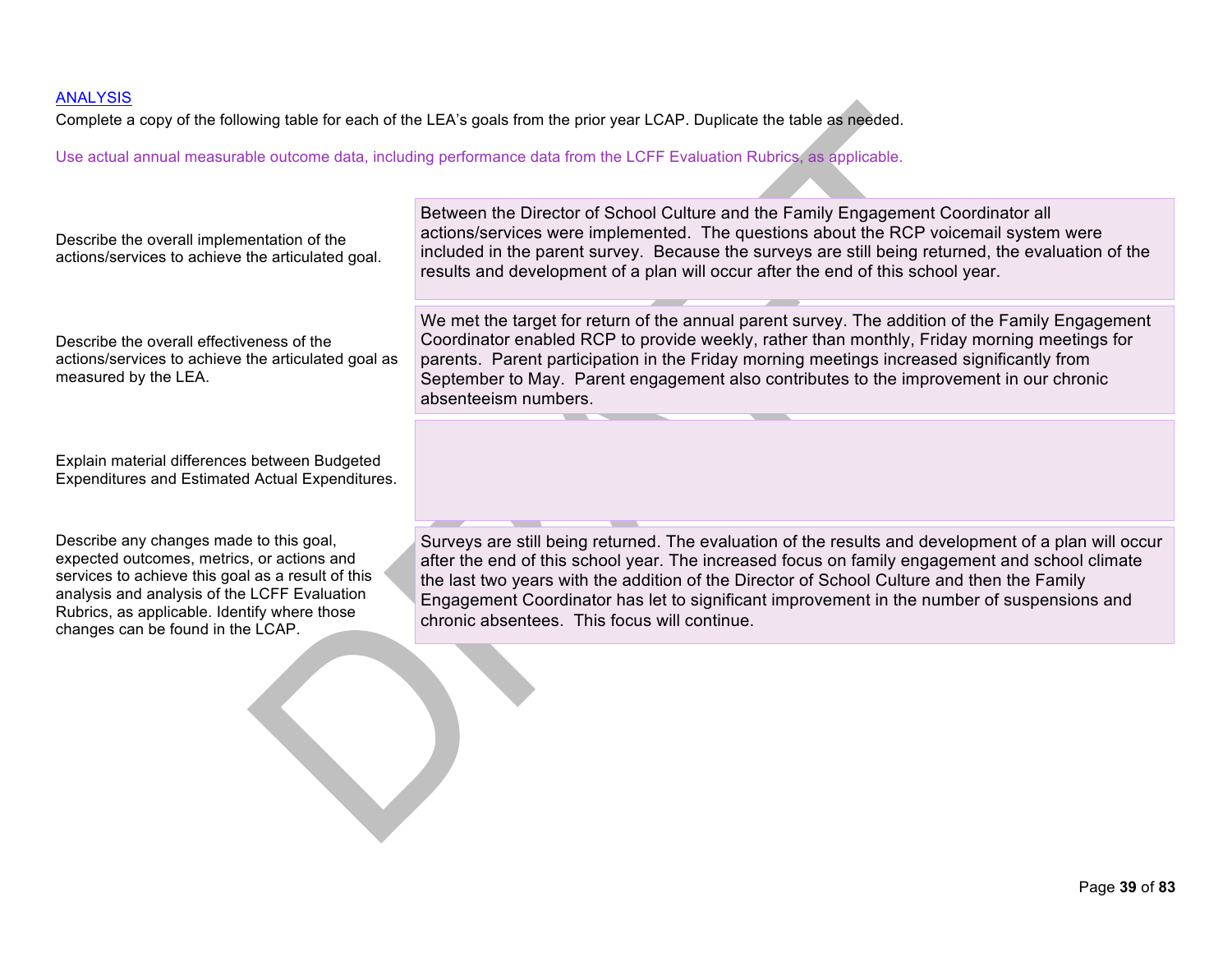[ANALYSIS]

Complete a copy of the following table for each of the LEA's goals from the prior year LCAP. Duplicate the table as needed.

Use actual annual measurable outcome data, including performance data from the LCFF Evaluation Rubrics, as applicable.

| | |
|---|---|
| Describe the overall implementation of the actions/services to achieve the articulated goal. | Between the Director of School Culture and the Family Engagement Coordinator all actions/services were implemented. The questions about the RCP voicemail system were included in the parent survey. Because the surveys are still being returned, the evaluation of the results and development of a plan will occur after the end of this school year. |
| Describe the overall effectiveness of the actions/services to achieve the articulated goal as measured by the LEA. | We met the target for return of the annual parent survey. The addition of the Family Engagement Coordinator enabled RCP to provide weekly, rather than monthly, Friday morning meetings for parents. Parent participation in the Friday morning meetings increased significantly from September to May. Parent engagement also contributes to the improvement in our chronic absenteeism numbers. |
| Explain material differences between Budgeted Expenditures and Estimated Actual Expenditures. | |
| Describe any changes made to this goal, expected outcomes, metrics, or actions and services to achieve this goal as a result of this analysis and analysis of the LCFF Evaluation Rubrics, as applicable. Identify where those changes can be found in the LCAP. | Surveys are still being returned. The evaluation of the results and development of a plan will occur after the end of this school year. The increased focus on family engagement and school climate the last two years with the addition of the Director of School Culture and then the Family Engagement Coordinator has let to significant improvement in the number of suspensions and chronic absentees. This focus will continue. |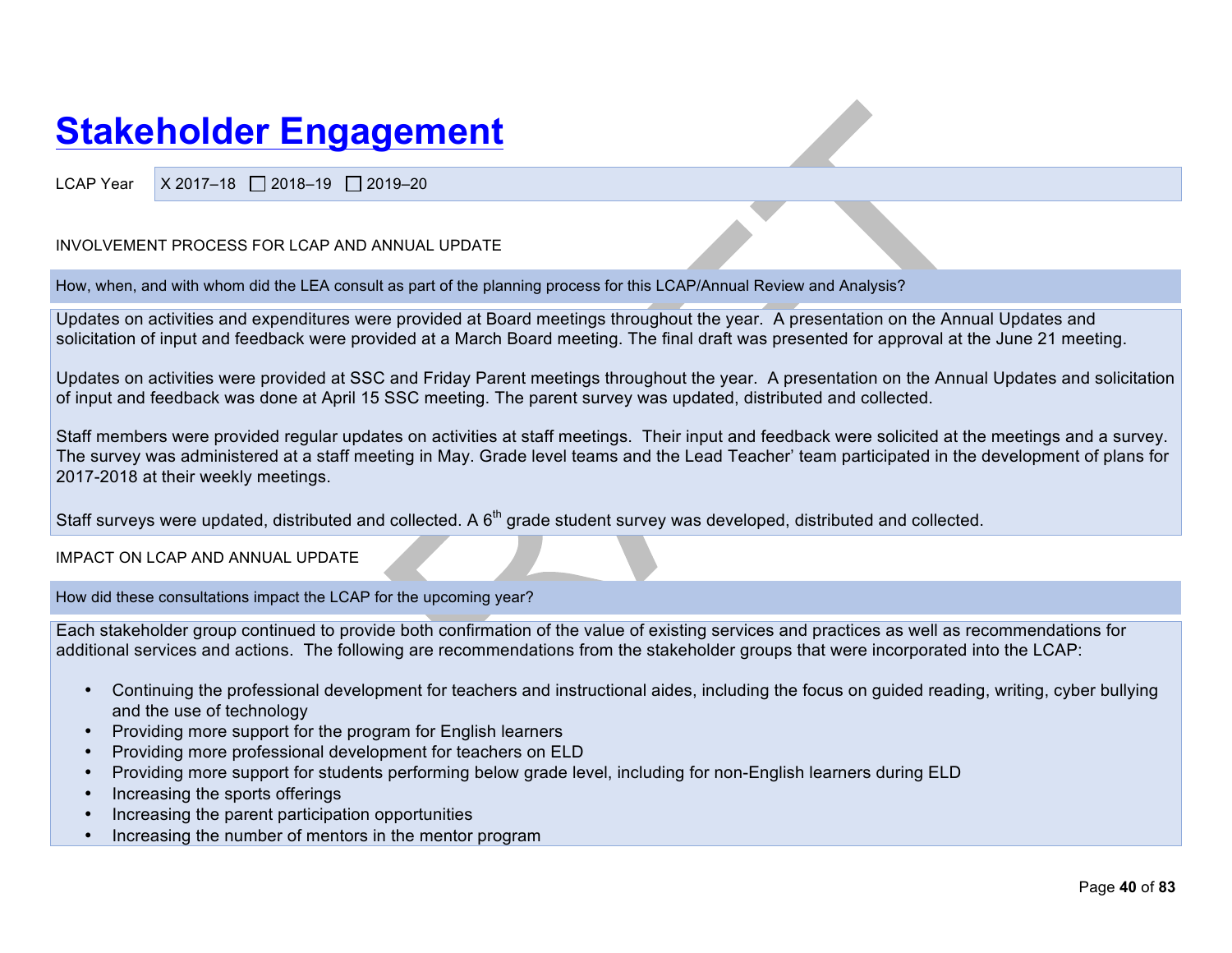# Stakeholder Engagement

LCAP Year | X 2017–18 ☐ 2018–19 ☐ 2019–20

INVOLVEMENT PROCESS FOR LCAP AND ANNUAL UPDATE

How, when, and with whom did the LEA consult as part of the planning process for this LCAP/Annual Review and Analysis?

Updates on activities and expenditures were provided at Board meetings throughout the year. A presentation on the Annual Updates and solicitation of input and feedback were provided at a March Board meeting. The final draft was presented for approval at the June 21 meeting.

Updates on activities were provided at SSC and Friday Parent meetings throughout the year. A presentation on the Annual Updates and solicitation of input and feedback was done at April 15 SSC meeting. The parent survey was updated, distributed and collected.

Staff members were provided regular updates on activities at staff meetings. Their input and feedback were solicited at the meetings and a survey. The survey was administered at a staff meeting in May. Grade level teams and the Lead Teacher' team participated in the development of plans for 2017-2018 at their weekly meetings.

Staff surveys were updated, distributed and collected. A 6th grade student survey was developed, distributed and collected.

IMPACT ON LCAP AND ANNUAL UPDATE

How did these consultations impact the LCAP for the upcoming year?

Each stakeholder group continued to provide both confirmation of the value of existing services and practices as well as recommendations for additional services and actions. The following are recommendations from the stakeholder groups that were incorporated into the LCAP:

- Continuing the professional development for teachers and instructional aides, including the focus on guided reading, writing, cyber bullying and the use of technology
- Providing more support for the program for English learners
- Providing more professional development for teachers on ELD
- Providing more support for students performing below grade level, including for non-English learners during ELD
- Increasing the sports offerings
- Increasing the parent participation opportunities
- Increasing the number of mentors in the mentor program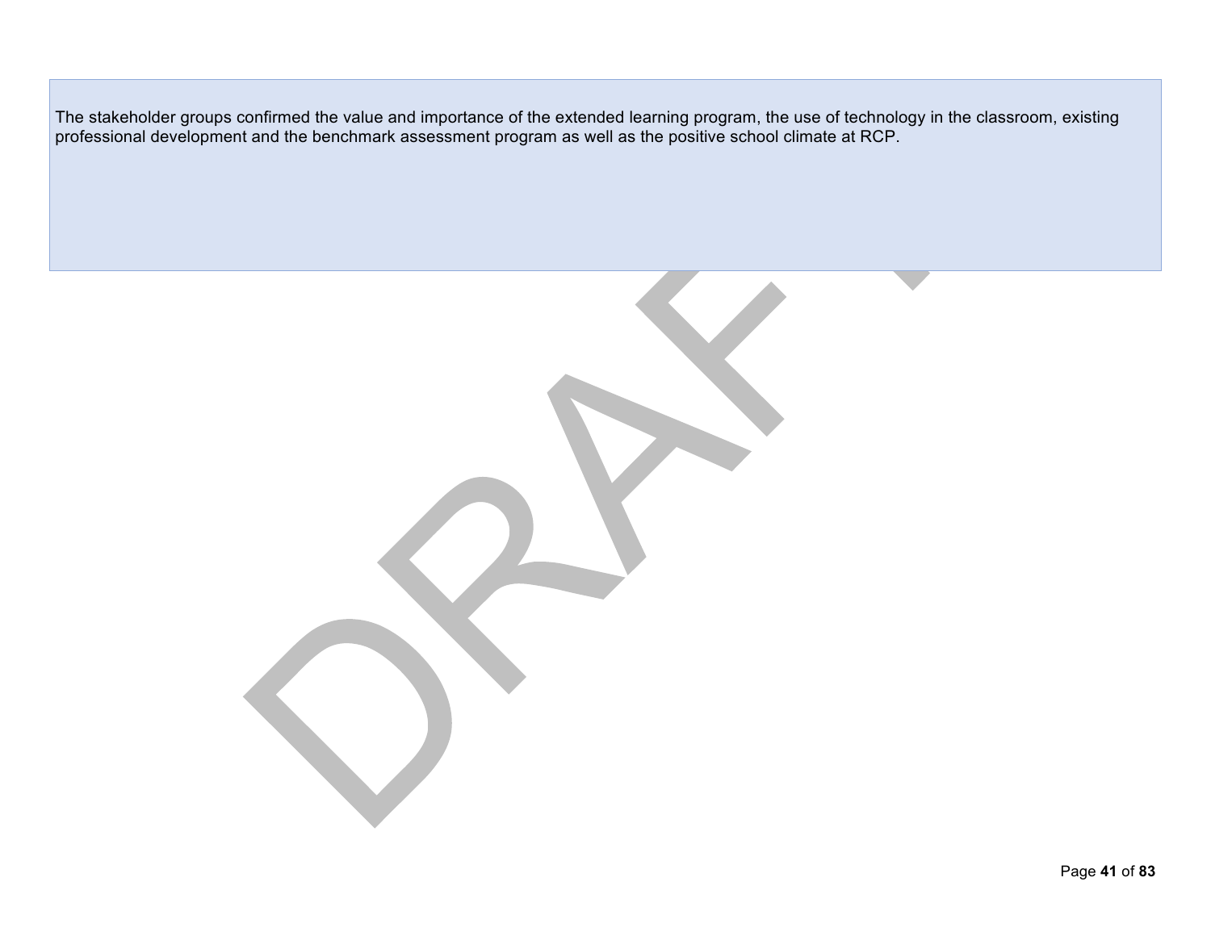The stakeholder groups confirmed the value and importance of the extended learning program, the use of technology in the classroom, existing professional development and the benchmark assessment program as well as the positive school climate at RCP.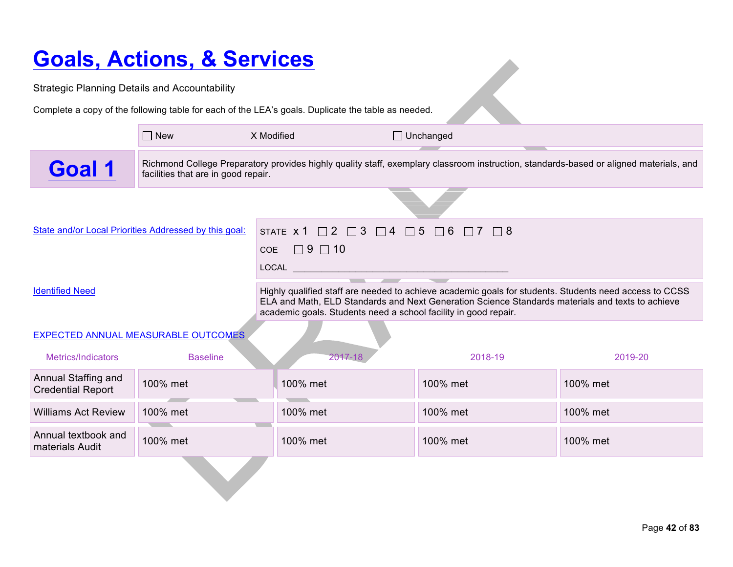# Goals, Actions, & Services

Strategic Planning Details and Accountability

Complete a copy of the following table for each of the LEA's goals. Duplicate the table as needed.

☐ New X Modified ☐ Unchanged

## Goal 1

Richmond College Preparatory provides highly quality staff, exemplary classroom instruction, standards-based or aligned materials, and facilities that are in good repair.

State and/or Local Priorities Addressed by this goal:

STATE x 1 ☐ 2 ☐ 3 ☐ 4 ☐ 5 ☐ 6 ☐ 7 ☐ 8

COE ☐ 9 ☐ 10

LOCAL ________________________________________

Identified Need

Highly qualified staff are needed to achieve academic goals for students. Students need access to CCSS ELA and Math, ELD Standards and Next Generation Science Standards materials and texts to achieve academic goals. Students need a school facility in good repair.

EXPECTED ANNUAL MEASURABLE OUTCOMES

| Metrics/Indicators | Baseline | 2017-18 | 2018-19 | 2019-20 |
|---|---|---|---|---|
| Annual Staffing and Credential Report | 100% met | 100% met | 100% met | 100% met |
| Williams Act Review | 100% met | 100% met | 100% met | 100% met |
| Annual textbook and materials Audit | 100% met | 100% met | 100% met | 100% met |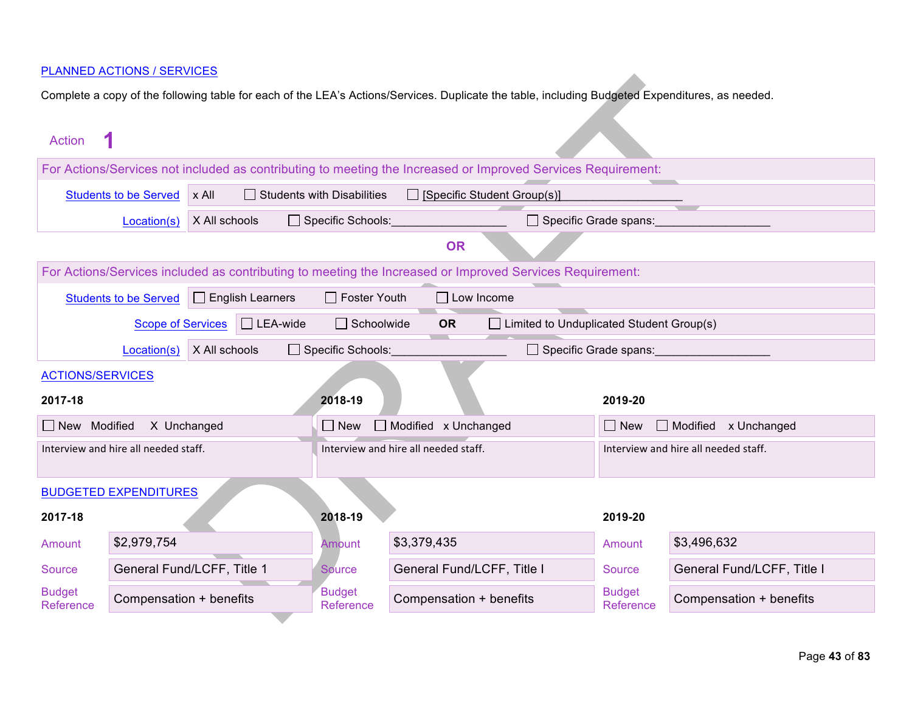PLANNED ACTIONS / SERVICES

Complete a copy of the following table for each of the LEA's Actions/Services. Duplicate the table, including Budgeted Expenditures, as needed.

## Action 1

| For Actions/Services not included as contributing to meeting the Increased or Improved Services Requirement: | |
|---|---|
| Students to be Served | x All ☐ Students with Disabilities ☐ [Specific Student Group(s)]__________________ |
| Location(s) | X All schools ☐ Specific Schools:_________________ ☐ Specific Grade spans:_________________ |

**OR**

| For Actions/Services included as contributing to meeting the Increased or Improved Services Requirement: | |
|---|---|
| Students to be Served | ☐ English Learners ☐ Foster Youth ☐ Low Income |
| Scope of Services | ☐ LEA-wide ☐ Schoolwide **OR** ☐ Limited to Unduplicated Student Group(s) |
| Location(s) | X All schools ☐ Specific Schools:_________________ ☐ Specific Grade spans:_________________ |

ACTIONS/SERVICES

| 2017-18 | 2018-19 | 2019-20 |
|---|---|---|
| ☐ New Modified X Unchanged | ☐ New ☐ Modified x Unchanged | ☐ New ☐ Modified x Unchanged |
| Interview and hire all needed staff. | Interview and hire all needed staff. | Interview and hire all needed staff. |

BUDGETED EXPENDITURES

| | 2017-18 | 2018-19 | 2019-20 |
|---|---|---|---|
| Amount | $2,979,754 | $3,379,435 | $3,496,632 |
| Source | General Fund/LCFF, Title 1 | General Fund/LCFF, Title I | General Fund/LCFF, Title I |
| Budget Reference | Compensation + benefits | Compensation + benefits | Compensation + benefits |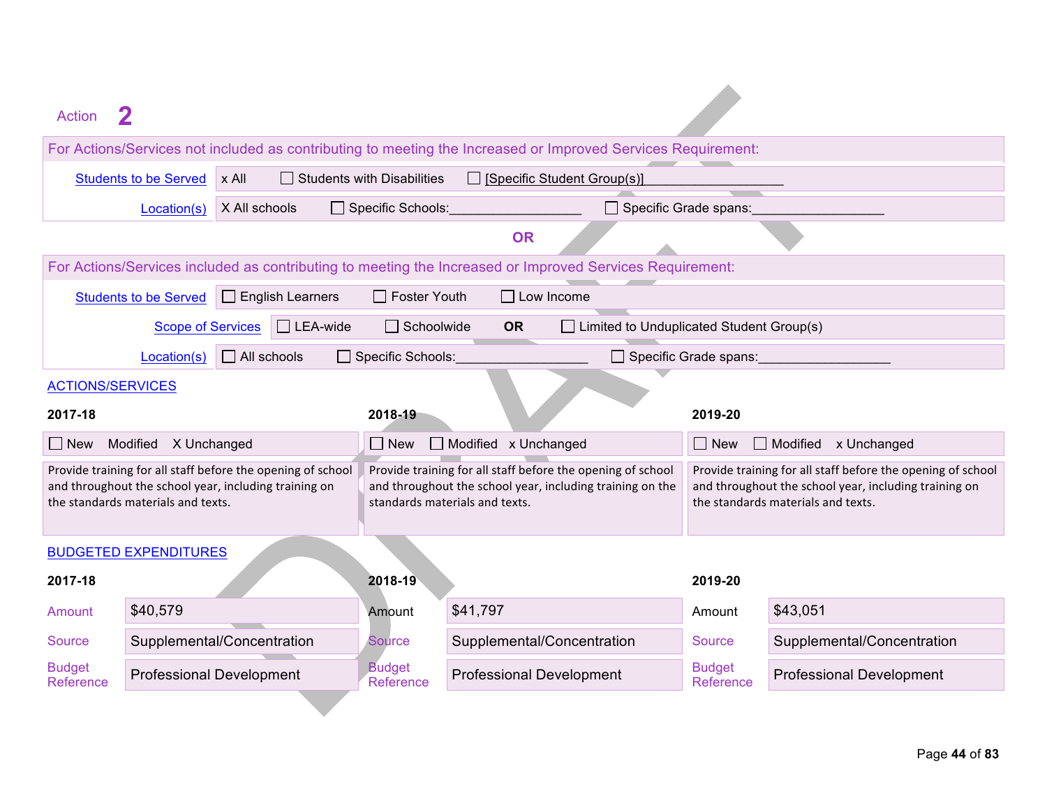## Action 2

| For Actions/Services not included as contributing to meeting the Increased or Improved Services Requirement: | | | |
|---|---|---|---|
| Students to be Served | x All | ☐ Students with Disabilities | ☐ [Specific Student Group(s)]___________________ |
| Location(s) | X All schools | ☐ Specific Schools:__________________ | ☐ Specific Grade spans:__________________ |

**OR**

| For Actions/Services included as contributing to meeting the Increased or Improved Services Requirement: | | | | |
|---|---|---|---|---|
| Students to be Served | ☐ English Learners | ☐ Foster Youth | ☐ Low Income | |
| Scope of Services | ☐ LEA-wide | ☐ Schoolwide | **OR** | ☐ Limited to Unduplicated Student Group(s) |
| Location(s) | ☐ All schools | ☐ Specific Schools:__________________ | ☐ Specific Grade spans:__________________ | |

### ACTIONS/SERVICES

| 2017-18 | 2018-19 | 2019-20 |
|---|---|---|
| ☐ New Modified X Unchanged | ☐ New ☐ Modified x Unchanged | ☐ New ☐ Modified x Unchanged |
| Provide training for all staff before the opening of school and throughout the school year, including training on the standards materials and texts. | Provide training for all staff before the opening of school and throughout the school year, including training on the standards materials and texts. | Provide training for all staff before the opening of school and throughout the school year, including training on the standards materials and texts. |

### BUDGETED EXPENDITURES

| | 2017-18 | | 2018-19 | | 2019-20 |
|---|---|---|---|---|---|
| Amount | $40,579 | Amount | $41,797 | Amount | $43,051 |
| Source | Supplemental/Concentration | Source | Supplemental/Concentration | Source | Supplemental/Concentration |
| Budget Reference | Professional Development | Budget Reference | Professional Development | Budget Reference | Professional Development |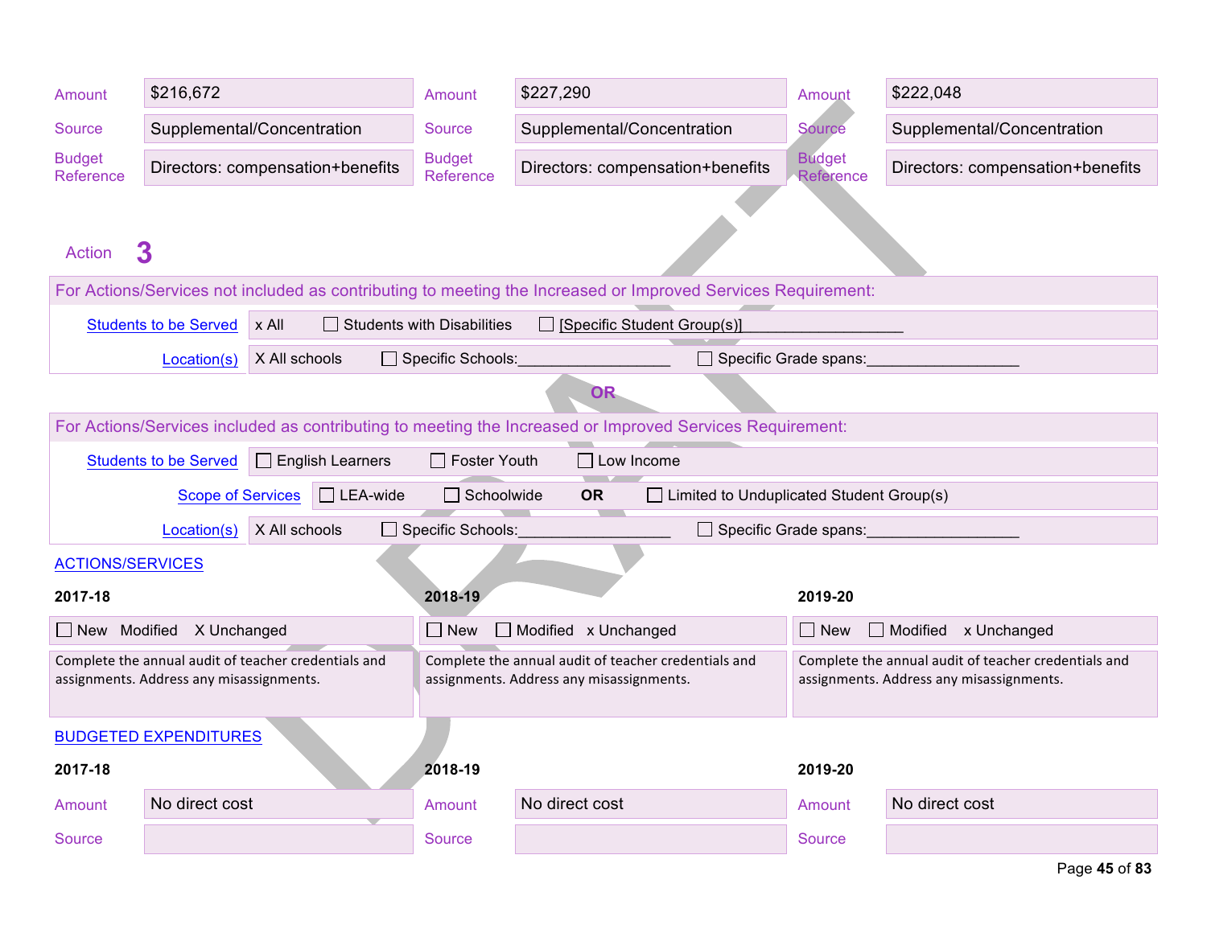| | 2017-18 | | 2018-19 | | 2019-20 |
|---|---|---|---|---|---|
| Amount | $216,672 | Amount | $227,290 | Amount | $222,048 |
| Source | Supplemental/Concentration | Source | Supplemental/Concentration | Source | Supplemental/Concentration |
| Budget Reference | Directors: compensation+benefits | Budget Reference | Directors: compensation+benefits | Budget Reference | Directors: compensation+benefits |

## Action 3

For Actions/Services not included as contributing to meeting the Increased or Improved Services Requirement:

| | |
|---|---|
| Students to be Served | x All ☐ Students with Disabilities ☐ [Specific Student Group(s)]__________________ |
| Location(s) | X All schools ☐ Specific Schools:_________________ ☐ Specific Grade spans:_________________ |

**OR**

For Actions/Services included as contributing to meeting the Increased or Improved Services Requirement:

| | |
|---|---|
| Students to be Served | ☐ English Learners ☐ Foster Youth ☐ Low Income |
| Scope of Services | ☐ LEA-wide ☐ Schoolwide **OR** ☐ Limited to Unduplicated Student Group(s) |
| Location(s) | X All schools ☐ Specific Schools:_________________ ☐ Specific Grade spans:_________________ |

ACTIONS/SERVICES

| 2017-18 | 2018-19 | 2019-20 |
|---|---|---|
| ☐ New Modified X Unchanged | ☐ New ☐ Modified x Unchanged | ☐ New ☐ Modified x Unchanged |
| Complete the annual audit of teacher credentials and assignments. Address any misassignments. | Complete the annual audit of teacher credentials and assignments. Address any misassignments. | Complete the annual audit of teacher credentials and assignments. Address any misassignments. |

BUDGETED EXPENDITURES

| | 2017-18 | | 2018-19 | | 2019-20 |
|---|---|---|---|---|---|
| Amount | No direct cost | Amount | No direct cost | Amount | No direct cost |
| Source | | Source | | Source | |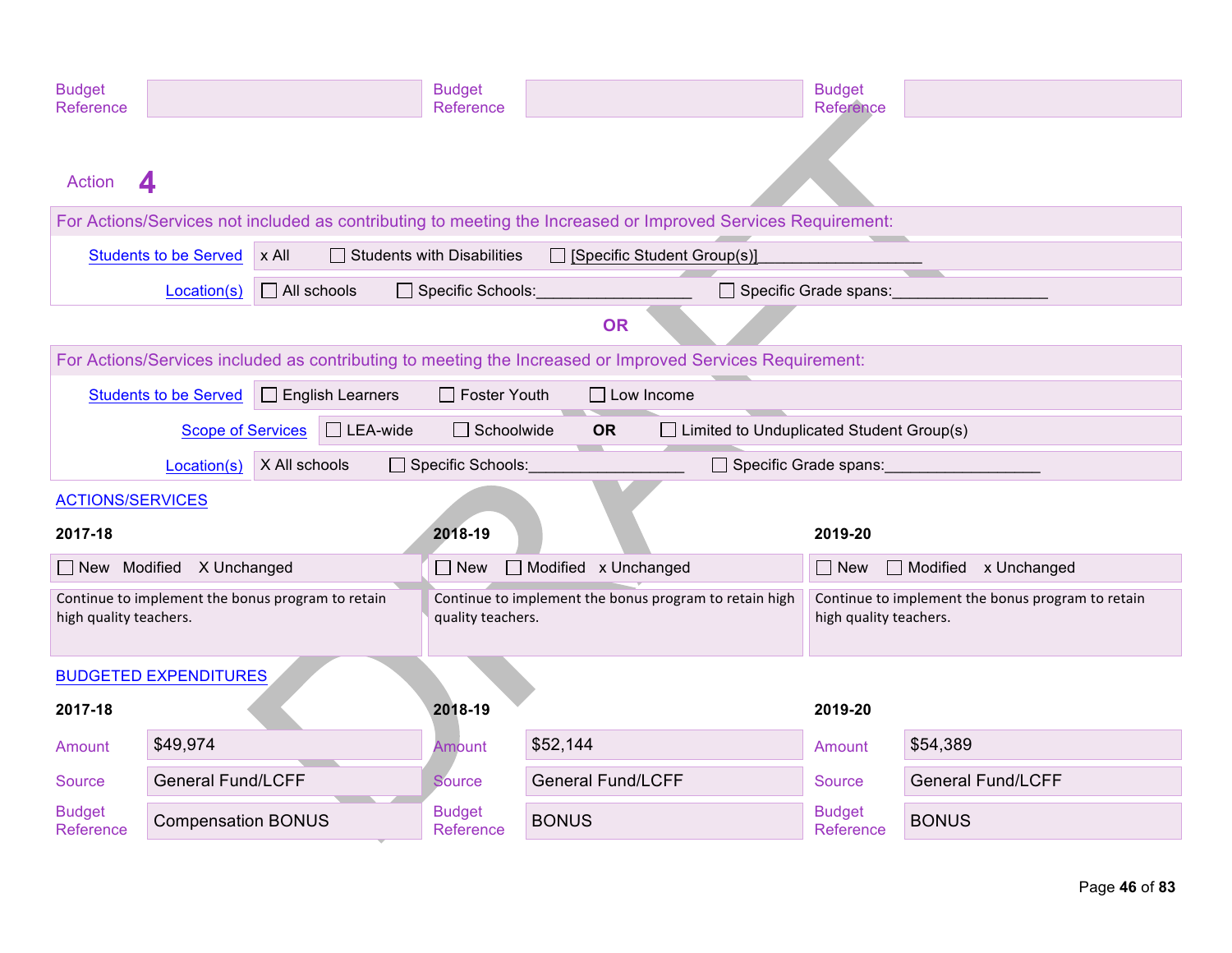| Budget Reference | | Budget Reference | | Budget Reference | |
|---|---|---|---|---|---|

## Action 4

| For Actions/Services not included as contributing to meeting the Increased or Improved Services Requirement: | |
|---|---|
| Students to be Served | x All ☐ Students with Disabilities ☐ [Specific Student Group(s)]__________________ |
| Location(s) | ☐ All schools ☐ Specific Schools:__________________ ☐ Specific Grade spans:__________________ |

**OR**

| For Actions/Services included as contributing to meeting the Increased or Improved Services Requirement: | |
|---|---|
| Students to be Served | ☐ English Learners ☐ Foster Youth ☐ Low Income |
| Scope of Services | ☐ LEA-wide ☐ Schoolwide **OR** ☐ Limited to Unduplicated Student Group(s) |
| Location(s) | X All schools ☐ Specific Schools:__________________ ☐ Specific Grade spans:__________________ |

### ACTIONS/SERVICES

| 2017-18 | 2018-19 | 2019-20 |
|---|---|---|
| ☐ New Modified X Unchanged | ☐ New ☐ Modified x Unchanged | ☐ New ☐ Modified x Unchanged |
| Continue to implement the bonus program to retain high quality teachers. | Continue to implement the bonus program to retain high quality teachers. | Continue to implement the bonus program to retain high quality teachers. |

### BUDGETED EXPENDITURES

| | 2017-18 | | 2018-19 | | 2019-20 |
|---|---|---|---|---|---|
| Amount | $49,974 | Amount | $52,144 | Amount | $54,389 |
| Source | General Fund/LCFF | Source | General Fund/LCFF | Source | General Fund/LCFF |
| Budget Reference | Compensation BONUS | Budget Reference | BONUS | Budget Reference | BONUS |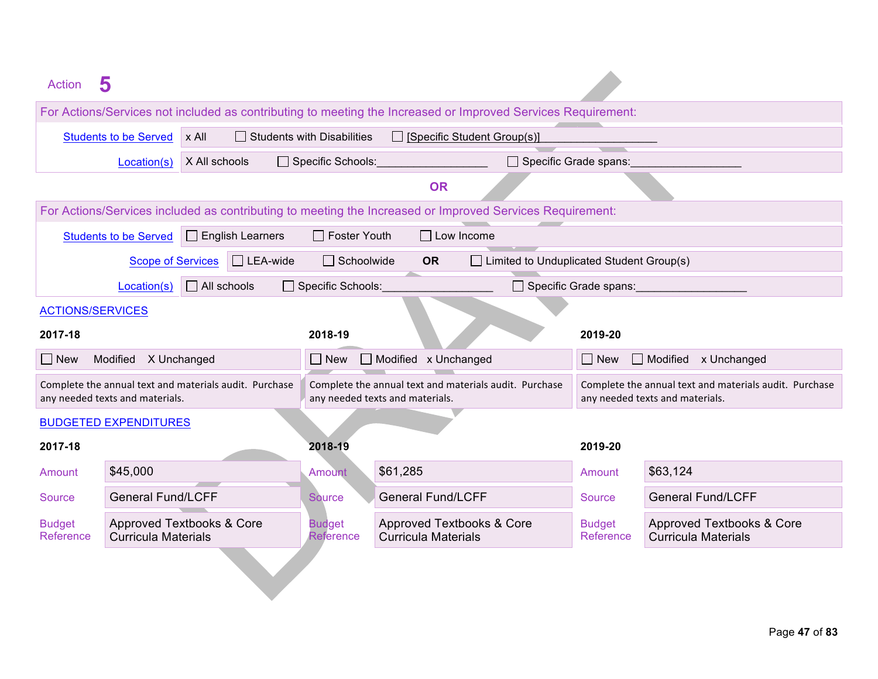Action **5**

| For Actions/Services not included as contributing to meeting the Increased or Improved Services Requirement: | | | |
|---|---|---|---|
| Students to be Served | x All | ☐ Students with Disabilities | ☐ [Specific Student Group(s)]___________________ |
| Location(s) | X All schools | ☐ Specific Schools:___________________ | ☐ Specific Grade spans:___________________ |

**OR**

| For Actions/Services included as contributing to meeting the Increased or Improved Services Requirement: | | | |
|---|---|---|---|
| Students to be Served | ☐ English Learners | ☐ Foster Youth | ☐ Low Income |
| Scope of Services | ☐ LEA-wide | ☐ Schoolwide **OR** | ☐ Limited to Unduplicated Student Group(s) |
| Location(s) | ☐ All schools | ☐ Specific Schools:___________________ | ☐ Specific Grade spans:___________________ |

ACTIONS/SERVICES

| 2017-18 | 2018-19 | 2019-20 |
|---|---|---|
| ☐ New Modified X Unchanged | ☐ New ☐ Modified x Unchanged | ☐ New ☐ Modified x Unchanged |
| Complete the annual text and materials audit. Purchase any needed texts and materials. | Complete the annual text and materials audit. Purchase any needed texts and materials. | Complete the annual text and materials audit. Purchase any needed texts and materials. |

BUDGETED EXPENDITURES

| | 2017-18 | | 2018-19 | | 2019-20 |
|---|---|---|---|---|---|
| Amount | $45,000 | Amount | $61,285 | Amount | $63,124 |
| Source | General Fund/LCFF | Source | General Fund/LCFF | Source | General Fund/LCFF |
| Budget Reference | Approved Textbooks & Core Curricula Materials | Budget Reference | Approved Textbooks & Core Curricula Materials | Budget Reference | Approved Textbooks & Core Curricula Materials |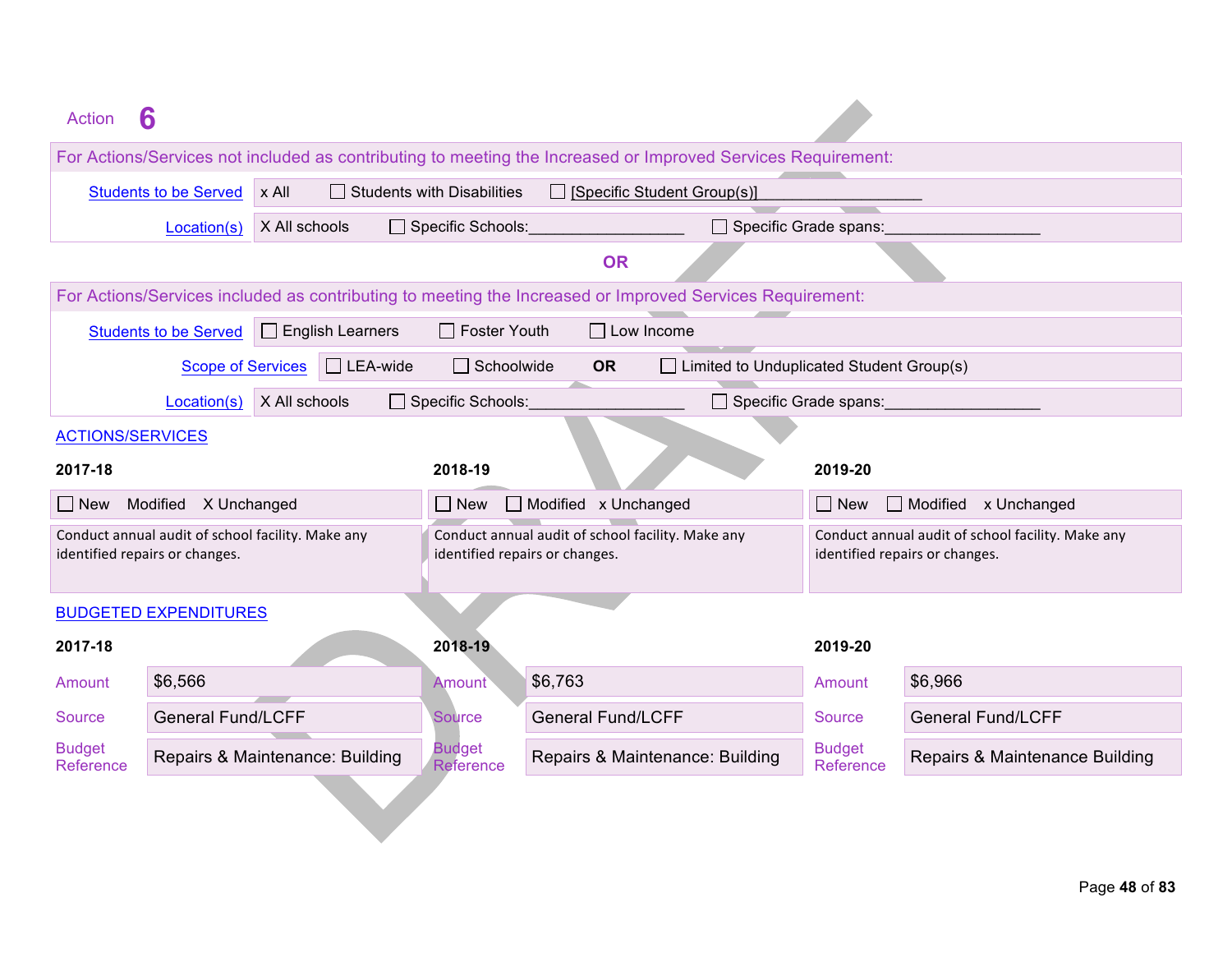## Action 6

**For Actions/Services not included as contributing to meeting the Increased or Improved Services Requirement:**

| | |
|---|---|
| Students to be Served | x All ☐ Students with Disabilities ☐ [Specific Student Group(s)]___________________ |
| Location(s) | X All schools ☐ Specific Schools:___________________ ☐ Specific Grade spans:___________________ |

**OR**

**For Actions/Services included as contributing to meeting the Increased or Improved Services Requirement:**

| | |
|---|---|
| Students to be Served | ☐ English Learners ☐ Foster Youth ☐ Low Income |
| Scope of Services | ☐ LEA-wide ☐ Schoolwide **OR** ☐ Limited to Unduplicated Student Group(s) |
| Location(s) | X All schools ☐ Specific Schools:___________________ ☐ Specific Grade spans:___________________ |

### ACTIONS/SERVICES

| 2017-18 | 2018-19 | 2019-20 |
|---|---|---|
| ☐ New Modified X Unchanged | ☐ New ☐ Modified x Unchanged | ☐ New ☐ Modified x Unchanged |
| Conduct annual audit of school facility. Make any identified repairs or changes. | Conduct annual audit of school facility. Make any identified repairs or changes. | Conduct annual audit of school facility. Make any identified repairs or changes. |

### BUDGETED EXPENDITURES

| | 2017-18 | | 2018-19 | | 2019-20 |
|---|---|---|---|---|---|
| Amount | $6,566 | Amount | $6,763 | Amount | $6,966 |
| Source | General Fund/LCFF | Source | General Fund/LCFF | Source | General Fund/LCFF |
| Budget Reference | Repairs & Maintenance: Building | Budget Reference | Repairs & Maintenance: Building | Budget Reference | Repairs & Maintenance Building |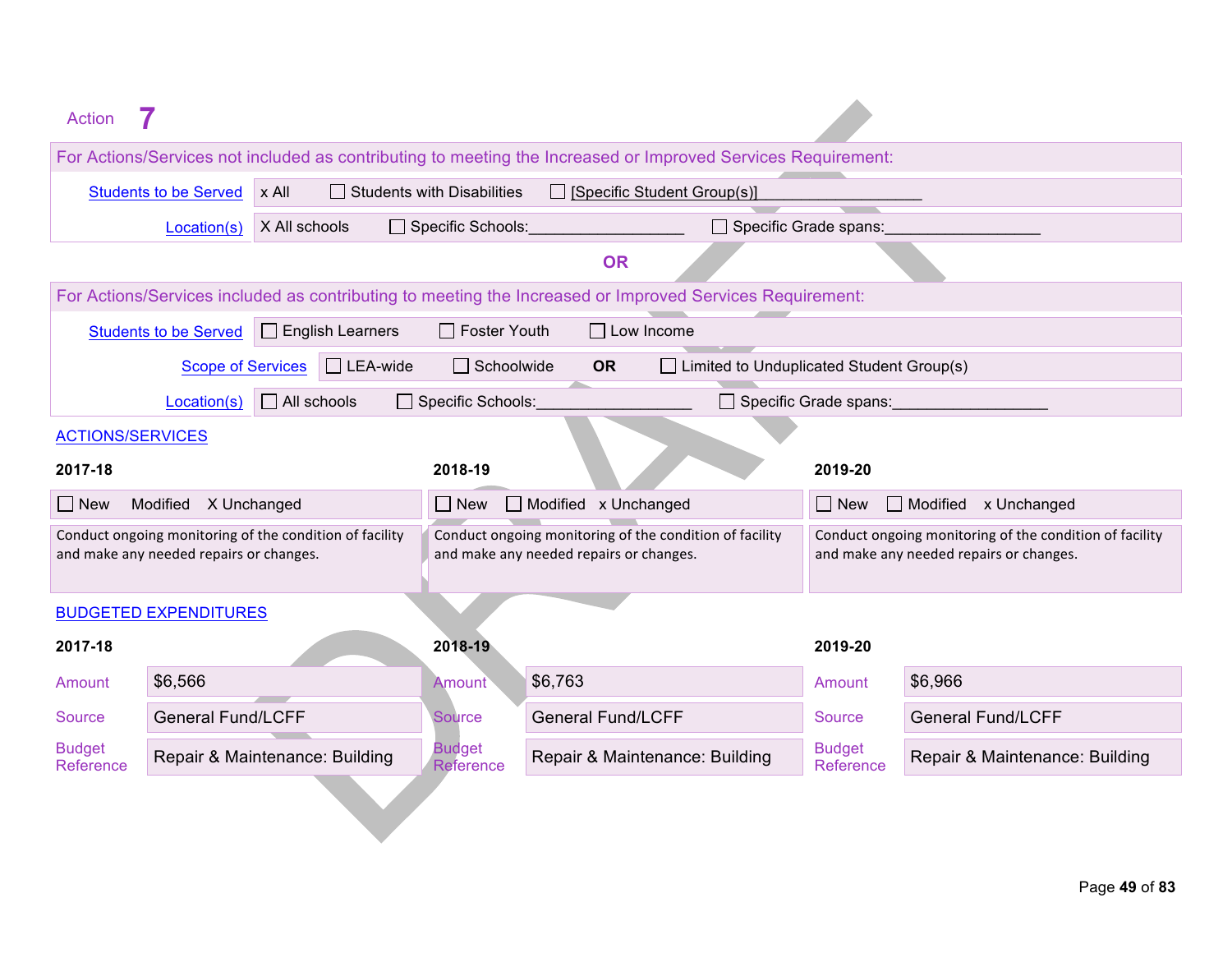Action **7**

For Actions/Services not included as contributing to meeting the Increased or Improved Services Requirement:

| | |
|---|---|
| Students to be Served | x All ☐ Students with Disabilities ☐ [Specific Student Group(s)]__________________ |
| Location(s) | X All schools ☐ Specific Schools:__________________ ☐ Specific Grade spans:__________________ |

**OR**

For Actions/Services included as contributing to meeting the Increased or Improved Services Requirement:

| | |
|---|---|
| Students to be Served | ☐ English Learners ☐ Foster Youth ☐ Low Income |
| Scope of Services | ☐ LEA-wide ☐ Schoolwide **OR** ☐ Limited to Unduplicated Student Group(s) |
| Location(s) | ☐ All schools ☐ Specific Schools:__________________ ☐ Specific Grade spans:__________________ |

ACTIONS/SERVICES

| 2017-18 | 2018-19 | 2019-20 |
|---|---|---|
| ☐ New Modified X Unchanged | ☐ New ☐ Modified x Unchanged | ☐ New ☐ Modified x Unchanged |
| Conduct ongoing monitoring of the condition of facility and make any needed repairs or changes. | Conduct ongoing monitoring of the condition of facility and make any needed repairs or changes. | Conduct ongoing monitoring of the condition of facility and make any needed repairs or changes. |

BUDGETED EXPENDITURES

| | 2017-18 | | 2018-19 | | 2019-20 |
|---|---|---|---|---|---|
| Amount | $6,566 | Amount | $6,763 | Amount | $6,966 |
| Source | General Fund/LCFF | Source | General Fund/LCFF | Source | General Fund/LCFF |
| Budget Reference | Repair & Maintenance: Building | Budget Reference | Repair & Maintenance: Building | Budget Reference | Repair & Maintenance: Building |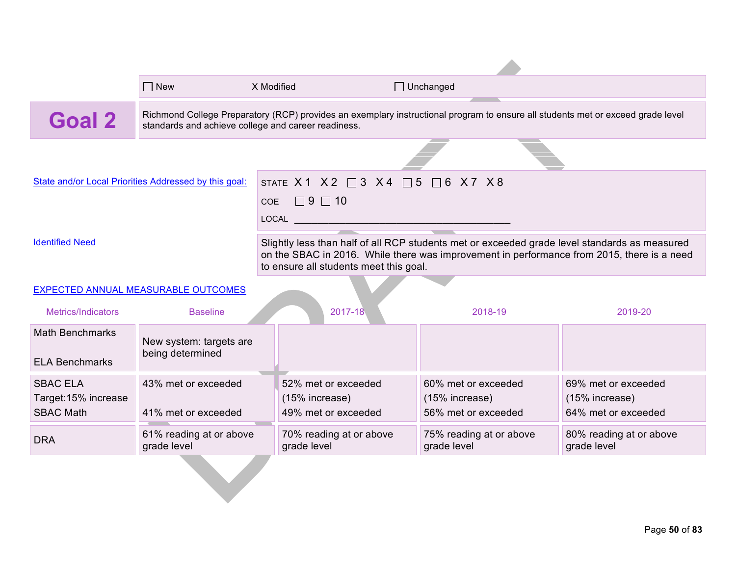☐ New X Modified ☐ Unchanged

## Goal 2

Richmond College Preparatory (RCP) provides an exemplary instructional program to ensure all students met or exceed grade level standards and achieve college and career readiness.

State and/or Local Priorities Addressed by this goal:

STATE X 1 X 2 ☐ 3 X 4 ☐ 5 ☐ 6 X 7 X 8

COE ☐ 9 ☐ 10

LOCAL ___________________________________________

Identified Need

Slightly less than half of all RCP students met or exceeded grade level standards as measured on the SBAC in 2016. While there was improvement in performance from 2015, there is a need to ensure all students meet this goal.

EXPECTED ANNUAL MEASURABLE OUTCOMES

| Metrics/Indicators | Baseline | 2017-18 | 2018-19 | 2019-20 |
|---|---|---|---|---|
| Math Benchmarks<br><br>ELA Benchmarks | New system: targets are being determined | | | |
| SBAC ELA<br>Target:15% increase<br>SBAC Math | 43% met or exceeded<br><br>41% met or exceeded | 52% met or exceeded<br>(15% increase)<br>49% met or exceeded | 60% met or exceeded<br>(15% increase)<br>56% met or exceeded | 69% met or exceeded<br>(15% increase)<br>64% met or exceeded |
| DRA | 61% reading at or above grade level | 70% reading at or above grade level | 75% reading at or above grade level | 80% reading at or above grade level |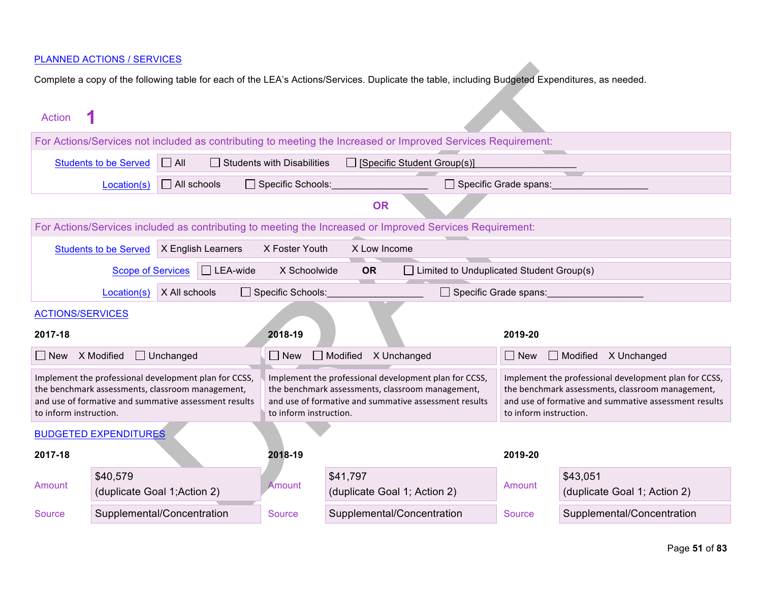PLANNED ACTIONS / SERVICES

Complete a copy of the following table for each of the LEA's Actions/Services. Duplicate the table, including Budgeted Expenditures, as needed.

Action **1**

| For Actions/Services not included as contributing to meeting the Increased or Improved Services Requirement: | |
|---|---|
| Students to be Served | ☐ All ☐ Students with Disabilities ☐ [Specific Student Group(s)]__________________ |
| Location(s) | ☐ All schools ☐ Specific Schools:_________________ ☐ Specific Grade spans:_________________ |

**OR**

| For Actions/Services included as contributing to meeting the Increased or Improved Services Requirement: | |
|---|---|
| Students to be Served | X English Learners X Foster Youth X Low Income |
| Scope of Services | ☐ LEA-wide X Schoolwide **OR** ☐ Limited to Unduplicated Student Group(s) |
| Location(s) | X All schools ☐ Specific Schools:_________________ ☐ Specific Grade spans:_________________ |

ACTIONS/SERVICES

| 2017-18 | 2018-19 | 2019-20 |
|---|---|---|
| ☐ New X Modified ☐ Unchanged | ☐ New ☐ Modified X Unchanged | ☐ New ☐ Modified X Unchanged |
| Implement the professional development plan for CCSS, the benchmark assessments, classroom management, and use of formative and summative assessment results to inform instruction. | Implement the professional development plan for CCSS, the benchmark assessments, classroom management, and use of formative and summative assessment results to inform instruction. | Implement the professional development plan for CCSS, the benchmark assessments, classroom management, and use of formative and summative assessment results to inform instruction. |

BUDGETED EXPENDITURES

| | 2017-18 | | 2018-19 | | 2019-20 |
|---|---|---|---|---|---|
| Amount | $40,579 (duplicate Goal 1;Action 2) | Amount | $41,797 (duplicate Goal 1; Action 2) | Amount | $43,051 (duplicate Goal 1; Action 2) |
| Source | Supplemental/Concentration | Source | Supplemental/Concentration | Source | Supplemental/Concentration |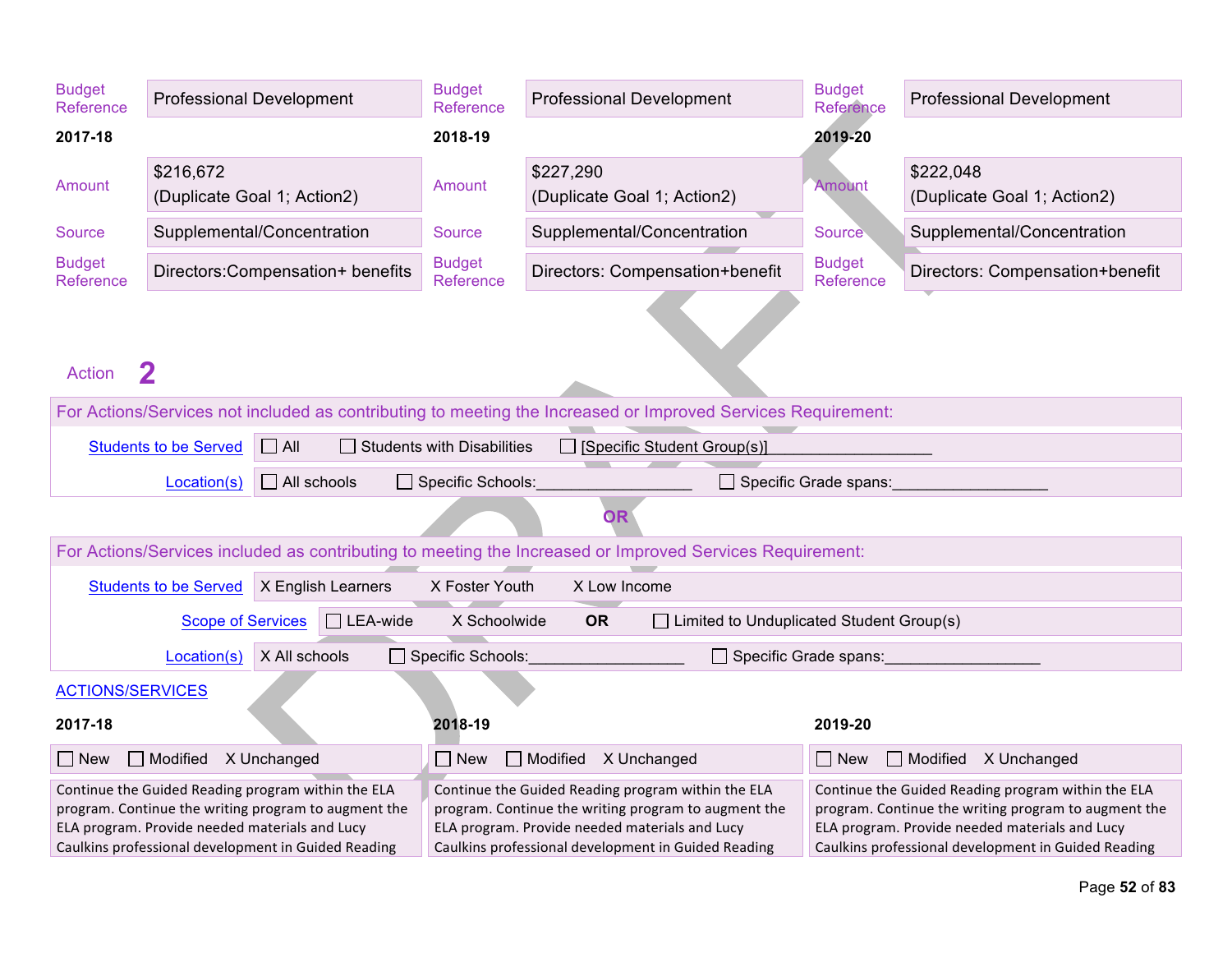| Budget Reference | Professional Development | Budget Reference | Professional Development | Budget Reference | Professional Development |
|---|---|---|---|---|---|
| **2017-18** | | **2018-19** | | **2019-20** | |
| Amount | $216,672 (Duplicate Goal 1; Action2) | Amount | $227,290 (Duplicate Goal 1; Action2) | Amount | $222,048 (Duplicate Goal 1; Action2) |
| Source | Supplemental/Concentration | Source | Supplemental/Concentration | Source | Supplemental/Concentration |
| Budget Reference | Directors:Compensation+ benefits | Budget Reference | Directors: Compensation+benefit | Budget Reference | Directors: Compensation+benefit |

## Action 2

**For Actions/Services not included as contributing to meeting the Increased or Improved Services Requirement:**

| | |
|---|---|
| Students to be Served | ☐ All ☐ Students with Disabilities ☐ [Specific Student Group(s)]__________________ |
| Location(s) | ☐ All schools ☐ Specific Schools:__________________ ☐ Specific Grade spans:__________________ |

**OR**

**For Actions/Services included as contributing to meeting the Increased or Improved Services Requirement:**

| | |
|---|---|
| Students to be Served | X English Learners X Foster Youth X Low Income |
| Scope of Services | ☐ LEA-wide X Schoolwide **OR** ☐ Limited to Unduplicated Student Group(s) |
| Location(s) | X All schools ☐ Specific Schools:__________________ ☐ Specific Grade spans:__________________ |

ACTIONS/SERVICES

| 2017-18 | 2018-19 | 2019-20 |
|---|---|---|
| ☐ New ☐ Modified X Unchanged | ☐ New ☐ Modified X Unchanged | ☐ New ☐ Modified X Unchanged |
| Continue the Guided Reading program within the ELA program. Continue the writing program to augment the ELA program. Provide needed materials and Lucy Caulkins professional development in Guided Reading | Continue the Guided Reading program within the ELA program. Continue the writing program to augment the ELA program. Provide needed materials and Lucy Caulkins professional development in Guided Reading | Continue the Guided Reading program within the ELA program. Continue the writing program to augment the ELA program. Provide needed materials and Lucy Caulkins professional development in Guided Reading |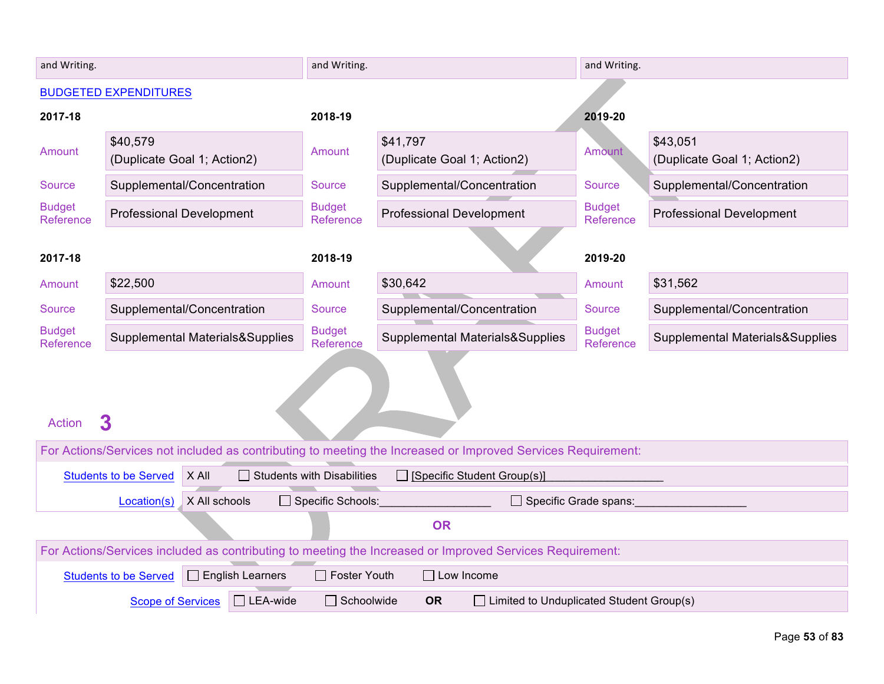| and Writing. | and Writing. | and Writing. |
|---|---|---|

BUDGETED EXPENDITURES

| 2017-18 | | 2018-19 | | 2019-20 | |
|---|---|---|---|---|---|
| Amount | $40,579 (Duplicate Goal 1; Action2) | Amount | $41,797 (Duplicate Goal 1; Action2) | Amount | $43,051 (Duplicate Goal 1; Action2) |
| Source | Supplemental/Concentration | Source | Supplemental/Concentration | Source | Supplemental/Concentration |
| Budget Reference | Professional Development | Budget Reference | Professional Development | Budget Reference | Professional Development |

| 2017-18 | | 2018-19 | | 2019-20 | |
|---|---|---|---|---|---|
| Amount | $22,500 | Amount | $30,642 | Amount | $31,562 |
| Source | Supplemental/Concentration | Source | Supplemental/Concentration | Source | Supplemental/Concentration |
| Budget Reference | Supplemental Materials&Supplies | Budget Reference | Supplemental Materials&Supplies | Budget Reference | Supplemental Materials&Supplies |

Action **3**

For Actions/Services not included as contributing to meeting the Increased or Improved Services Requirement:

| | |
|---|---|
| Students to be Served | X All ☐ Students with Disabilities ☐ [Specific Student Group(s)]__________________ |
| Location(s) | X All schools ☐ Specific Schools:__________________ ☐ Specific Grade spans:__________________ |

**OR**

For Actions/Services included as contributing to meeting the Increased or Improved Services Requirement:

| | |
|---|---|
| Students to be Served | ☐ English Learners ☐ Foster Youth ☐ Low Income |
| Scope of Services | ☐ LEA-wide ☐ Schoolwide **OR** ☐ Limited to Unduplicated Student Group(s) |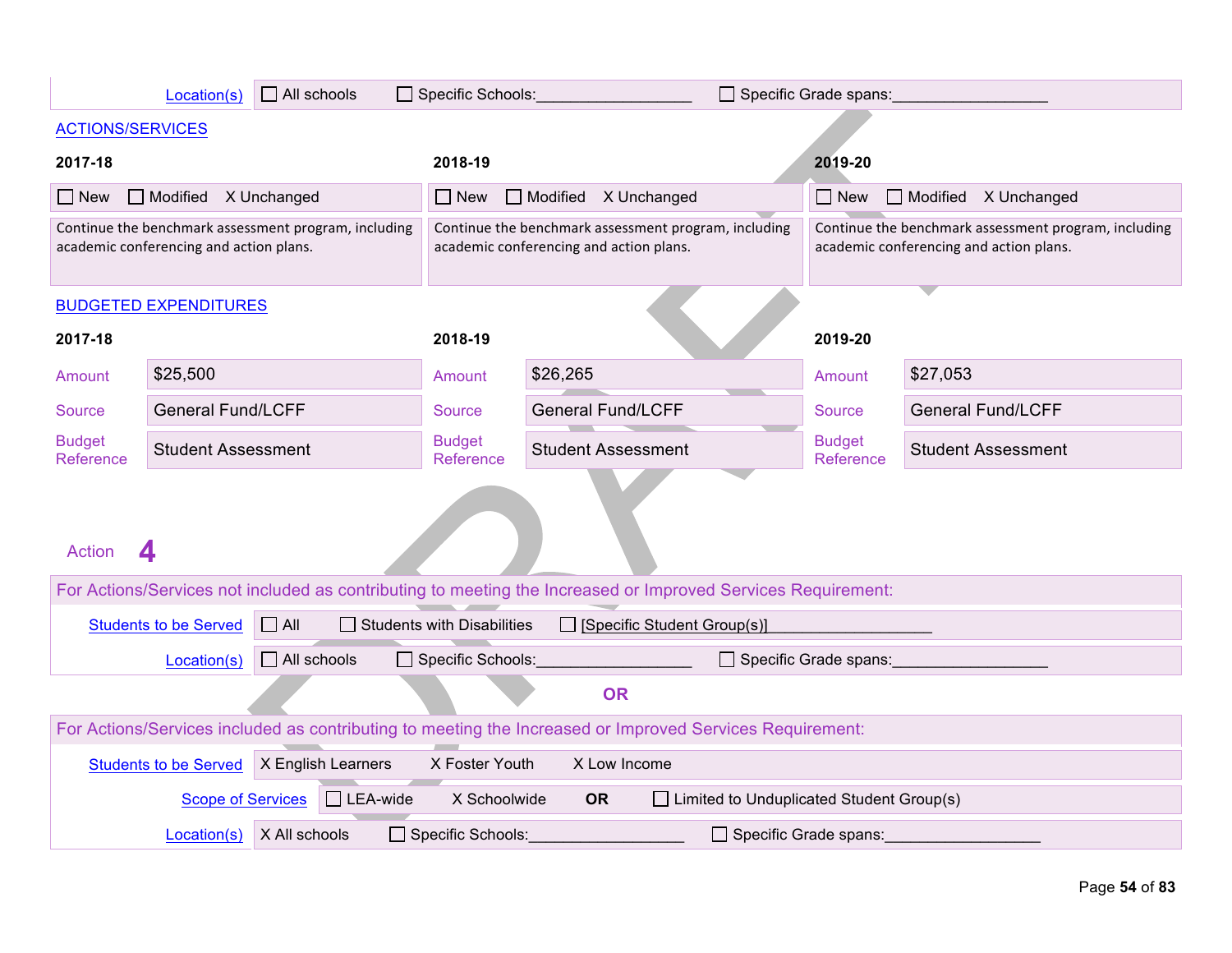| Location(s) | ☐ All schools | ☐ Specific Schools:__________________ | ☐ Specific Grade spans:__________________ |
|---|---|---|---|

**ACTIONS/SERVICES**

| 2017-18 | 2018-19 | 2019-20 |
|---|---|---|
| ☐ New ☐ Modified X Unchanged | ☐ New ☐ Modified X Unchanged | ☐ New ☐ Modified X Unchanged |
| Continue the benchmark assessment program, including academic conferencing and action plans. | Continue the benchmark assessment program, including academic conferencing and action plans. | Continue the benchmark assessment program, including academic conferencing and action plans. |

**BUDGETED EXPENDITURES**

| | 2017-18 | | 2018-19 | | 2019-20 |
|---|---|---|---|---|---|
| Amount | $25,500 | Amount | $26,265 | Amount | $27,053 |
| Source | General Fund/LCFF | Source | General Fund/LCFF | Source | General Fund/LCFF |
| Budget Reference | Student Assessment | Budget Reference | Student Assessment | Budget Reference | Student Assessment |

## Action 4

For Actions/Services not included as contributing to meeting the Increased or Improved Services Requirement:

| Students to be Served | ☐ All | ☐ Students with Disabilities | ☐ [Specific Student Group(s)]__________________ |
|---|---|---|---|
| Location(s) | ☐ All schools | ☐ Specific Schools:__________________ | ☐ Specific Grade spans:__________________ |

**OR**

For Actions/Services included as contributing to meeting the Increased or Improved Services Requirement:

| Students to be Served | X English Learners | X Foster Youth | X Low Income |
|---|---|---|---|
| Scope of Services | ☐ LEA-wide | X Schoolwide **OR** | ☐ Limited to Unduplicated Student Group(s) |
| Location(s) | X All schools | ☐ Specific Schools:__________________ | ☐ Specific Grade spans:__________________ |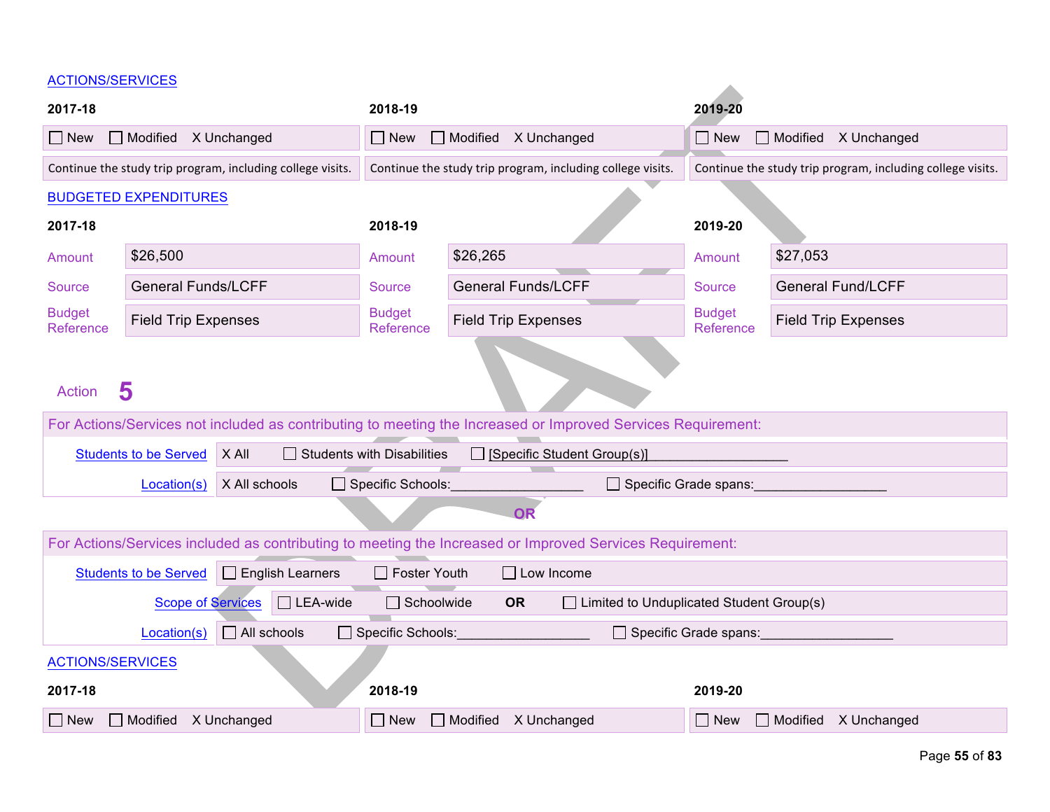ACTIONS/SERVICES

| 2017-18 | 2018-19 | 2019-20 |
|---|---|---|
| ☐ New ☐ Modified X Unchanged | ☐ New ☐ Modified X Unchanged | ☐ New ☐ Modified X Unchanged |
| Continue the study trip program, including college visits. | Continue the study trip program, including college visits. | Continue the study trip program, including college visits. |

BUDGETED EXPENDITURES

| | 2017-18 | | 2018-19 | | 2019-20 |
|---|---|---|---|---|---|
| Amount | $26,500 | Amount | $26,265 | Amount | $27,053 |
| Source | General Funds/LCFF | Source | General Funds/LCFF | Source | General Fund/LCFF |
| Budget Reference | Field Trip Expenses | Budget Reference | Field Trip Expenses | Budget Reference | Field Trip Expenses |

Action **5**

For Actions/Services not included as contributing to meeting the Increased or Improved Services Requirement:

| | |
|---|---|
| Students to be Served | X All ☐ Students with Disabilities ☐ [Specific Student Group(s)]__________________ |
| Location(s) | X All schools ☐ Specific Schools:__________________ ☐ Specific Grade spans:__________________ |

**OR**

For Actions/Services included as contributing to meeting the Increased or Improved Services Requirement:

| | |
|---|---|
| Students to be Served | ☐ English Learners ☐ Foster Youth ☐ Low Income |
| Scope of Services | ☐ LEA-wide ☐ Schoolwide **OR** ☐ Limited to Unduplicated Student Group(s) |
| Location(s) | ☐ All schools ☐ Specific Schools:__________________ ☐ Specific Grade spans:__________________ |

ACTIONS/SERVICES

| 2017-18 | 2018-19 | 2019-20 |
|---|---|---|
| ☐ New ☐ Modified X Unchanged | ☐ New ☐ Modified X Unchanged | ☐ New ☐ Modified X Unchanged |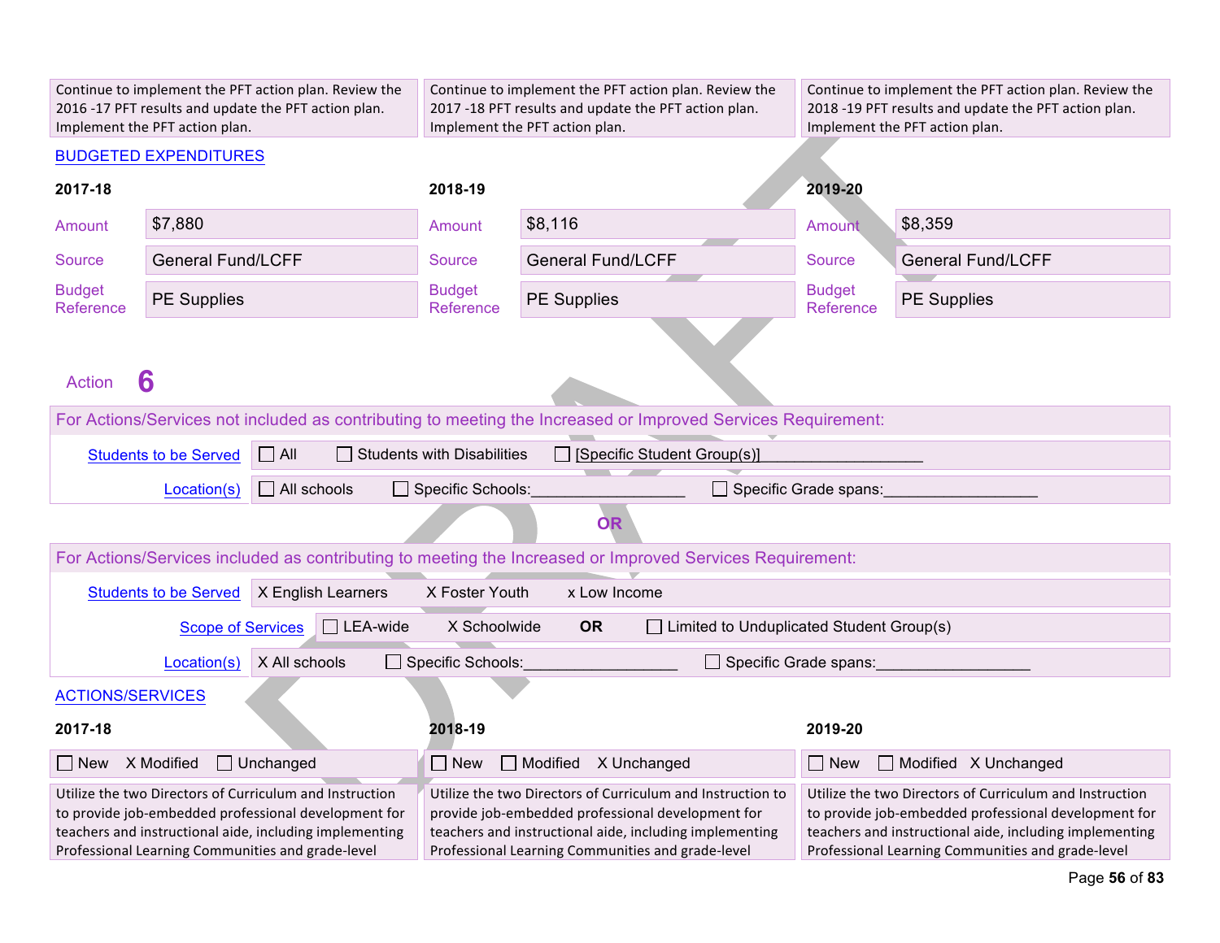| | | |
|---|---|---|
| Continue to implement the PFT action plan. Review the 2016 -17 PFT results and update the PFT action plan. Implement the PFT action plan. | Continue to implement the PFT action plan. Review the 2017 -18 PFT results and update the PFT action plan. Implement the PFT action plan. | Continue to implement the PFT action plan. Review the 2018 -19 PFT results and update the PFT action plan. Implement the PFT action plan. |

BUDGETED EXPENDITURES

| | 2017-18 | | 2018-19 | | 2019-20 |
|---|---|---|---|---|---|
| Amount | $7,880 | Amount | $8,116 | Amount | $8,359 |
| Source | General Fund/LCFF | Source | General Fund/LCFF | Source | General Fund/LCFF |
| Budget Reference | PE Supplies | Budget Reference | PE Supplies | Budget Reference | PE Supplies |

Action **6**

For Actions/Services not included as contributing to meeting the Increased or Improved Services Requirement:

| | |
|---|---|
| Students to be Served | ☐ All ☐ Students with Disabilities ☐ [Specific Student Group(s)]__________________ |
| Location(s) | ☐ All schools ☐ Specific Schools:__________________ ☐ Specific Grade spans:__________________ |

**OR**

For Actions/Services included as contributing to meeting the Increased or Improved Services Requirement:

| | |
|---|---|
| Students to be Served | X English Learners X Foster Youth x Low Income |
| Scope of Services | ☐ LEA-wide X Schoolwide **OR** ☐ Limited to Unduplicated Student Group(s) |
| Location(s) | X All schools ☐ Specific Schools:__________________ ☐ Specific Grade spans:__________________ |

ACTIONS/SERVICES

| 2017-18 | 2018-19 | 2019-20 |
|---|---|---|
| ☐ New X Modified ☐ Unchanged | ☐ New ☐ Modified X Unchanged | ☐ New ☐ Modified X Unchanged |
| Utilize the two Directors of Curriculum and Instruction to provide job-embedded professional development for teachers and instructional aide, including implementing Professional Learning Communities and grade-level | Utilize the two Directors of Curriculum and Instruction to provide job-embedded professional development for teachers and instructional aide, including implementing Professional Learning Communities and grade-level | Utilize the two Directors of Curriculum and Instruction to provide job-embedded professional development for teachers and instructional aide, including implementing Professional Learning Communities and grade-level |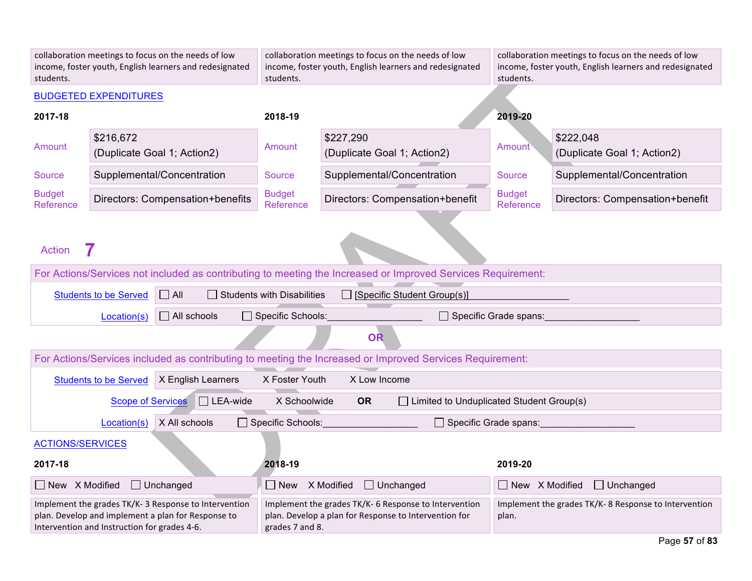| 2017-18 | 2018-19 | 2019-20 |
|---|---|---|
| collaboration meetings to focus on the needs of low income, foster youth, English learners and redesignated students. | collaboration meetings to focus on the needs of low income, foster youth, English learners and redesignated students. | collaboration meetings to focus on the needs of low income, foster youth, English learners and redesignated students. |

BUDGETED EXPENDITURES

| | 2017-18 | | 2018-19 | | 2019-20 |
|---|---|---|---|---|---|
| Amount | $216,672 (Duplicate Goal 1; Action2) | Amount | $227,290 (Duplicate Goal 1; Action2) | Amount | $222,048 (Duplicate Goal 1; Action2) |
| Source | Supplemental/Concentration | Source | Supplemental/Concentration | Source | Supplemental/Concentration |
| Budget Reference | Directors: Compensation+benefits | Budget Reference | Directors: Compensation+benefit | Budget Reference | Directors: Compensation+benefit |

Action 7

For Actions/Services not included as contributing to meeting the Increased or Improved Services Requirement:

| | |
|---|---|
| Students to be Served | ☐ All ☐ Students with Disabilities ☐ [Specific Student Group(s)]__________________ |
| Location(s) | ☐ All schools ☐ Specific Schools:_________________ ☐ Specific Grade spans:_________________ |

OR

For Actions/Services included as contributing to meeting the Increased or Improved Services Requirement:

| | |
|---|---|
| Students to be Served | X English Learners X Foster Youth X Low Income |
| Scope of Services | ☐ LEA-wide X Schoolwide **OR** ☐ Limited to Unduplicated Student Group(s) |
| Location(s) | X All schools ☐ Specific Schools:_________________ ☐ Specific Grade spans:_________________ |

ACTIONS/SERVICES

| 2017-18 | 2018-19 | 2019-20 |
|---|---|---|
| ☐ New X Modified ☐ Unchanged | ☐ New X Modified ☐ Unchanged | ☐ New X Modified ☐ Unchanged |
| Implement the grades TK/K- 3 Response to Intervention plan. Develop and implement a plan for Response to Intervention and Instruction for grades 4-6. | Implement the grades TK/K- 6 Response to Intervention plan. Develop a plan for Response to Intervention for grades 7 and 8. | Implement the grades TK/K- 8 Response to Intervention plan. |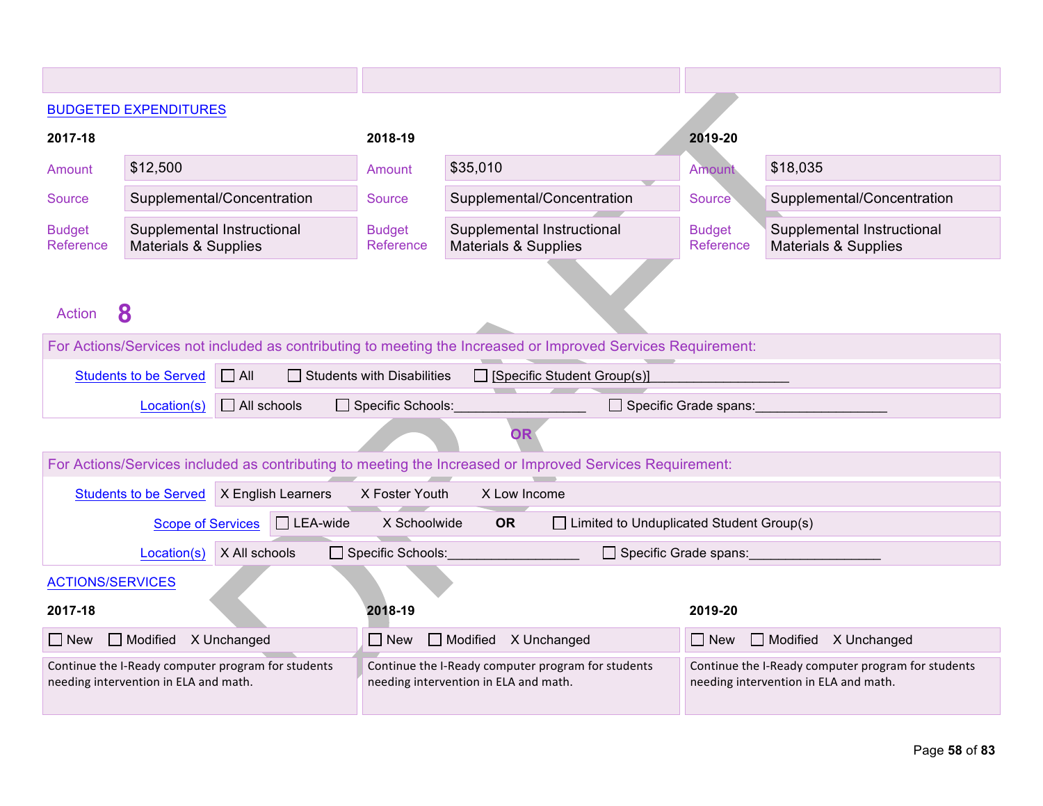| | | |
|---|---|---|
| | | |

BUDGETED EXPENDITURES

| 2017-18 | | 2018-19 | | 2019-20 | |
|---|---|---|---|---|---|
| Amount | $12,500 | Amount | $35,010 | Amount | $18,035 |
| Source | Supplemental/Concentration | Source | Supplemental/Concentration | Source | Supplemental/Concentration |
| Budget Reference | Supplemental Instructional Materials & Supplies | Budget Reference | Supplemental Instructional Materials & Supplies | Budget Reference | Supplemental Instructional Materials & Supplies |

Action **8**

For Actions/Services not included as contributing to meeting the Increased or Improved Services Requirement:

| | |
|---|---|
| Students to be Served | ☐ All ☐ Students with Disabilities ☐ [Specific Student Group(s)]__________________ |
| Location(s) | ☐ All schools ☐ Specific Schools:__________________ ☐ Specific Grade spans:__________________ |

**OR**

For Actions/Services included as contributing to meeting the Increased or Improved Services Requirement:

| | |
|---|---|
| Students to be Served | X English Learners X Foster Youth X Low Income |
| Scope of Services | ☐ LEA-wide X Schoolwide **OR** ☐ Limited to Unduplicated Student Group(s) |
| Location(s) | X All schools ☐ Specific Schools:__________________ ☐ Specific Grade spans:__________________ |

ACTIONS/SERVICES

| 2017-18 | 2018-19 | 2019-20 |
|---|---|---|
| ☐ New ☐ Modified X Unchanged | ☐ New ☐ Modified X Unchanged | ☐ New ☐ Modified X Unchanged |
| Continue the I-Ready computer program for students needing intervention in ELA and math. | Continue the I-Ready computer program for students needing intervention in ELA and math. | Continue the I-Ready computer program for students needing intervention in ELA and math. |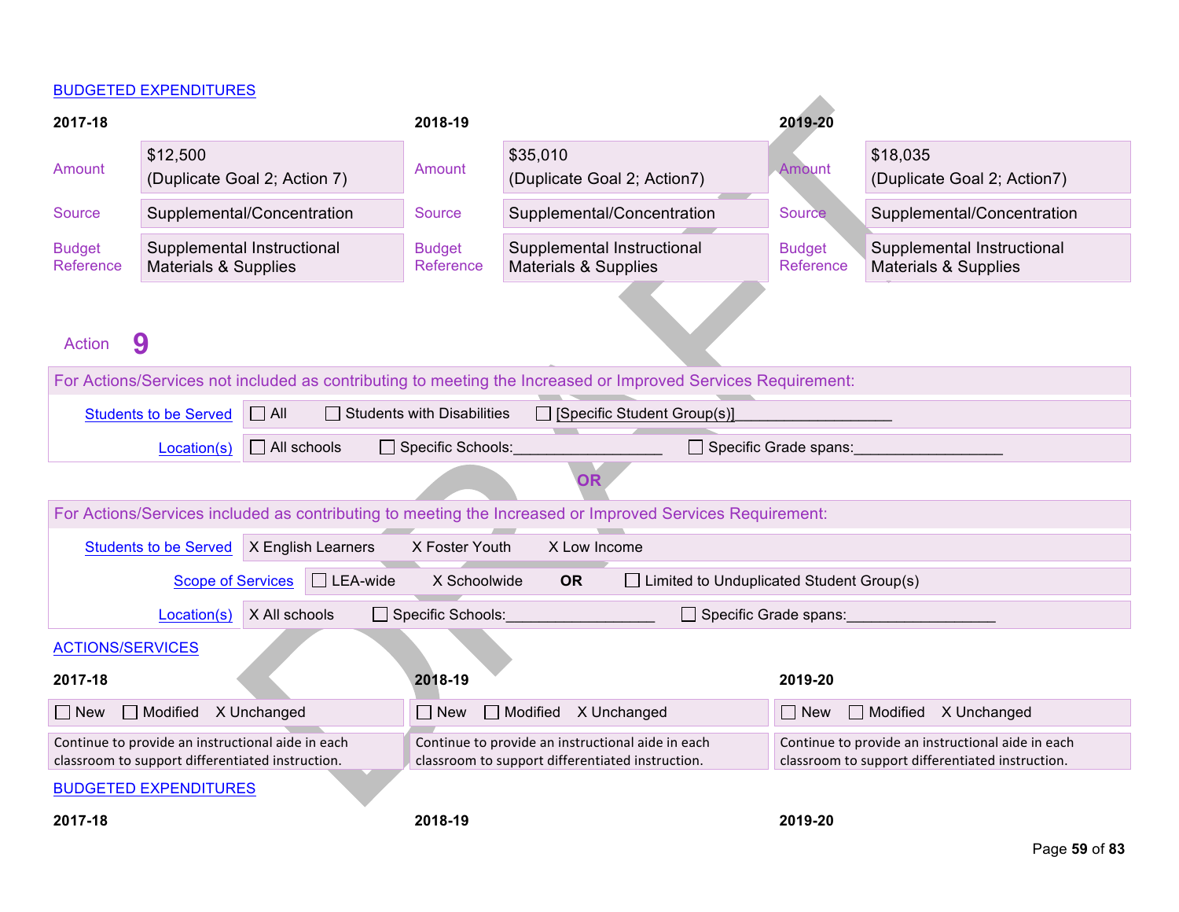BUDGETED EXPENDITURES

| | 2017-18 | | 2018-19 | | 2019-20 |
|---|---|---|---|---|---|
| Amount | $12,500 (Duplicate Goal 2; Action 7) | Amount | $35,010 (Duplicate Goal 2; Action7) | Amount | $18,035 (Duplicate Goal 2; Action7) |
| Source | Supplemental/Concentration | Source | Supplemental/Concentration | Source | Supplemental/Concentration |
| Budget Reference | Supplemental Instructional Materials & Supplies | Budget Reference | Supplemental Instructional Materials & Supplies | Budget Reference | Supplemental Instructional Materials & Supplies |

## Action 9

For Actions/Services not included as contributing to meeting the Increased or Improved Services Requirement:

| | |
|---|---|
| Students to be Served | ☐ All ☐ Students with Disabilities ☐ [Specific Student Group(s)]__________________ |
| Location(s) | ☐ All schools ☐ Specific Schools:__________________ ☐ Specific Grade spans:__________________ |

**OR**

For Actions/Services included as contributing to meeting the Increased or Improved Services Requirement:

| | |
|---|---|
| Students to be Served | X English Learners X Foster Youth X Low Income |
| Scope of Services | ☐ LEA-wide X Schoolwide **OR** ☐ Limited to Unduplicated Student Group(s) |
| Location(s) | X All schools ☐ Specific Schools:__________________ ☐ Specific Grade spans:__________________ |

ACTIONS/SERVICES

| 2017-18 | 2018-19 | 2019-20 |
|---|---|---|
| ☐ New ☐ Modified X Unchanged | ☐ New ☐ Modified X Unchanged | ☐ New ☐ Modified X Unchanged |
| Continue to provide an instructional aide in each classroom to support differentiated instruction. | Continue to provide an instructional aide in each classroom to support differentiated instruction. | Continue to provide an instructional aide in each classroom to support differentiated instruction. |

BUDGETED EXPENDITURES

| 2017-18 | 2018-19 | 2019-20 |
|---|---|---|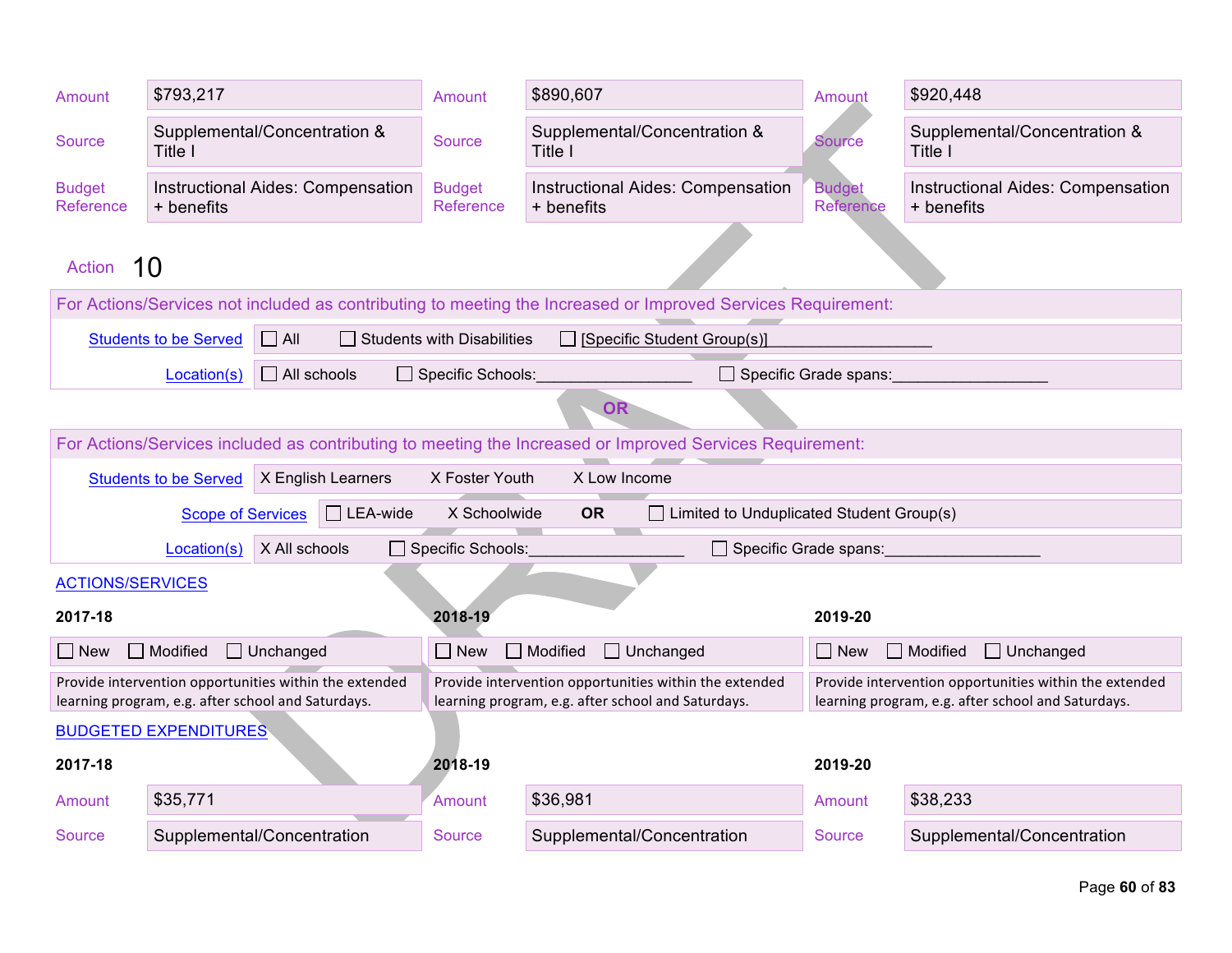| | 2017-18 | | 2018-19 | | 2019-20 |
|---|---|---|---|---|---|
| Amount | $793,217 | Amount | $890,607 | Amount | $920,448 |
| Source | Supplemental/Concentration & Title I | Source | Supplemental/Concentration & Title I | Source | Supplemental/Concentration & Title I |
| Budget Reference | Instructional Aides: Compensation + benefits | Budget Reference | Instructional Aides: Compensation + benefits | Budget Reference | Instructional Aides: Compensation + benefits |

## Action 10

**For Actions/Services not included as contributing to meeting the Increased or Improved Services Requirement:**

| | |
|---|---|
| Students to be Served | ☐ All ☐ Students with Disabilities ☐ [Specific Student Group(s)]__________________ |
| Location(s) | ☐ All schools ☐ Specific Schools:_________________ ☐ Specific Grade spans:_________________ |

**OR**

**For Actions/Services included as contributing to meeting the Increased or Improved Services Requirement:**

| | |
|---|---|
| Students to be Served | X English Learners X Foster Youth X Low Income |
| Scope of Services | ☐ LEA-wide X Schoolwide **OR** ☐ Limited to Unduplicated Student Group(s) |
| Location(s) | X All schools ☐ Specific Schools:_________________ ☐ Specific Grade spans:_________________ |

### ACTIONS/SERVICES

| 2017-18 | 2018-19 | 2019-20 |
|---|---|---|
| ☐ New ☐ Modified ☐ Unchanged | ☐ New ☐ Modified ☐ Unchanged | ☐ New ☐ Modified ☐ Unchanged |
| Provide intervention opportunities within the extended learning program, e.g. after school and Saturdays. | Provide intervention opportunities within the extended learning program, e.g. after school and Saturdays. | Provide intervention opportunities within the extended learning program, e.g. after school and Saturdays. |

### BUDGETED EXPENDITURES

| | 2017-18 | | 2018-19 | | 2019-20 |
|---|---|---|---|---|---|
| Amount | $35,771 | Amount | $36,981 | Amount | $38,233 |
| Source | Supplemental/Concentration | Source | Supplemental/Concentration | Source | Supplemental/Concentration |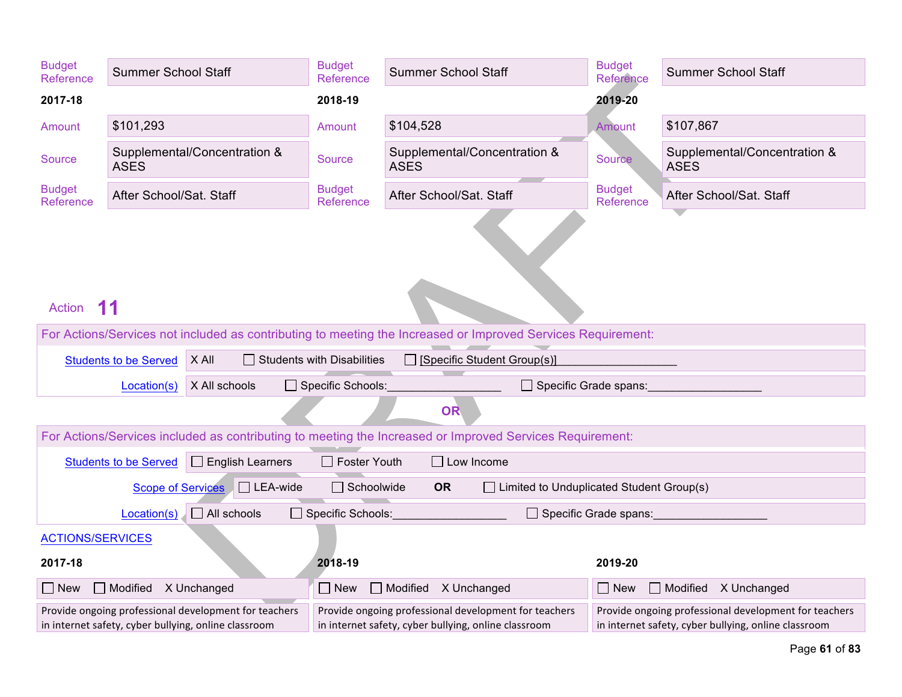| | 2017-18 | | 2018-19 | | 2019-20 |
|---|---|---|---|---|---|
| Budget Reference | Summer School Staff | Budget Reference | Summer School Staff | Budget Reference | Summer School Staff |
| Amount | $101,293 | Amount | $104,528 | Amount | $107,867 |
| Source | Supplemental/Concentration & ASES | Source | Supplemental/Concentration & ASES | Source | Supplemental/Concentration & ASES |
| Budget Reference | After School/Sat. Staff | Budget Reference | After School/Sat. Staff | Budget Reference | After School/Sat. Staff |

## Action 11

**For Actions/Services not included as contributing to meeting the Increased or Improved Services Requirement:**

| | |
|---|---|
| Students to be Served | X All ☐ Students with Disabilities ☐ [Specific Student Group(s)]__________________ |
| Location(s) | X All schools ☐ Specific Schools:__________________ ☐ Specific Grade spans:__________________ |

**OR**

**For Actions/Services included as contributing to meeting the Increased or Improved Services Requirement:**

| | |
|---|---|
| Students to be Served | ☐ English Learners ☐ Foster Youth ☐ Low Income |
| Scope of Services | ☐ LEA-wide ☐ Schoolwide **OR** ☐ Limited to Unduplicated Student Group(s) |
| Location(s) | ☐ All schools ☐ Specific Schools:__________________ ☐ Specific Grade spans:__________________ |

ACTIONS/SERVICES

| 2017-18 | 2018-19 | 2019-20 |
|---|---|---|
| ☐ New ☐ Modified X Unchanged | ☐ New ☐ Modified X Unchanged | ☐ New ☐ Modified X Unchanged |
| Provide ongoing professional development for teachers in internet safety, cyber bullying, online classroom | Provide ongoing professional development for teachers in internet safety, cyber bullying, online classroom | Provide ongoing professional development for teachers in internet safety, cyber bullying, online classroom |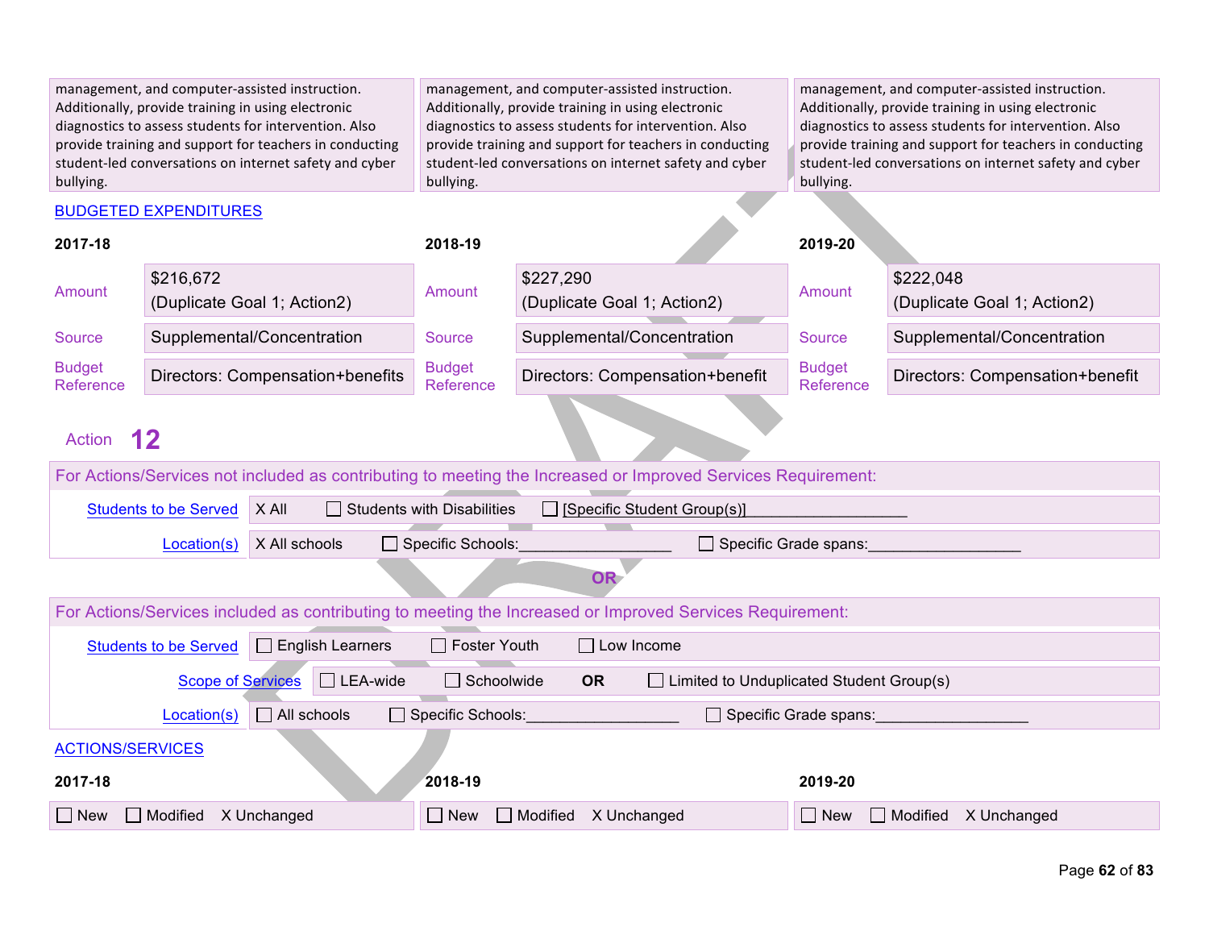| 2017-18 | 2018-19 | 2019-20 |
|---|---|---|
| management, and computer-assisted instruction. Additionally, provide training in using electronic diagnostics to assess students for intervention. Also provide training and support for teachers in conducting student-led conversations on internet safety and cyber bullying. | management, and computer-assisted instruction. Additionally, provide training in using electronic diagnostics to assess students for intervention. Also provide training and support for teachers in conducting student-led conversations on internet safety and cyber bullying. | management, and computer-assisted instruction. Additionally, provide training in using electronic diagnostics to assess students for intervention. Also provide training and support for teachers in conducting student-led conversations on internet safety and cyber bullying. |

## BUDGETED EXPENDITURES

| | 2017-18 | | 2018-19 | | 2019-20 |
|---|---|---|---|---|---|
| Amount | $216,672 (Duplicate Goal 1; Action2) | Amount | $227,290 (Duplicate Goal 1; Action2) | Amount | $222,048 (Duplicate Goal 1; Action2) |
| Source | Supplemental/Concentration | Source | Supplemental/Concentration | Source | Supplemental/Concentration |
| Budget Reference | Directors: Compensation+benefits | Budget Reference | Directors: Compensation+benefit | Budget Reference | Directors: Compensation+benefit |

## Action 12

**For Actions/Services not included as contributing to meeting the Increased or Improved Services Requirement:**

| | |
|---|---|
| Students to be Served | X All ☐ Students with Disabilities ☐ [Specific Student Group(s)]__________________ |
| Location(s) | X All schools ☐ Specific Schools:_________________ ☐ Specific Grade spans:_________________ |

**OR**

**For Actions/Services included as contributing to meeting the Increased or Improved Services Requirement:**

| | |
|---|---|
| Students to be Served | ☐ English Learners ☐ Foster Youth ☐ Low Income |
| Scope of Services | ☐ LEA-wide ☐ Schoolwide **OR** ☐ Limited to Unduplicated Student Group(s) |
| Location(s) | ☐ All schools ☐ Specific Schools:_________________ ☐ Specific Grade spans:_________________ |

## ACTIONS/SERVICES

| 2017-18 | 2018-19 | 2019-20 |
|---|---|---|
| ☐ New ☐ Modified X Unchanged | ☐ New ☐ Modified X Unchanged | ☐ New ☐ Modified X Unchanged |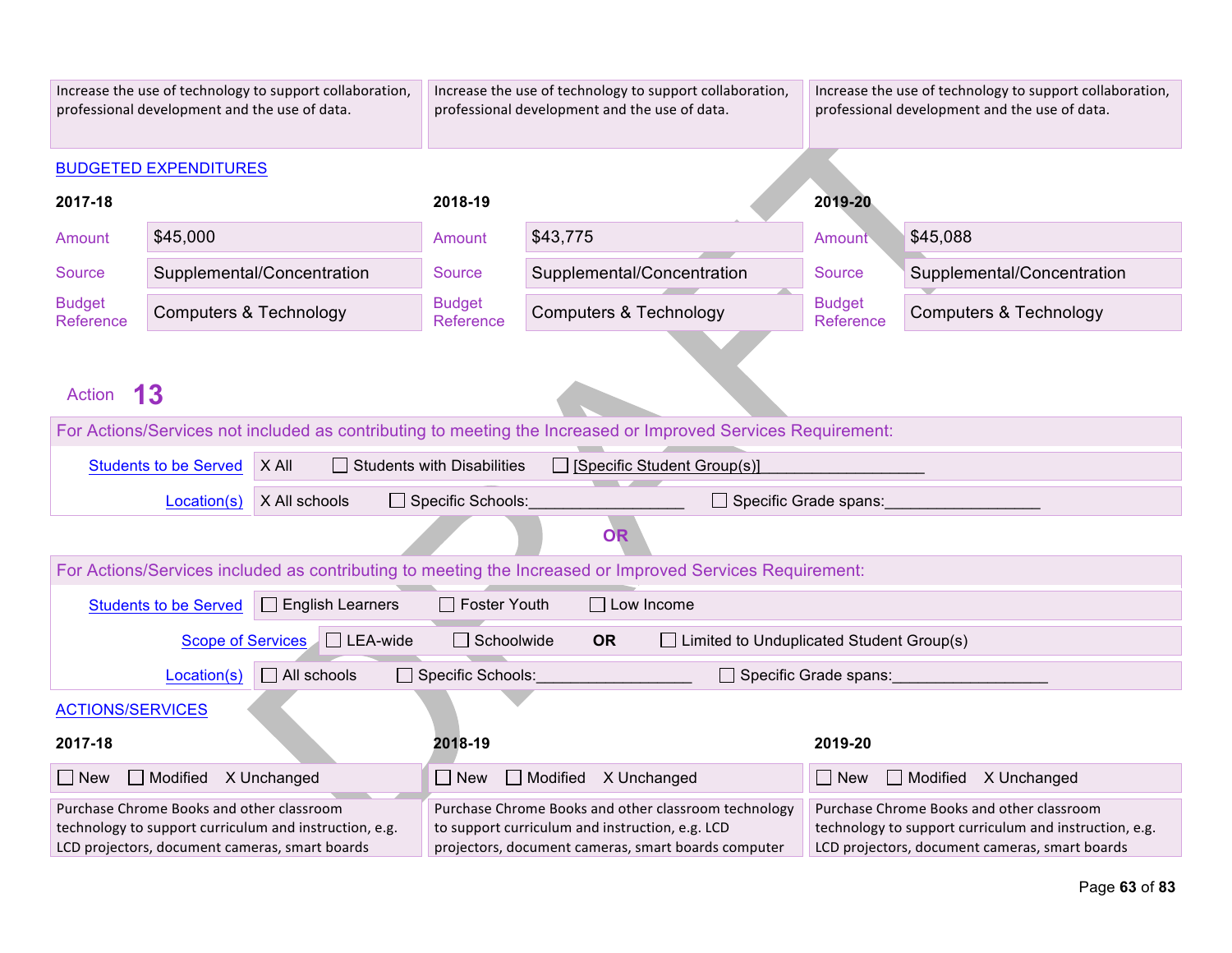| 2017-18 | 2018-19 | 2019-20 |
|---|---|---|
| Increase the use of technology to support collaboration, professional development and the use of data. | Increase the use of technology to support collaboration, professional development and the use of data. | Increase the use of technology to support collaboration, professional development and the use of data. |

BUDGETED EXPENDITURES

| | 2017-18 | 2018-19 | 2019-20 |
|---|---|---|---|
| Amount | $45,000 | $43,775 | $45,088 |
| Source | Supplemental/Concentration | Supplemental/Concentration | Supplemental/Concentration |
| Budget Reference | Computers & Technology | Computers & Technology | Computers & Technology |

## Action 13

For Actions/Services not included as contributing to meeting the Increased or Improved Services Requirement:

**Students to be Served:** X All ☐ Students with Disabilities ☐ [Specific Student Group(s)]__________________

**Location(s):** X All schools ☐ Specific Schools:__________________ ☐ Specific Grade spans:__________________

OR

For Actions/Services included as contributing to meeting the Increased or Improved Services Requirement:

**Students to be Served:** ☐ English Learners ☐ Foster Youth ☐ Low Income

**Scope of Services:** ☐ LEA-wide ☐ Schoolwide **OR** ☐ Limited to Unduplicated Student Group(s)

**Location(s):** ☐ All schools ☐ Specific Schools:__________________ ☐ Specific Grade spans:__________________

ACTIONS/SERVICES

| 2017-18 | 2018-19 | 2019-20 |
|---|---|---|
| ☐ New ☐ Modified X Unchanged | ☐ New ☐ Modified X Unchanged | ☐ New ☐ Modified X Unchanged |
| Purchase Chrome Books and other classroom technology to support curriculum and instruction, e.g. LCD projectors, document cameras, smart boards | Purchase Chrome Books and other classroom technology to support curriculum and instruction, e.g. LCD projectors, document cameras, smart boards computer | Purchase Chrome Books and other classroom technology to support curriculum and instruction, e.g. LCD projectors, document cameras, smart boards |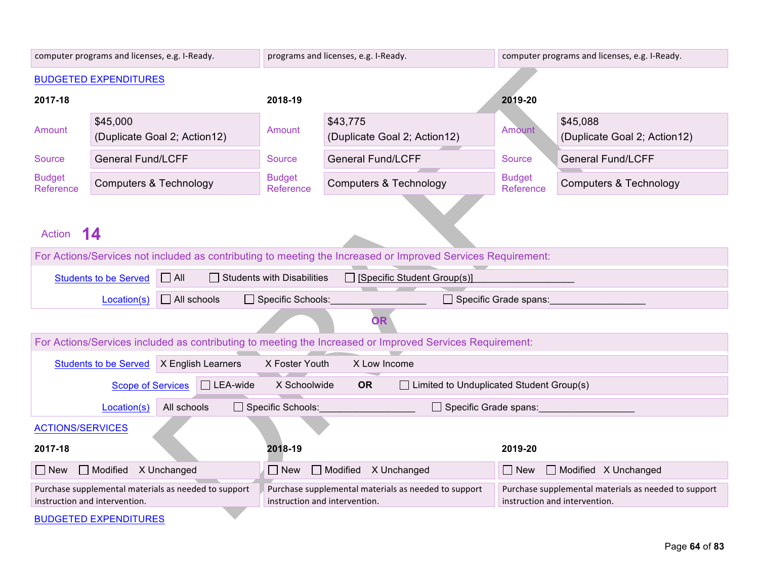| 2017-18 | 2018-19 | 2019-20 |
|---|---|---|
| computer programs and licenses, e.g. I-Ready. | programs and licenses, e.g. I-Ready. | computer programs and licenses, e.g. I-Ready. |

BUDGETED EXPENDITURES

| | 2017-18 | | 2018-19 | | 2019-20 |
|---|---|---|---|---|---|
| Amount | $45,000 (Duplicate Goal 2; Action12) | Amount | $43,775 (Duplicate Goal 2; Action12) | Amount | $45,088 (Duplicate Goal 2; Action12) |
| Source | General Fund/LCFF | Source | General Fund/LCFF | Source | General Fund/LCFF |
| Budget Reference | Computers & Technology | Budget Reference | Computers & Technology | Budget Reference | Computers & Technology |

## Action 14

For Actions/Services not included as contributing to meeting the Increased or Improved Services Requirement:

| | |
|---|---|
| Students to be Served | ☐ All ☐ Students with Disabilities ☐ [Specific Student Group(s)]__________________ |
| Location(s) | ☐ All schools ☐ Specific Schools:__________________ ☐ Specific Grade spans:__________________ |

**OR**

For Actions/Services included as contributing to meeting the Increased or Improved Services Requirement:

| | |
|---|---|
| Students to be Served | X English Learners X Foster Youth X Low Income |
| Scope of Services | ☐ LEA-wide X Schoolwide **OR** ☐ Limited to Unduplicated Student Group(s) |
| Location(s) | All schools ☐ Specific Schools:__________________ ☐ Specific Grade spans:__________________ |

ACTIONS/SERVICES

| 2017-18 | 2018-19 | 2019-20 |
|---|---|---|
| ☐ New ☐ Modified X Unchanged | ☐ New ☐ Modified X Unchanged | ☐ New ☐ Modified X Unchanged |
| Purchase supplemental materials as needed to support instruction and intervention. | Purchase supplemental materials as needed to support instruction and intervention. | Purchase supplemental materials as needed to support instruction and intervention. |

BUDGETED EXPENDITURES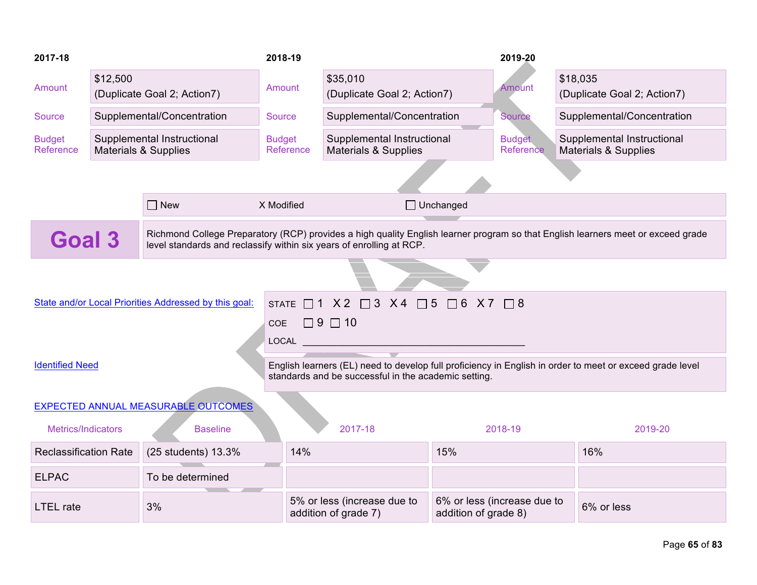| 2017-18 | | 2018-19 | | 2019-20 | |
|---|---|---|---|---|---|
| Amount | $12,500 (Duplicate Goal 2; Action7) | Amount | $35,010 (Duplicate Goal 2; Action7) | Amount | $18,035 (Duplicate Goal 2; Action7) |
| Source | Supplemental/Concentration | Source | Supplemental/Concentration | Source | Supplemental/Concentration |
| Budget Reference | Supplemental Instructional Materials & Supplies | Budget Reference | Supplemental Instructional Materials & Supplies | Budget Reference | Supplemental Instructional Materials & Supplies |

☐ New X Modified ☐ Unchanged

## Goal 3

Richmond College Preparatory (RCP) provides a high quality English learner program so that English learners meet or exceed grade level standards and reclassify within six years of enrolling at RCP.

State and/or Local Priorities Addressed by this goal:

STATE ☐ 1 X 2 ☐ 3 X 4 ☐ 5 ☐ 6 X 7 ☐ 8

COE ☐ 9 ☐ 10

LOCAL ___________________________________________

Identified Need

English learners (EL) need to develop full proficiency in English in order to meet or exceed grade level standards and be successful in the academic setting.

EXPECTED ANNUAL MEASURABLE OUTCOMES

| Metrics/Indicators | Baseline | 2017-18 | 2018-19 | 2019-20 |
|---|---|---|---|---|
| Reclassification Rate | (25 students) 13.3% | 14% | 15% | 16% |
| ELPAC | To be determined | | | |
| LTEL rate | 3% | 5% or less (increase due to addition of grade 7) | 6% or less (increase due to addition of grade 8) | 6% or less |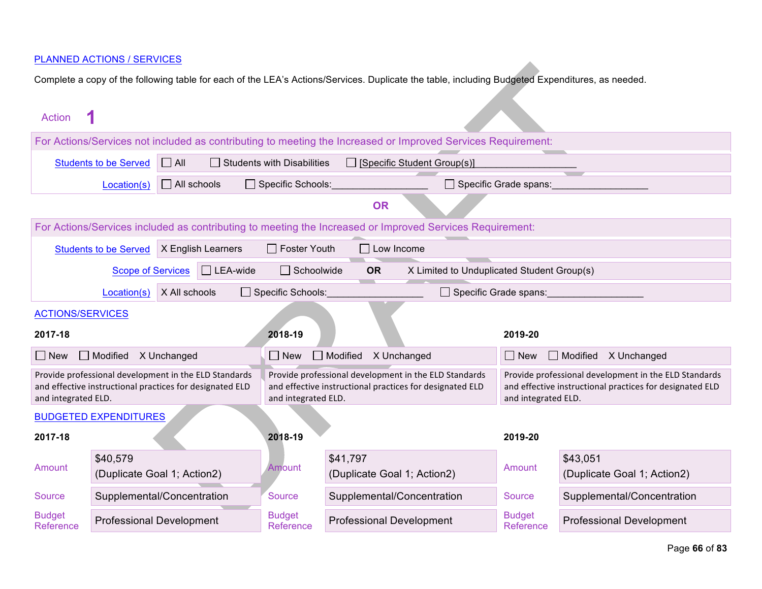PLANNED ACTIONS / SERVICES

Complete a copy of the following table for each of the LEA's Actions/Services. Duplicate the table, including Budgeted Expenditures, as needed.

Action **1**

| For Actions/Services not included as contributing to meeting the Increased or Improved Services Requirement: | | | |
|---|---|---|---|
| Students to be Served | ☐ All | ☐ Students with Disabilities | ☐ [Specific Student Group(s)]__________________ |
| Location(s) | ☐ All schools | ☐ Specific Schools:__________________ | ☐ Specific Grade spans:__________________ |

**OR**

| For Actions/Services included as contributing to meeting the Increased or Improved Services Requirement: | | | |
|---|---|---|---|
| Students to be Served | X English Learners | ☐ Foster Youth | ☐ Low Income |
| Scope of Services | ☐ LEA-wide | ☐ Schoolwide **OR** | X Limited to Unduplicated Student Group(s) |
| Location(s) | X All schools | ☐ Specific Schools:__________________ | ☐ Specific Grade spans:__________________ |

ACTIONS/SERVICES

| 2017-18 | 2018-19 | 2019-20 |
|---|---|---|
| ☐ New ☐ Modified X Unchanged | ☐ New ☐ Modified X Unchanged | ☐ New ☐ Modified X Unchanged |
| Provide professional development in the ELD Standards and effective instructional practices for designated ELD and integrated ELD. | Provide professional development in the ELD Standards and effective instructional practices for designated ELD and integrated ELD. | Provide professional development in the ELD Standards and effective instructional practices for designated ELD and integrated ELD. |

BUDGETED EXPENDITURES

| | 2017-18 | 2018-19 | 2019-20 |
|---|---|---|---|
| Amount | $40,579 (Duplicate Goal 1; Action2) | $41,797 (Duplicate Goal 1; Action2) | $43,051 (Duplicate Goal 1; Action2) |
| Source | Supplemental/Concentration | Supplemental/Concentration | Supplemental/Concentration |
| Budget Reference | Professional Development | Professional Development | Professional Development |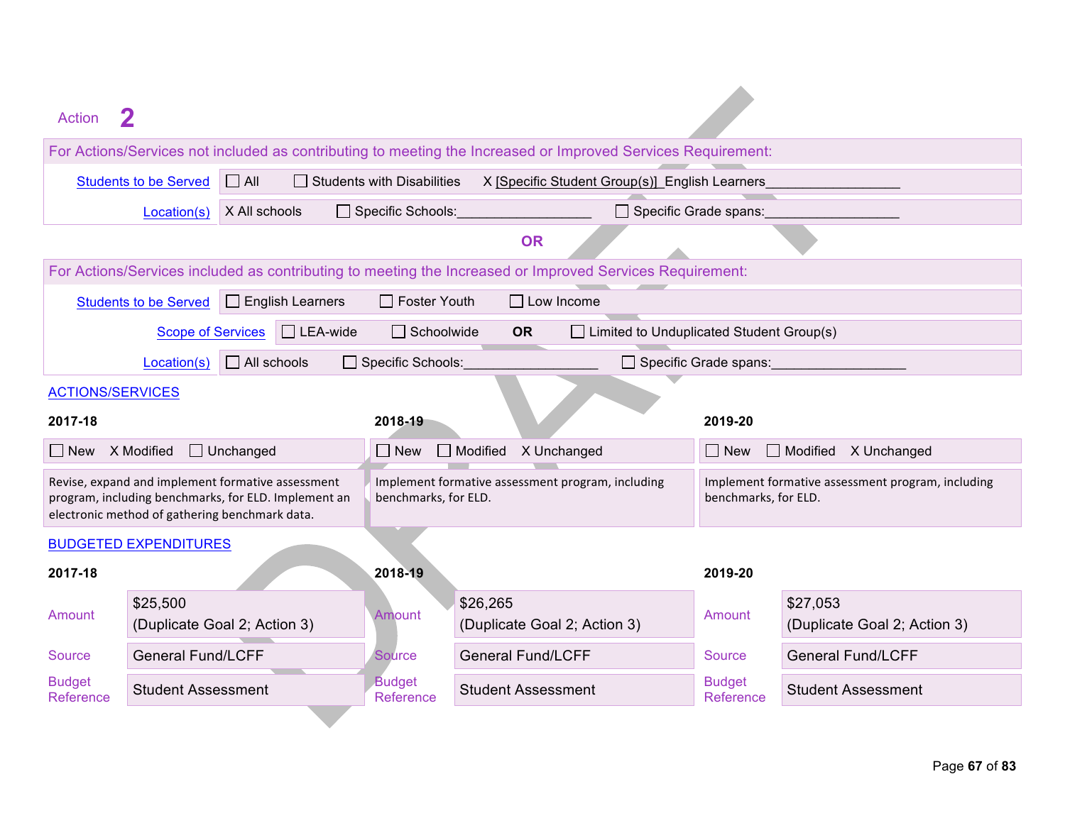## Action 2

| For Actions/Services not included as contributing to meeting the Increased or Improved Services Requirement: | |
|---|---|
| Students to be Served | ☐ All ☐ Students with Disabilities X [Specific Student Group(s)]_English Learners__________________ |
| Location(s) | X All schools ☐ Specific Schools:__________________ ☐ Specific Grade spans:__________________ |

**OR**

| For Actions/Services included as contributing to meeting the Increased or Improved Services Requirement: | |
|---|---|
| Students to be Served | ☐ English Learners ☐ Foster Youth ☐ Low Income |
| Scope of Services | ☐ LEA-wide ☐ Schoolwide **OR** ☐ Limited to Unduplicated Student Group(s) |
| Location(s) | ☐ All schools ☐ Specific Schools:__________________ ☐ Specific Grade spans:__________________ |

ACTIONS/SERVICES

| 2017-18 | 2018-19 | 2019-20 |
|---|---|---|
| ☐ New X Modified ☐ Unchanged | ☐ New ☐ Modified X Unchanged | ☐ New ☐ Modified X Unchanged |
| Revise, expand and implement formative assessment program, including benchmarks, for ELD. Implement an electronic method of gathering benchmark data. | Implement formative assessment program, including benchmarks, for ELD. | Implement formative assessment program, including benchmarks, for ELD. |

BUDGETED EXPENDITURES

| | 2017-18 | | 2018-19 | | 2019-20 |
|---|---|---|---|---|---|
| Amount | $25,500 (Duplicate Goal 2; Action 3) | Amount | $26,265 (Duplicate Goal 2; Action 3) | Amount | $27,053 (Duplicate Goal 2; Action 3) |
| Source | General Fund/LCFF | Source | General Fund/LCFF | Source | General Fund/LCFF |
| Budget Reference | Student Assessment | Budget Reference | Student Assessment | Budget Reference | Student Assessment |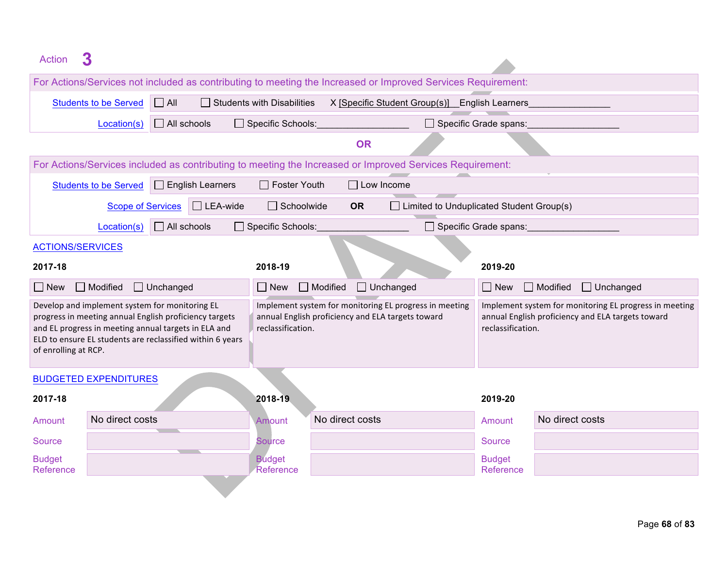Action 3

| For Actions/Services not included as contributing to meeting the Increased or Improved Services Requirement: | |
|---|---|
| Students to be Served | ☐ All ☐ Students with Disabilities X [Specific Student Group(s)] English Learners |
| Location(s) | ☐ All schools ☐ Specific Schools: ☐ Specific Grade spans: |

**OR**

| For Actions/Services included as contributing to meeting the Increased or Improved Services Requirement: | |
|---|---|
| Students to be Served | ☐ English Learners ☐ Foster Youth ☐ Low Income |
| Scope of Services | ☐ LEA-wide ☐ Schoolwide **OR** ☐ Limited to Unduplicated Student Group(s) |
| Location(s) | ☐ All schools ☐ Specific Schools: ☐ Specific Grade spans: |

ACTIONS/SERVICES

| 2017-18 | 2018-19 | 2019-20 |
|---|---|---|
| ☐ New ☐ Modified ☐ Unchanged | ☐ New ☐ Modified ☐ Unchanged | ☐ New ☐ Modified ☐ Unchanged |
| Develop and implement system for monitoring EL progress in meeting annual English proficiency targets and EL progress in meeting annual targets in ELA and ELD to ensure EL students are reclassified within 6 years of enrolling at RCP. | Implement system for monitoring EL progress in meeting annual English proficiency and ELA targets toward reclassification. | Implement system for monitoring EL progress in meeting annual English proficiency and ELA targets toward reclassification. |

BUDGETED EXPENDITURES

| | 2017-18 | 2018-19 | 2019-20 |
|---|---|---|---|
| Amount | No direct costs | No direct costs | No direct costs |
| Source | | | |
| Budget Reference | | | |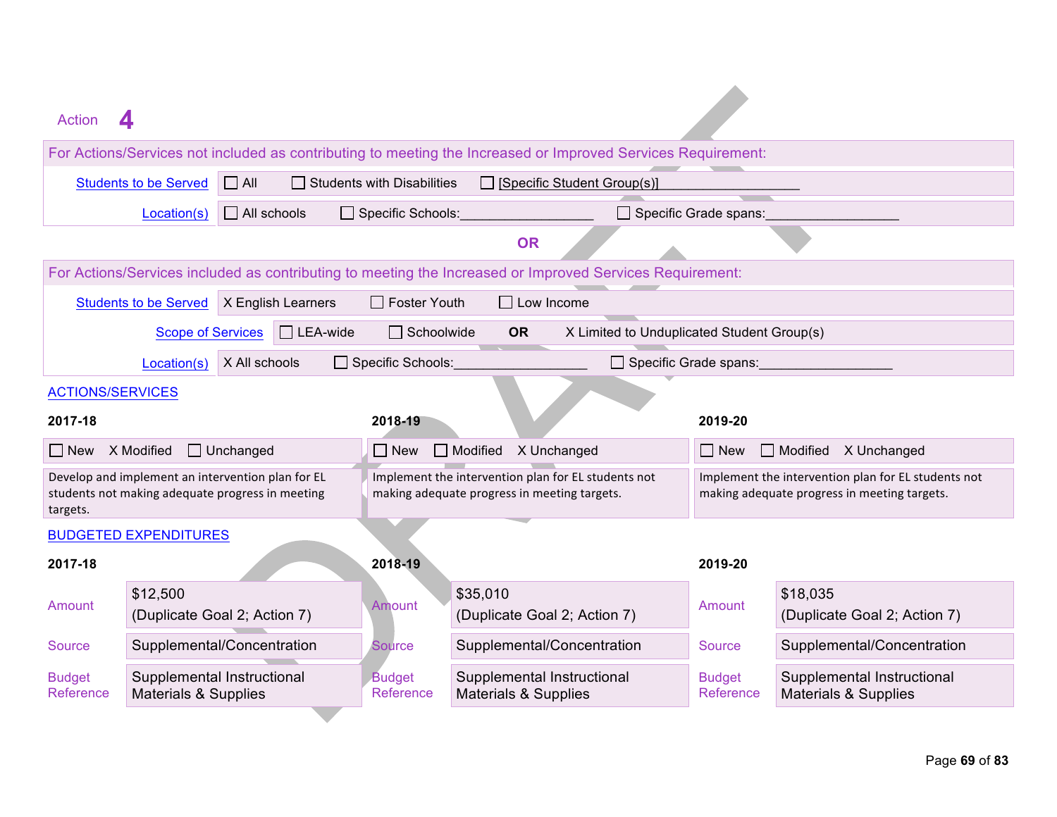Action 4

| For Actions/Services not included as contributing to meeting the Increased or Improved Services Requirement: | | | |
|---|---|---|---|
| Students to be Served | ☐ All | ☐ Students with Disabilities | ☐ [Specific Student Group(s)]___________________ |
| Location(s) | ☐ All schools | ☐ Specific Schools:__________________ | ☐ Specific Grade spans:__________________ |

**OR**

| For Actions/Services included as contributing to meeting the Increased or Improved Services Requirement: | | | |
|---|---|---|---|
| Students to be Served | X English Learners | ☐ Foster Youth | ☐ Low Income |
| Scope of Services | ☐ LEA-wide | ☐ Schoolwide **OR** | X Limited to Unduplicated Student Group(s) |
| Location(s) | X All schools | ☐ Specific Schools:__________________ | ☐ Specific Grade spans:__________________ |

ACTIONS/SERVICES

| 2017-18 | 2018-19 | 2019-20 |
|---|---|---|
| ☐ New X Modified ☐ Unchanged | ☐ New ☐ Modified X Unchanged | ☐ New ☐ Modified X Unchanged |
| Develop and implement an intervention plan for EL students not making adequate progress in meeting targets. | Implement the intervention plan for EL students not making adequate progress in meeting targets. | Implement the intervention plan for EL students not making adequate progress in meeting targets. |

BUDGETED EXPENDITURES

| | 2017-18 | | 2018-19 | | 2019-20 |
|---|---|---|---|---|---|
| Amount | $12,500 (Duplicate Goal 2; Action 7) | Amount | $35,010 (Duplicate Goal 2; Action 7) | Amount | $18,035 (Duplicate Goal 2; Action 7) |
| Source | Supplemental/Concentration | Source | Supplemental/Concentration | Source | Supplemental/Concentration |
| Budget Reference | Supplemental Instructional Materials & Supplies | Budget Reference | Supplemental Instructional Materials & Supplies | Budget Reference | Supplemental Instructional Materials & Supplies |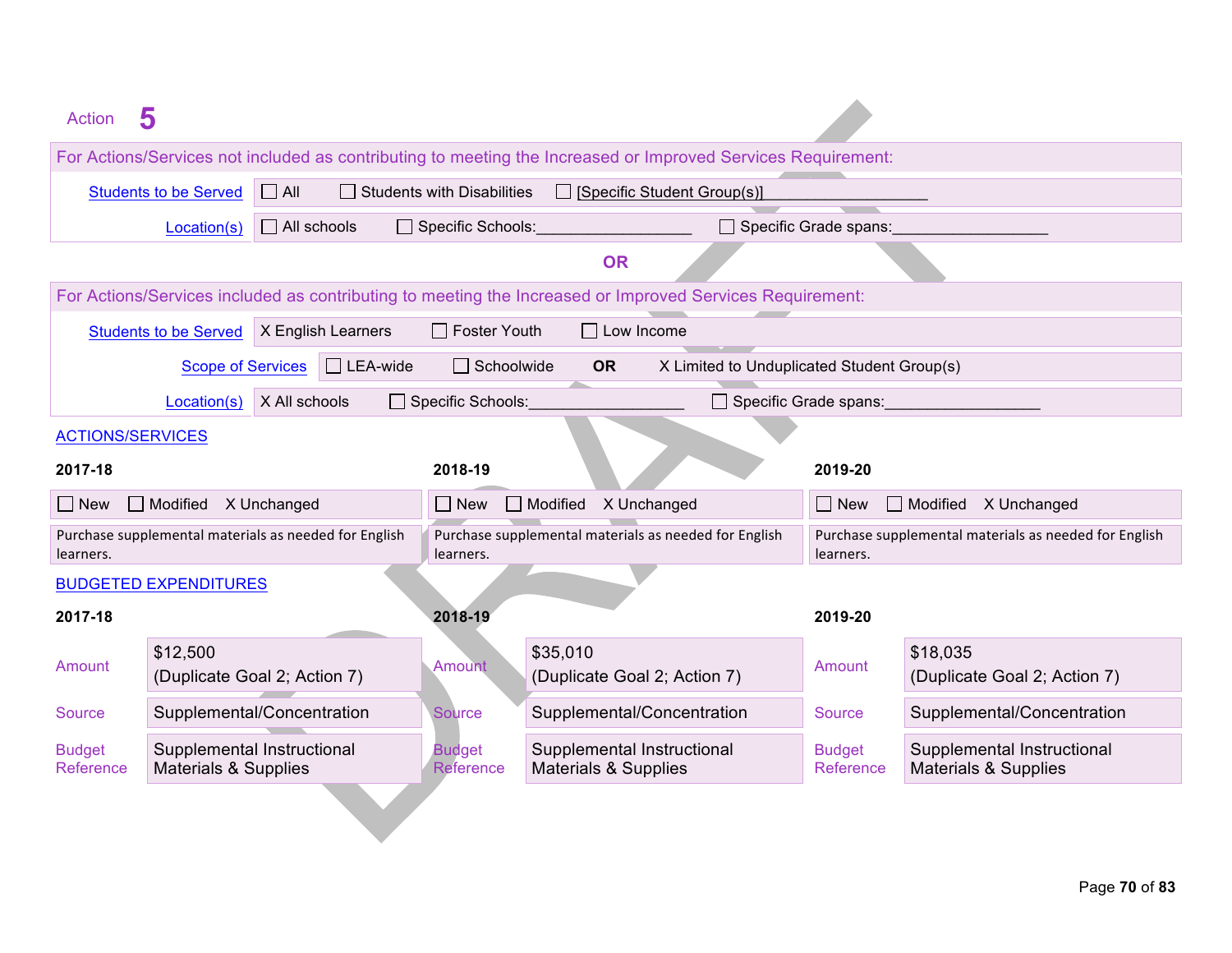Action **5**

| For Actions/Services not included as contributing to meeting the Increased or Improved Services Requirement: | |
|---|---|
| Students to be Served | ☐ All ☐ Students with Disabilities ☐ [Specific Student Group(s)]__________________ |
| Location(s) | ☐ All schools ☐ Specific Schools:__________________ ☐ Specific Grade spans:__________________ |

**OR**

| For Actions/Services included as contributing to meeting the Increased or Improved Services Requirement: | |
|---|---|
| Students to be Served | X English Learners ☐ Foster Youth ☐ Low Income |
| Scope of Services | ☐ LEA-wide ☐ Schoolwide **OR** X Limited to Unduplicated Student Group(s) |
| Location(s) | X All schools ☐ Specific Schools:__________________ ☐ Specific Grade spans:__________________ |

ACTIONS/SERVICES

| 2017-18 | 2018-19 | 2019-20 |
|---|---|---|
| ☐ New ☐ Modified X Unchanged | ☐ New ☐ Modified X Unchanged | ☐ New ☐ Modified X Unchanged |
| Purchase supplemental materials as needed for English learners. | Purchase supplemental materials as needed for English learners. | Purchase supplemental materials as needed for English learners. |

BUDGETED EXPENDITURES

| | 2017-18 | | 2018-19 | | 2019-20 |
|---|---|---|---|---|---|
| Amount | $12,500 (Duplicate Goal 2; Action 7) | Amount | $35,010 (Duplicate Goal 2; Action 7) | Amount | $18,035 (Duplicate Goal 2; Action 7) |
| Source | Supplemental/Concentration | Source | Supplemental/Concentration | Source | Supplemental/Concentration |
| Budget Reference | Supplemental Instructional Materials & Supplies | Budget Reference | Supplemental Instructional Materials & Supplies | Budget Reference | Supplemental Instructional Materials & Supplies |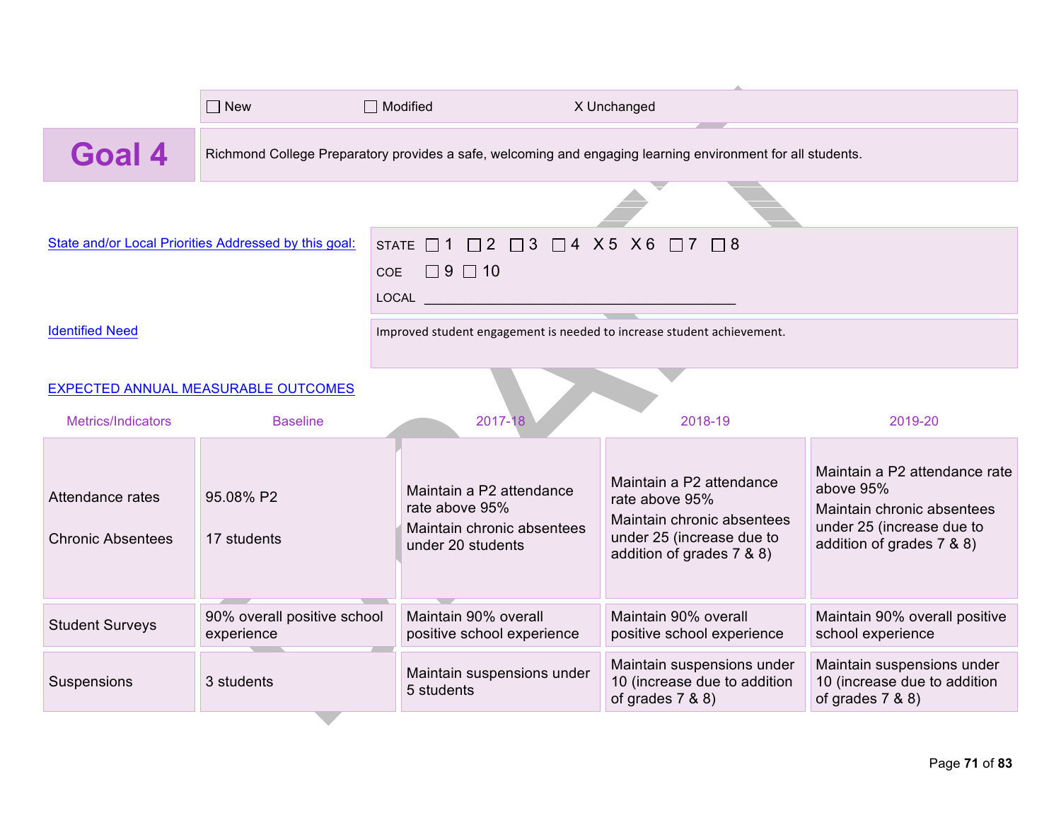☐ New ☐ Modified X Unchanged

# Goal 4

Richmond College Preparatory provides a safe, welcoming and engaging learning environment for all students.

State and/or Local Priorities Addressed by this goal:

STATE ☐ 1 ☐ 2 ☐ 3 ☐ 4 X 5 X 6 ☐ 7 ☐ 8

COE ☐ 9 ☐ 10

LOCAL ___________________________________________

Identified Need

Improved student engagement is needed to increase student achievement.

EXPECTED ANNUAL MEASURABLE OUTCOMES

| Metrics/Indicators | Baseline | 2017-18 | 2018-19 | 2019-20 |
|---|---|---|---|---|
| Attendance rates<br><br>Chronic Absentees | 95.08% P2<br><br>17 students | Maintain a P2 attendance rate above 95%<br>Maintain chronic absentees under 20 students | Maintain a P2 attendance rate above 95%<br>Maintain chronic absentees under 25 (increase due to addition of grades 7 & 8) | Maintain a P2 attendance rate above 95%<br>Maintain chronic absentees under 25 (increase due to addition of grades 7 & 8) |
| Student Surveys | 90% overall positive school experience | Maintain 90% overall positive school experience | Maintain 90% overall positive school experience | Maintain 90% overall positive school experience |
| Suspensions | 3 students | Maintain suspensions under 5 students | Maintain suspensions under 10 (increase due to addition of grades 7 & 8) | Maintain suspensions under 10 (increase due to addition of grades 7 & 8) |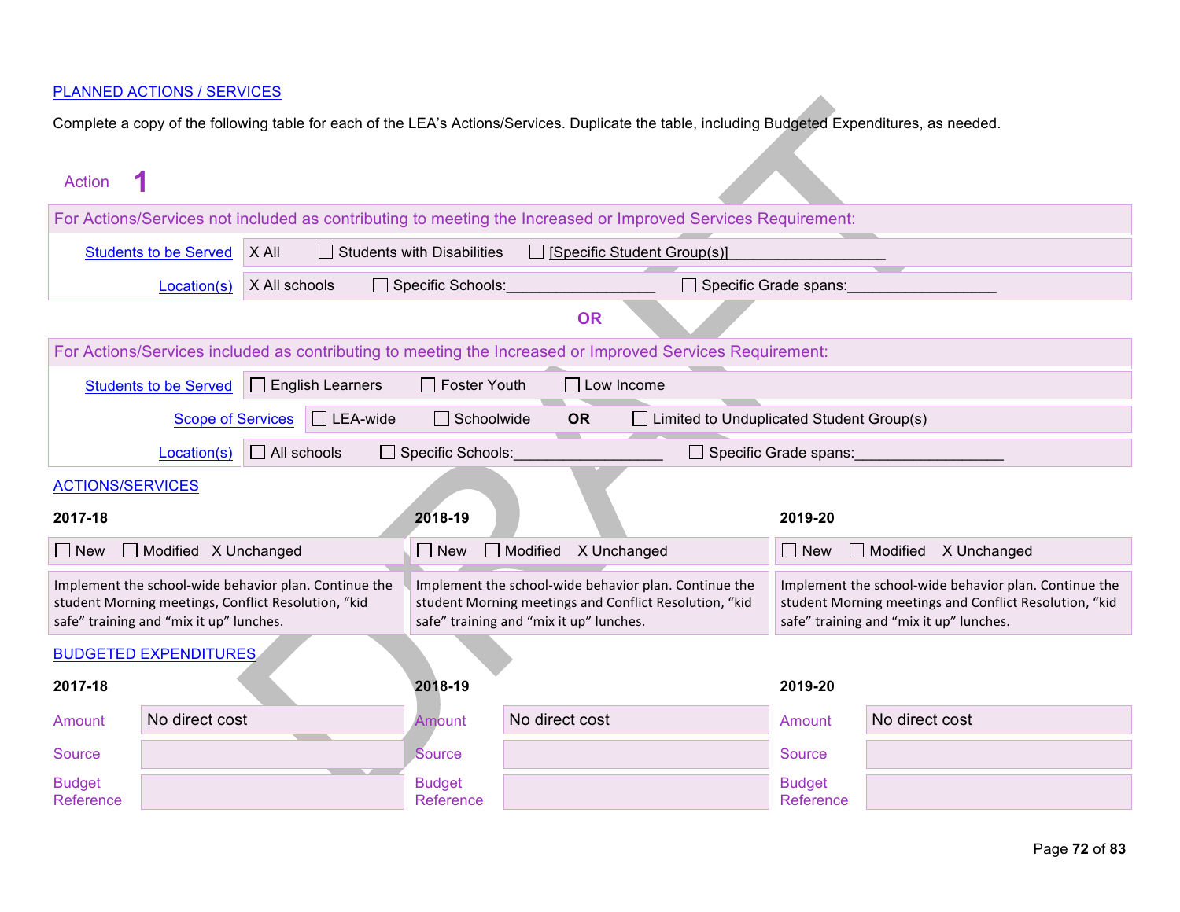PLANNED ACTIONS / SERVICES

Complete a copy of the following table for each of the LEA's Actions/Services. Duplicate the table, including Budgeted Expenditures, as needed.

**Action 1**

| For Actions/Services not included as contributing to meeting the Increased or Improved Services Requirement: | |
|---|---|
| Students to be Served | X All ☐ Students with Disabilities ☐ [Specific Student Group(s)]__________________ |
| Location(s) | X All schools ☐ Specific Schools:__________________ ☐ Specific Grade spans:__________________ |

**OR**

| For Actions/Services included as contributing to meeting the Increased or Improved Services Requirement: | |
|---|---|
| Students to be Served | ☐ English Learners ☐ Foster Youth ☐ Low Income |
| Scope of Services | ☐ LEA-wide ☐ Schoolwide **OR** ☐ Limited to Unduplicated Student Group(s) |
| Location(s) | ☐ All schools ☐ Specific Schools:__________________ ☐ Specific Grade spans:__________________ |

ACTIONS/SERVICES

| 2017-18 | 2018-19 | 2019-20 |
|---|---|---|
| ☐ New ☐ Modified X Unchanged | ☐ New ☐ Modified X Unchanged | ☐ New ☐ Modified X Unchanged |
| Implement the school-wide behavior plan. Continue the student Morning meetings, Conflict Resolution, "kid safe" training and "mix it up" lunches. | Implement the school-wide behavior plan. Continue the student Morning meetings and Conflict Resolution, "kid safe" training and "mix it up" lunches. | Implement the school-wide behavior plan. Continue the student Morning meetings and Conflict Resolution, "kid safe" training and "mix it up" lunches. |

BUDGETED EXPENDITURES

| | 2017-18 | | 2018-19 | | 2019-20 |
|---|---|---|---|---|---|
| Amount | No direct cost | Amount | No direct cost | Amount | No direct cost |
| Source | | Source | | Source | |
| Budget Reference | | Budget Reference | | Budget Reference | |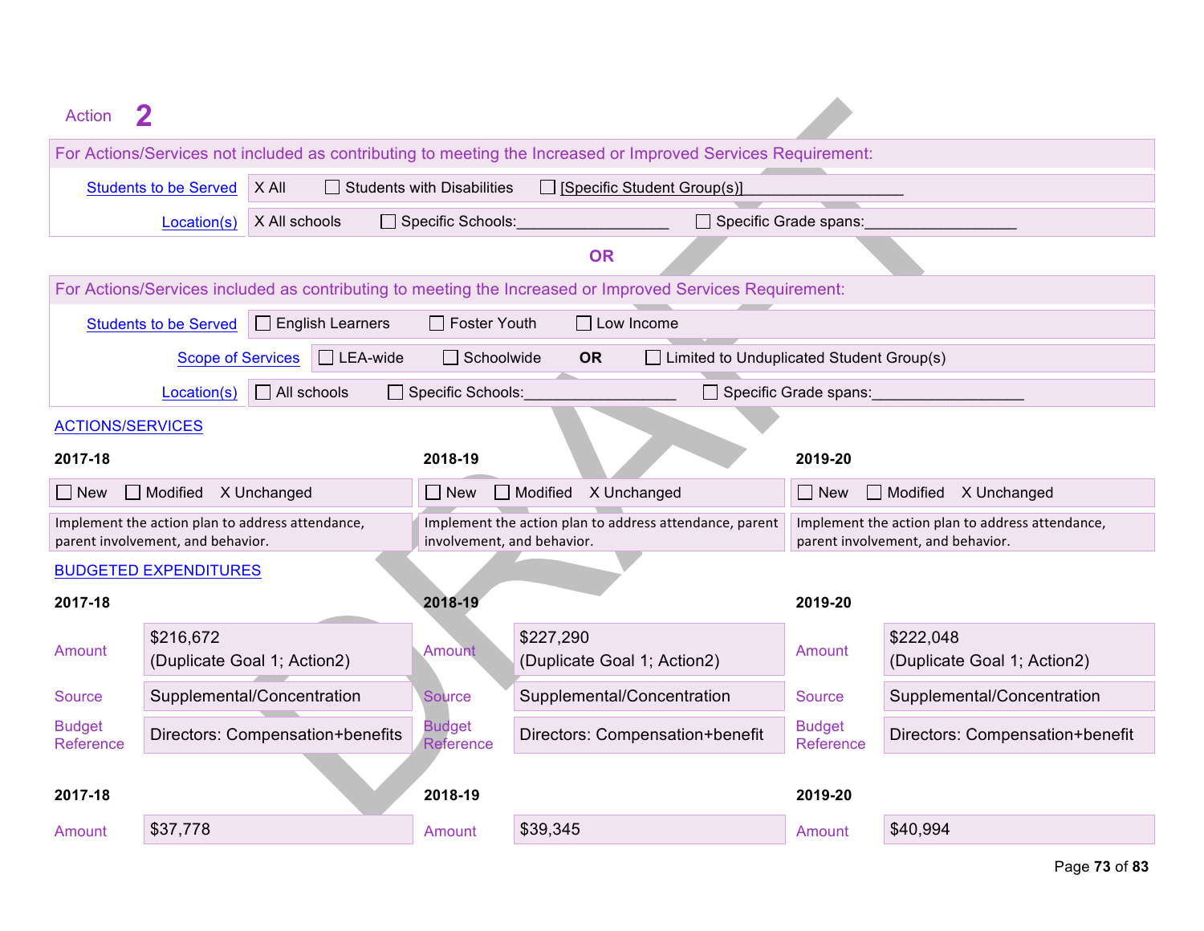Action **2**

| For Actions/Services not included as contributing to meeting the Increased or Improved Services Requirement: | |
|---|---|
| Students to be Served | X All ☐ Students with Disabilities ☐ [Specific Student Group(s)]__________________ |
| Location(s) | X All schools ☐ Specific Schools:__________________ ☐ Specific Grade spans:__________________ |

**OR**

| For Actions/Services included as contributing to meeting the Increased or Improved Services Requirement: | |
|---|---|
| Students to be Served | ☐ English Learners ☐ Foster Youth ☐ Low Income |
| Scope of Services | ☐ LEA-wide ☐ Schoolwide **OR** ☐ Limited to Unduplicated Student Group(s) |
| Location(s) | ☐ All schools ☐ Specific Schools:__________________ ☐ Specific Grade spans:__________________ |

ACTIONS/SERVICES

| 2017-18 | 2018-19 | 2019-20 |
|---|---|---|
| ☐ New ☐ Modified X Unchanged | ☐ New ☐ Modified X Unchanged | ☐ New ☐ Modified X Unchanged |
| Implement the action plan to address attendance, parent involvement, and behavior. | Implement the action plan to address attendance, parent involvement, and behavior. | Implement the action plan to address attendance, parent involvement, and behavior. |

BUDGETED EXPENDITURES

| | 2017-18 | | 2018-19 | | 2019-20 |
|---|---|---|---|---|---|
| Amount | $216,672 (Duplicate Goal 1; Action2) | Amount | $227,290 (Duplicate Goal 1; Action2) | Amount | $222,048 (Duplicate Goal 1; Action2) |
| Source | Supplemental/Concentration | Source | Supplemental/Concentration | Source | Supplemental/Concentration |
| Budget Reference | Directors: Compensation+benefits | Budget Reference | Directors: Compensation+benefit | Budget Reference | Directors: Compensation+benefit |

| | 2017-18 | | 2018-19 | | 2019-20 |
|---|---|---|---|---|---|
| Amount | $37,778 | Amount | $39,345 | Amount | $40,994 |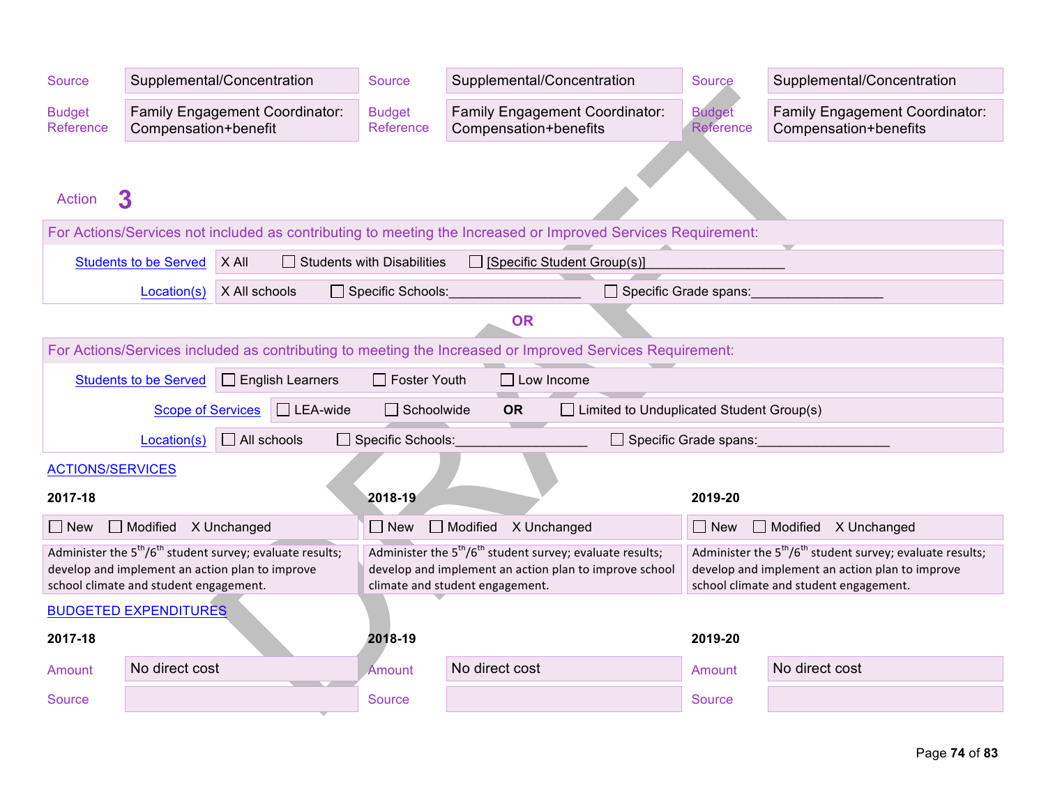| Source | Supplemental/Concentration | Source | Supplemental/Concentration | Source | Supplemental/Concentration |
|---|---|---|---|---|---|
| Budget Reference | Family Engagement Coordinator: Compensation+benefit | Budget Reference | Family Engagement Coordinator: Compensation+benefits | Budget Reference | Family Engagement Coordinator: Compensation+benefits |

## Action 3

**For Actions/Services not included as contributing to meeting the Increased or Improved Services Requirement:**

| | |
|---|---|
| Students to be Served | X All ☐ Students with Disabilities ☐ [Specific Student Group(s)]__________________ |
| Location(s) | X All schools ☐ Specific Schools:__________________ ☐ Specific Grade spans:__________________ |

**OR**

**For Actions/Services included as contributing to meeting the Increased or Improved Services Requirement:**

| | |
|---|---|
| Students to be Served | ☐ English Learners ☐ Foster Youth ☐ Low Income |
| Scope of Services | ☐ LEA-wide ☐ Schoolwide **OR** ☐ Limited to Unduplicated Student Group(s) |
| Location(s) | ☐ All schools ☐ Specific Schools:__________________ ☐ Specific Grade spans:__________________ |

### ACTIONS/SERVICES

| 2017-18 | 2018-19 | 2019-20 |
|---|---|---|
| ☐ New ☐ Modified X Unchanged | ☐ New ☐ Modified X Unchanged | ☐ New ☐ Modified X Unchanged |
| Administer the 5th/6th student survey; evaluate results; develop and implement an action plan to improve school climate and student engagement. | Administer the 5th/6th student survey; evaluate results; develop and implement an action plan to improve school climate and student engagement. | Administer the 5th/6th student survey; evaluate results; develop and implement an action plan to improve school climate and student engagement. |

### BUDGETED EXPENDITURES

| 2017-18 | | 2018-19 | | 2019-20 | |
|---|---|---|---|---|---|
| Amount | No direct cost | Amount | No direct cost | Amount | No direct cost |
| Source | | Source | | Source | |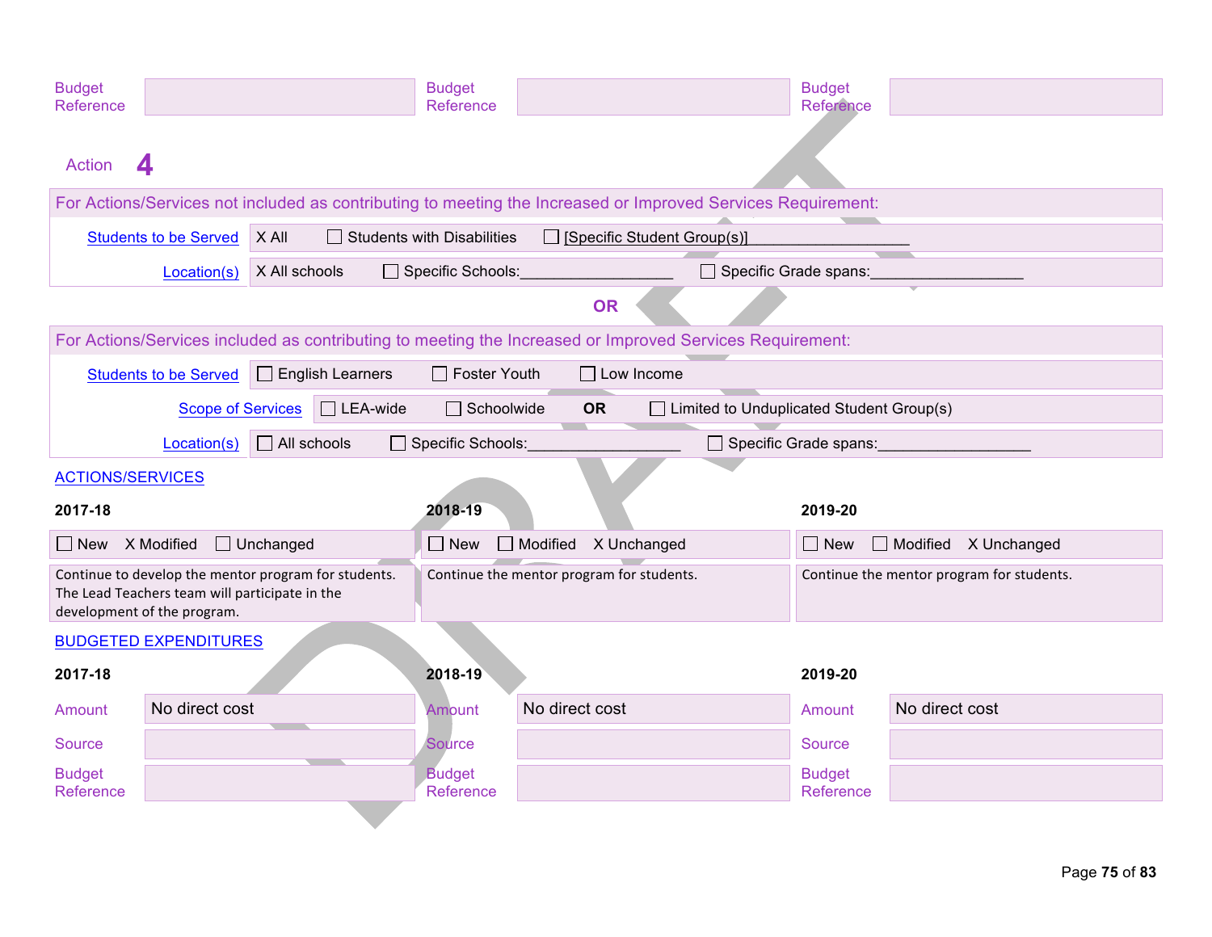| Budget Reference | | Budget Reference | | Budget Reference | |
|---|---|---|---|---|---|

Action **4**

**For Actions/Services not included as contributing to meeting the Increased or Improved Services Requirement:**

| | |
|---|---|
| Students to be Served | X All ☐ Students with Disabilities ☐ [Specific Student Group(s)]__________________ |
| Location(s) | X All schools ☐ Specific Schools:__________________ ☐ Specific Grade spans:__________________ |

**OR**

**For Actions/Services included as contributing to meeting the Increased or Improved Services Requirement:**

| | |
|---|---|
| Students to be Served | ☐ English Learners ☐ Foster Youth ☐ Low Income |
| Scope of Services | ☐ LEA-wide ☐ Schoolwide **OR** ☐ Limited to Unduplicated Student Group(s) |
| Location(s) | ☐ All schools ☐ Specific Schools:__________________ ☐ Specific Grade spans:__________________ |

ACTIONS/SERVICES

| 2017-18 | 2018-19 | 2019-20 |
|---|---|---|
| ☐ New X Modified ☐ Unchanged | ☐ New ☐ Modified X Unchanged | ☐ New ☐ Modified X Unchanged |
| Continue to develop the mentor program for students. The Lead Teachers team will participate in the development of the program. | Continue the mentor program for students. | Continue the mentor program for students. |

BUDGETED EXPENDITURES

| 2017-18 | | 2018-19 | | 2019-20 | |
|---|---|---|---|---|---|
| Amount | No direct cost | Amount | No direct cost | Amount | No direct cost |
| Source | | Source | | Source | |
| Budget Reference | | Budget Reference | | Budget Reference | |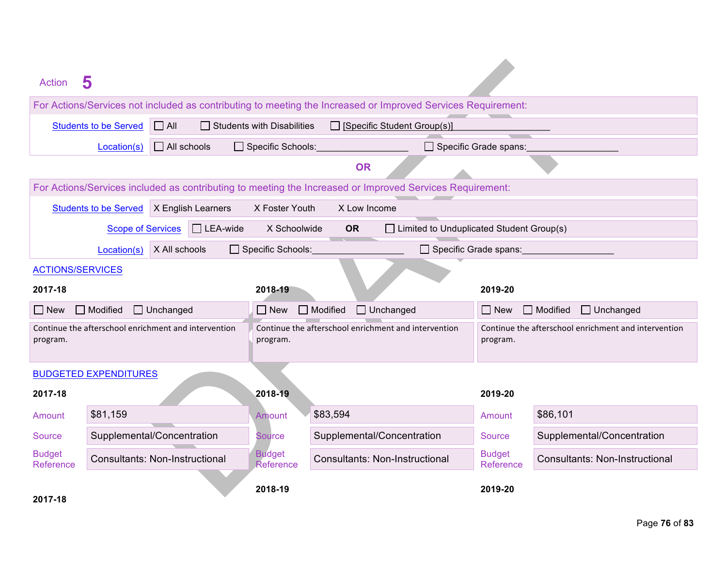Action **5**

| For Actions/Services not included as contributing to meeting the Increased or Improved Services Requirement: | |
|---|---|
| Students to be Served | ☐ All ☐ Students with Disabilities ☐ [Specific Student Group(s)]__________________ |
| Location(s) | ☐ All schools ☐ Specific Schools:__________________ ☐ Specific Grade spans:__________________ |

**OR**

| For Actions/Services included as contributing to meeting the Increased or Improved Services Requirement: | |
|---|---|
| Students to be Served | X English Learners X Foster Youth X Low Income |
| Scope of Services | ☐ LEA-wide X Schoolwide **OR** ☐ Limited to Unduplicated Student Group(s) |
| Location(s) | X All schools ☐ Specific Schools:__________________ ☐ Specific Grade spans:__________________ |

ACTIONS/SERVICES

| 2017-18 | 2018-19 | 2019-20 |
|---|---|---|
| ☐ New ☐ Modified ☐ Unchanged | ☐ New ☐ Modified ☐ Unchanged | ☐ New ☐ Modified ☐ Unchanged |
| Continue the afterschool enrichment and intervention program. | Continue the afterschool enrichment and intervention program. | Continue the afterschool enrichment and intervention program. |

BUDGETED EXPENDITURES

| | 2017-18 | | 2018-19 | | 2019-20 |
|---|---|---|---|---|---|
| Amount | $81,159 | Amount | $83,594 | Amount | $86,101 |
| Source | Supplemental/Concentration | Source | Supplemental/Concentration | Source | Supplemental/Concentration |
| Budget Reference | Consultants: Non-Instructional | Budget Reference | Consultants: Non-Instructional | Budget Reference | Consultants: Non-Instructional |

**2017-18** **2018-19** **2019-20**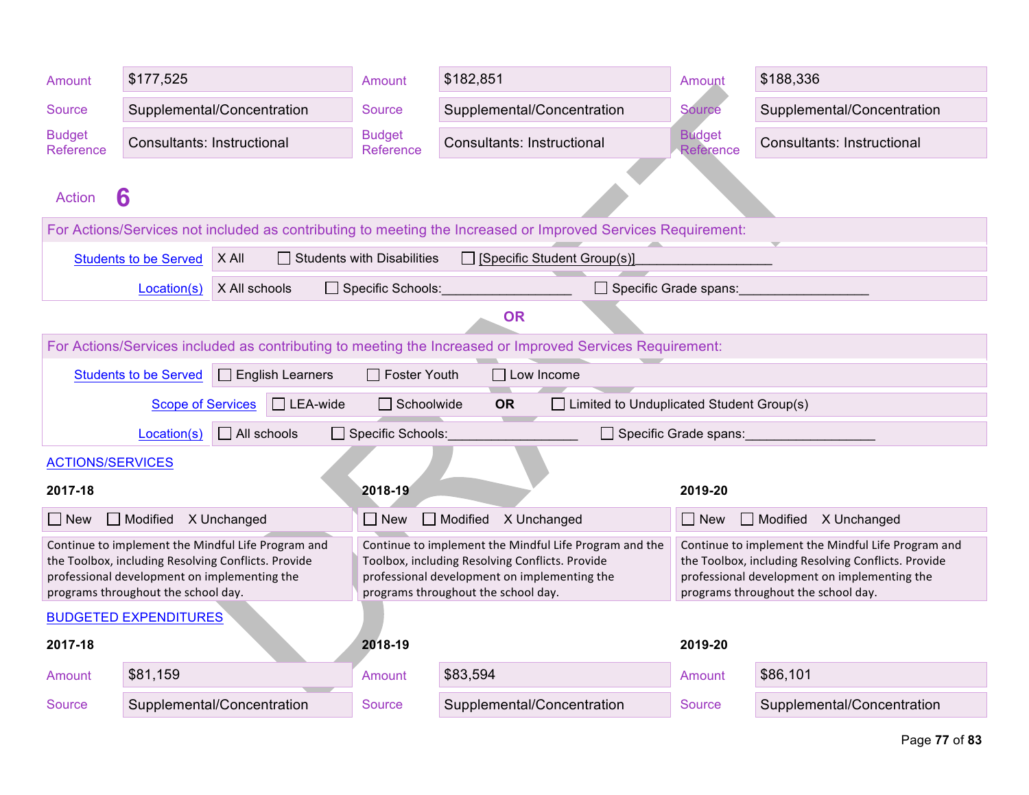| Amount | $177,525 | Amount | $182,851 | Amount | $188,336 |
|---|---|---|---|---|---|
| Source | Supplemental/Concentration | Source | Supplemental/Concentration | Source | Supplemental/Concentration |
| Budget Reference | Consultants: Instructional | Budget Reference | Consultants: Instructional | Budget Reference | Consultants: Instructional |

Action **6**

For Actions/Services not included as contributing to meeting the Increased or Improved Services Requirement:

| | |
|---|---|
| Students to be Served | X All ☐ Students with Disabilities ☐ [Specific Student Group(s)]___________________ |
| Location(s) | X All schools ☐ Specific Schools:__________________ ☐ Specific Grade spans:__________________ |

**OR**

For Actions/Services included as contributing to meeting the Increased or Improved Services Requirement:

| | |
|---|---|
| Students to be Served | ☐ English Learners ☐ Foster Youth ☐ Low Income |
| Scope of Services | ☐ LEA-wide ☐ Schoolwide **OR** ☐ Limited to Unduplicated Student Group(s) |
| Location(s) | ☐ All schools ☐ Specific Schools:__________________ ☐ Specific Grade spans:__________________ |

ACTIONS/SERVICES

| 2017-18 | 2018-19 | 2019-20 |
|---|---|---|
| ☐ New ☐ Modified X Unchanged | ☐ New ☐ Modified X Unchanged | ☐ New ☐ Modified X Unchanged |
| Continue to implement the Mindful Life Program and the Toolbox, including Resolving Conflicts. Provide professional development on implementing the programs throughout the school day. | Continue to implement the Mindful Life Program and the Toolbox, including Resolving Conflicts. Provide professional development on implementing the programs throughout the school day. | Continue to implement the Mindful Life Program and the Toolbox, including Resolving Conflicts. Provide professional development on implementing the programs throughout the school day. |

BUDGETED EXPENDITURES

| 2017-18 | | 2018-19 | | 2019-20 | |
|---|---|---|---|---|---|
| Amount | $81,159 | Amount | $83,594 | Amount | $86,101 |
| Source | Supplemental/Concentration | Source | Supplemental/Concentration | Source | Supplemental/Concentration |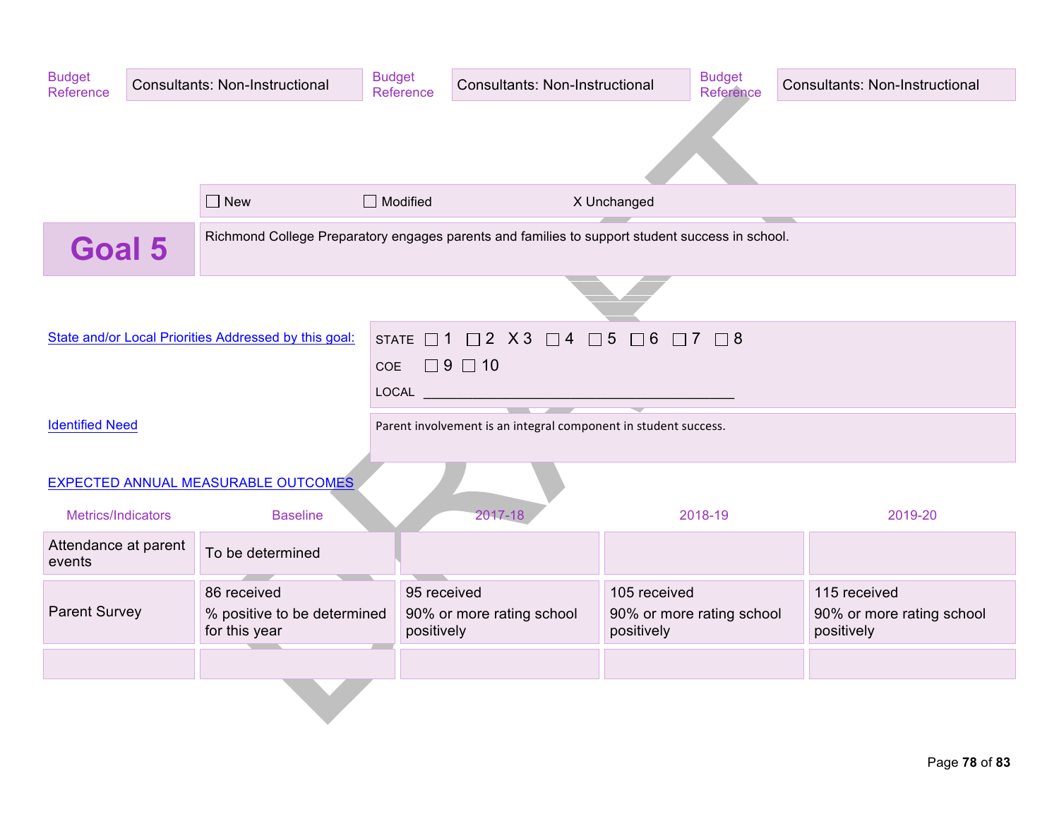| Budget Reference | Consultants: Non-Instructional | Budget Reference | Consultants: Non-Instructional | Budget Reference | Consultants: Non-Instructional |
|---|---|---|---|---|---|

☐ New ☐ Modified X Unchanged

## Goal 5

Richmond College Preparatory engages parents and families to support student success in school.

State and/or Local Priorities Addressed by this goal:

STATE ☐ 1 ☐ 2 X 3 ☐ 4 ☐ 5 ☐ 6 ☐ 7 ☐ 8

COE ☐ 9 ☐ 10

LOCAL ___________________________________________

Identified Need

Parent involvement is an integral component in student success.

EXPECTED ANNUAL MEASURABLE OUTCOMES

| Metrics/Indicators | Baseline | 2017-18 | 2018-19 | 2019-20 |
|---|---|---|---|---|
| Attendance at parent events | To be determined | | | |
| Parent Survey | 86 received<br>% positive to be determined for this year | 95 received<br>90% or more rating school positively | 105 received<br>90% or more rating school positively | 115 received<br>90% or more rating school positively |
| | | | | |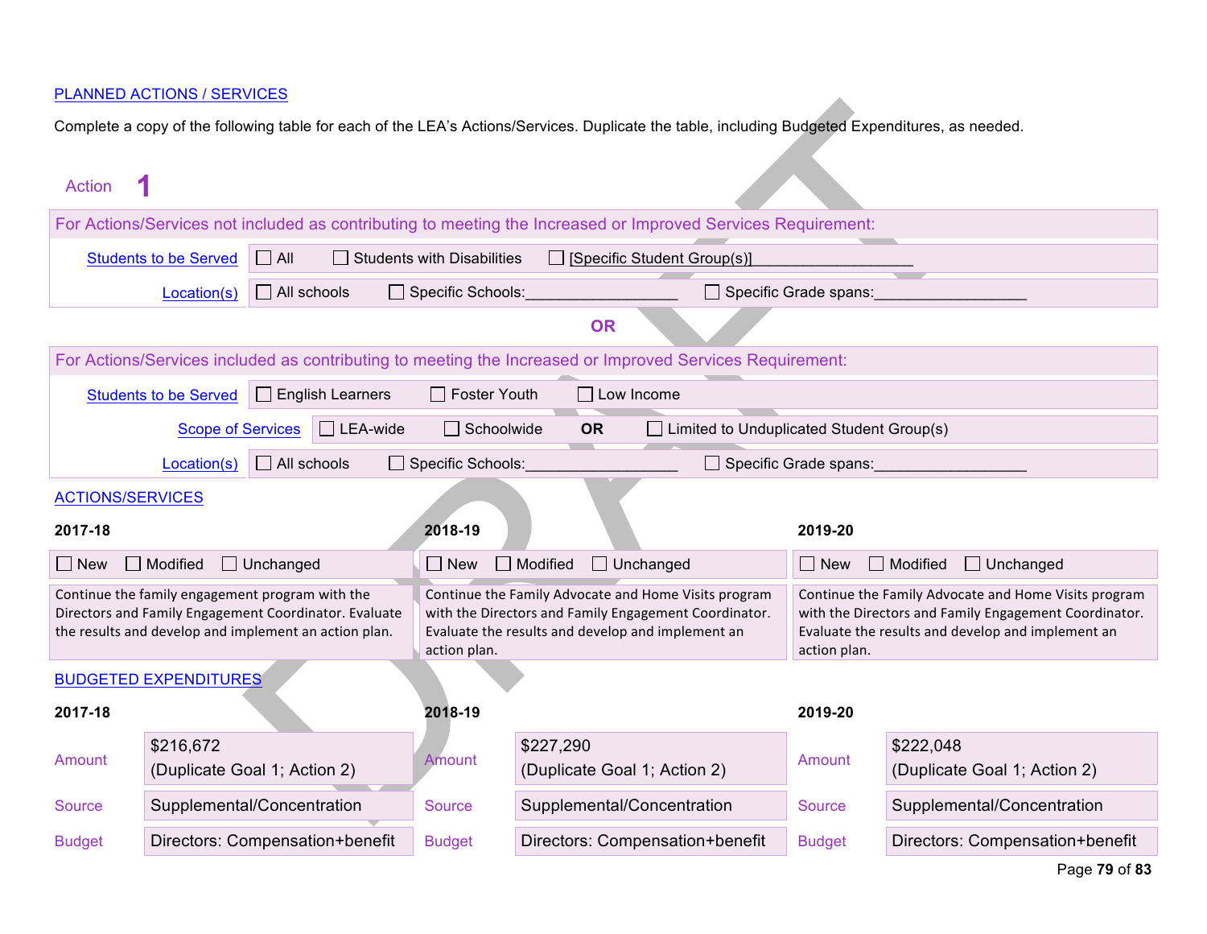PLANNED ACTIONS / SERVICES

Complete a copy of the following table for each of the LEA's Actions/Services. Duplicate the table, including Budgeted Expenditures, as needed.

Action 1

For Actions/Services not included as contributing to meeting the Increased or Improved Services Requirement:

| | |
|---|---|
| Students to be Served | ☐ All ☐ Students with Disabilities ☐ [Specific Student Group(s)]__________________ |
| Location(s) | ☐ All schools ☐ Specific Schools:__________________ ☐ Specific Grade spans:__________________ |

**OR**

For Actions/Services included as contributing to meeting the Increased or Improved Services Requirement:

| | |
|---|---|
| Students to be Served | ☐ English Learners ☐ Foster Youth ☐ Low Income |
| Scope of Services | ☐ LEA-wide ☐ Schoolwide **OR** ☐ Limited to Unduplicated Student Group(s) |
| Location(s) | ☐ All schools ☐ Specific Schools:__________________ ☐ Specific Grade spans:__________________ |

ACTIONS/SERVICES

| 2017-18 | 2018-19 | 2019-20 |
|---|---|---|
| ☐ New ☐ Modified ☐ Unchanged | ☐ New ☐ Modified ☐ Unchanged | ☐ New ☐ Modified ☐ Unchanged |
| Continue the family engagement program with the Directors and Family Engagement Coordinator. Evaluate the results and develop and implement an action plan. | Continue the Family Advocate and Home Visits program with the Directors and Family Engagement Coordinator. Evaluate the results and develop and implement an action plan. | Continue the Family Advocate and Home Visits program with the Directors and Family Engagement Coordinator. Evaluate the results and develop and implement an action plan. |

BUDGETED EXPENDITURES

| | 2017-18 | | 2018-19 | | 2019-20 |
|---|---|---|---|---|---|
| Amount | $216,672 (Duplicate Goal 1; Action 2) | Amount | $227,290 (Duplicate Goal 1; Action 2) | Amount | $222,048 (Duplicate Goal 1; Action 2) |
| Source | Supplemental/Concentration | Source | Supplemental/Concentration | Source | Supplemental/Concentration |
| Budget | Directors: Compensation+benefit | Budget | Directors: Compensation+benefit | Budget | Directors: Compensation+benefit |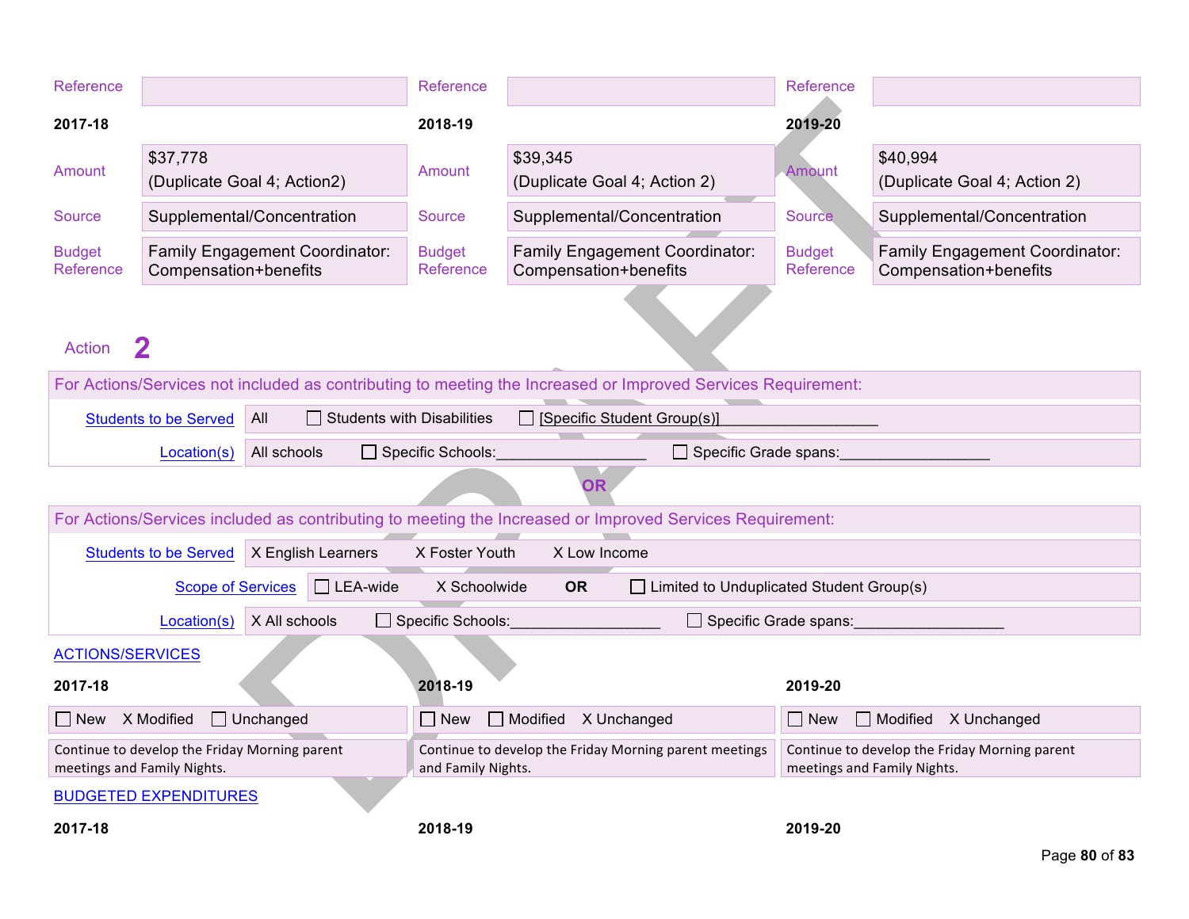| | 2017-18 | | 2018-19 | | 2019-20 |
|---|---|---|---|---|---|
| Reference | | Reference | | Reference | |
| Amount | $37,778 (Duplicate Goal 4; Action2) | Amount | $39,345 (Duplicate Goal 4; Action 2) | Amount | $40,994 (Duplicate Goal 4; Action 2) |
| Source | Supplemental/Concentration | Source | Supplemental/Concentration | Source | Supplemental/Concentration |
| Budget Reference | Family Engagement Coordinator: Compensation+benefits | Budget Reference | Family Engagement Coordinator: Compensation+benefits | Budget Reference | Family Engagement Coordinator: Compensation+benefits |

## Action 2

| For Actions/Services not included as contributing to meeting the Increased or Improved Services Requirement: | |
|---|---|
| Students to be Served | All ☐ Students with Disabilities ☐ [Specific Student Group(s)]__________________ |
| Location(s) | All schools ☐ Specific Schools:__________________ ☐ Specific Grade spans:__________________ |

**OR**

| For Actions/Services included as contributing to meeting the Increased or Improved Services Requirement: | |
|---|---|
| Students to be Served | X English Learners X Foster Youth X Low Income |
| Scope of Services | ☐ LEA-wide X Schoolwide **OR** ☐ Limited to Unduplicated Student Group(s) |
| Location(s) | X All schools ☐ Specific Schools:__________________ ☐ Specific Grade spans:__________________ |

ACTIONS/SERVICES

| 2017-18 | 2018-19 | 2019-20 |
|---|---|---|
| ☐ New X Modified ☐ Unchanged | ☐ New ☐ Modified X Unchanged | ☐ New ☐ Modified X Unchanged |
| Continue to develop the Friday Morning parent meetings and Family Nights. | Continue to develop the Friday Morning parent meetings and Family Nights. | Continue to develop the Friday Morning parent meetings and Family Nights. |

BUDGETED EXPENDITURES

| 2017-18 | 2018-19 | 2019-20 |
|---|---|---|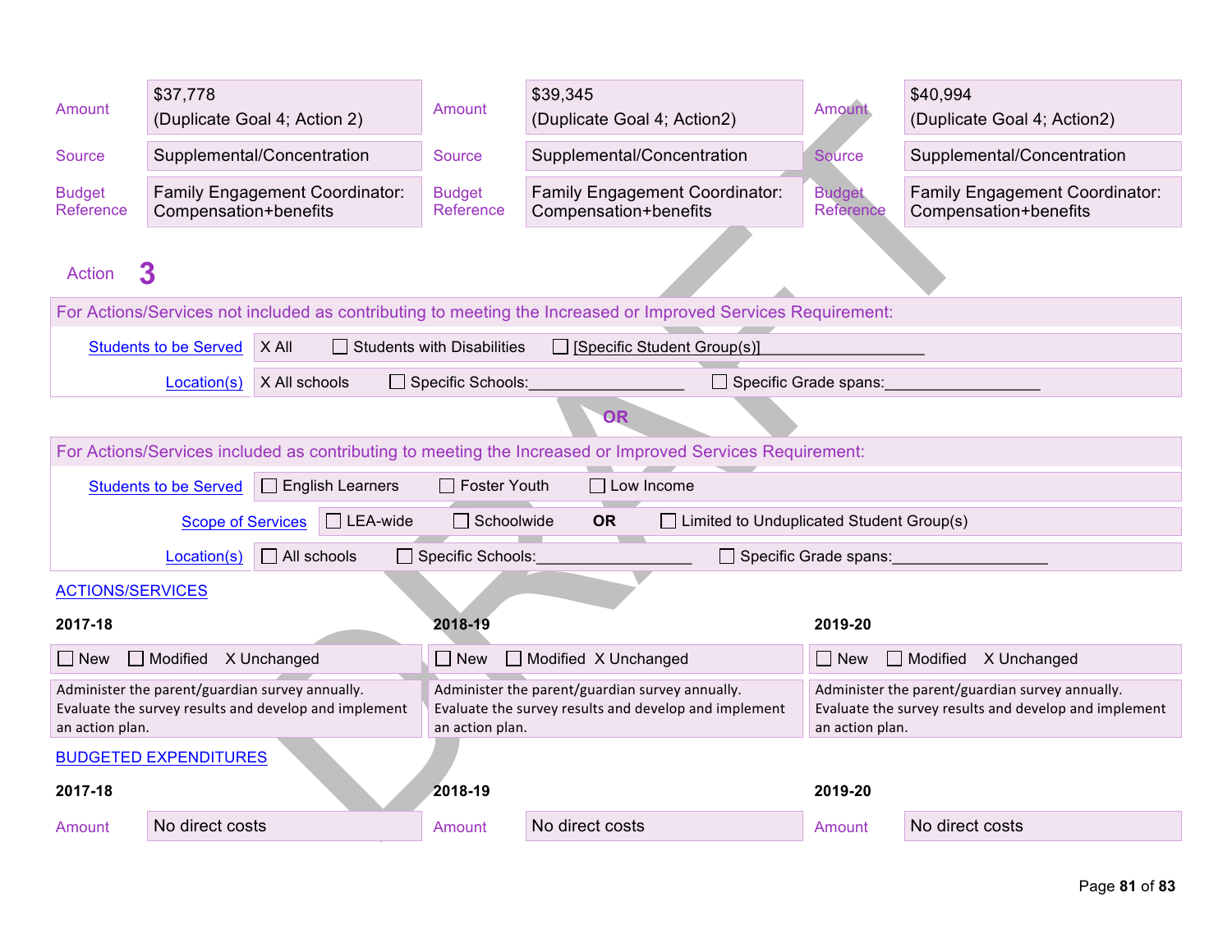| | 2017-18 | | 2018-19 | | 2019-20 |
|---|---|---|---|---|---|
| Amount | $37,778 (Duplicate Goal 4; Action 2) | Amount | $39,345 (Duplicate Goal 4; Action2) | Amount | $40,994 (Duplicate Goal 4; Action2) |
| Source | Supplemental/Concentration | Source | Supplemental/Concentration | Source | Supplemental/Concentration |
| Budget Reference | Family Engagement Coordinator: Compensation+benefits | Budget Reference | Family Engagement Coordinator: Compensation+benefits | Budget Reference | Family Engagement Coordinator: Compensation+benefits |

## Action 3

**For Actions/Services not included as contributing to meeting the Increased or Improved Services Requirement:**

| | | | |
|---|---|---|---|
| Students to be Served | X All | ☐ Students with Disabilities | ☐ [Specific Student Group(s)]__________________ |
| Location(s) | X All schools | ☐ Specific Schools:_________________ | ☐ Specific Grade spans:_________________ |

**OR**

**For Actions/Services included as contributing to meeting the Increased or Improved Services Requirement:**

| | | | | |
|---|---|---|---|---|
| Students to be Served | ☐ English Learners | ☐ Foster Youth | ☐ Low Income | |
| Scope of Services | ☐ LEA-wide | ☐ Schoolwide | OR | ☐ Limited to Unduplicated Student Group(s) |
| Location(s) | ☐ All schools | ☐ Specific Schools:_________________ | ☐ Specific Grade spans:_________________ | |

ACTIONS/SERVICES

| 2017-18 | 2018-19 | 2019-20 |
|---|---|---|
| ☐ New ☐ Modified X Unchanged | ☐ New ☐ Modified X Unchanged | ☐ New ☐ Modified X Unchanged |
| Administer the parent/guardian survey annually. Evaluate the survey results and develop and implement an action plan. | Administer the parent/guardian survey annually. Evaluate the survey results and develop and implement an action plan. | Administer the parent/guardian survey annually. Evaluate the survey results and develop and implement an action plan. |

BUDGETED EXPENDITURES

| | 2017-18 | | 2018-19 | | 2019-20 |
|---|---|---|---|---|---|
| Amount | No direct costs | Amount | No direct costs | Amount | No direct costs |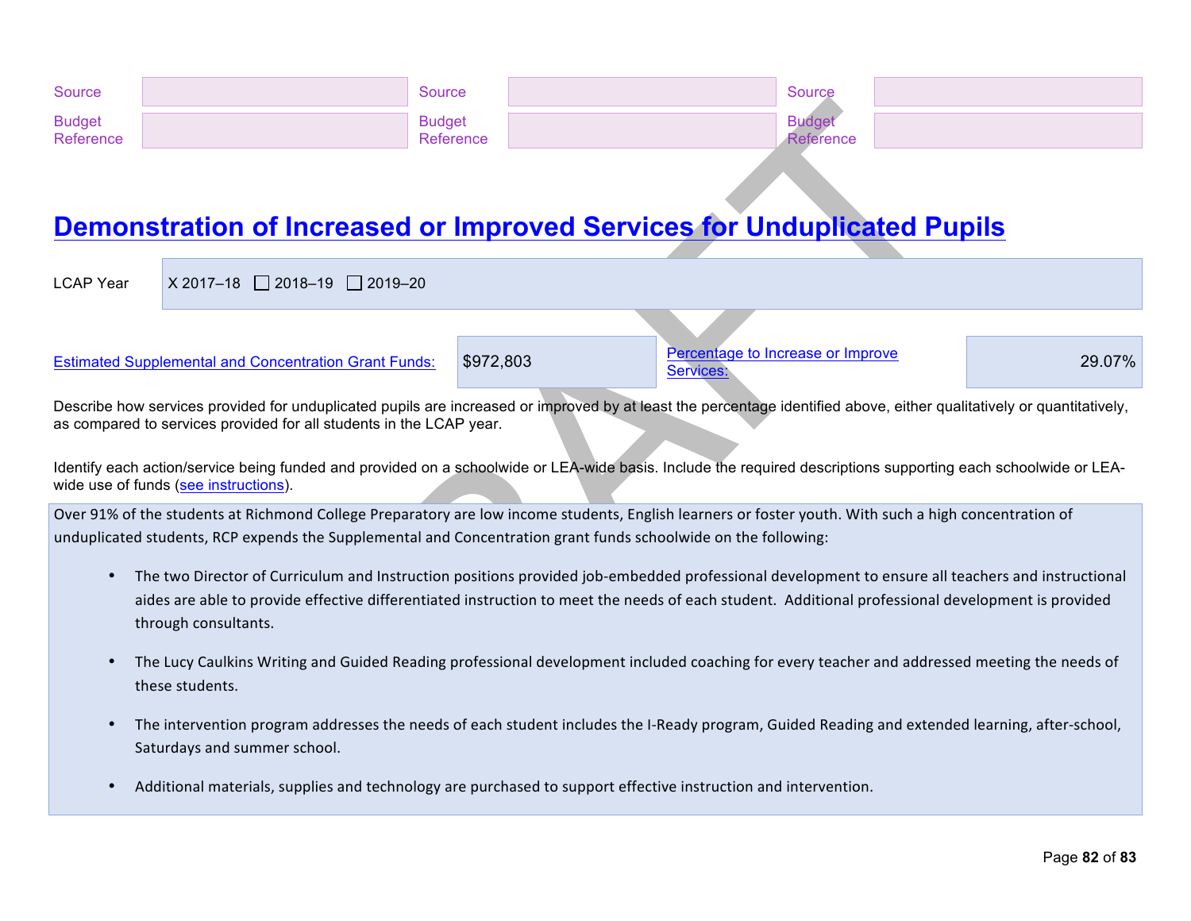| Source | | Source | | Source | |
|---|---|---|---|---|---|
| Budget Reference | | Budget Reference | | Budget Reference | |

# Demonstration of Increased or Improved Services for Unduplicated Pupils

| LCAP Year | X 2017–18 ☐ 2018–19 ☐ 2019–20 |
|---|---|

| Estimated Supplemental and Concentration Grant Funds: | $972,803 | Percentage to Increase or Improve Services: | 29.07% |
|---|---|---|---|

Describe how services provided for unduplicated pupils are increased or improved by at least the percentage identified above, either qualitatively or quantitatively, as compared to services provided for all students in the LCAP year.

Identify each action/service being funded and provided on a schoolwide or LEA-wide basis. Include the required descriptions supporting each schoolwide or LEA-wide use of funds (see instructions).

Over 91% of the students at Richmond College Preparatory are low income students, English learners or foster youth. With such a high concentration of unduplicated students, RCP expends the Supplemental and Concentration grant funds schoolwide on the following:

- The two Director of Curriculum and Instruction positions provided job-embedded professional development to ensure all teachers and instructional aides are able to provide effective differentiated instruction to meet the needs of each student. Additional professional development is provided through consultants.
- The Lucy Caulkins Writing and Guided Reading professional development included coaching for every teacher and addressed meeting the needs of these students.
- The intervention program addresses the needs of each student includes the I-Ready program, Guided Reading and extended learning, after-school, Saturdays and summer school.
- Additional materials, supplies and technology are purchased to support effective instruction and intervention.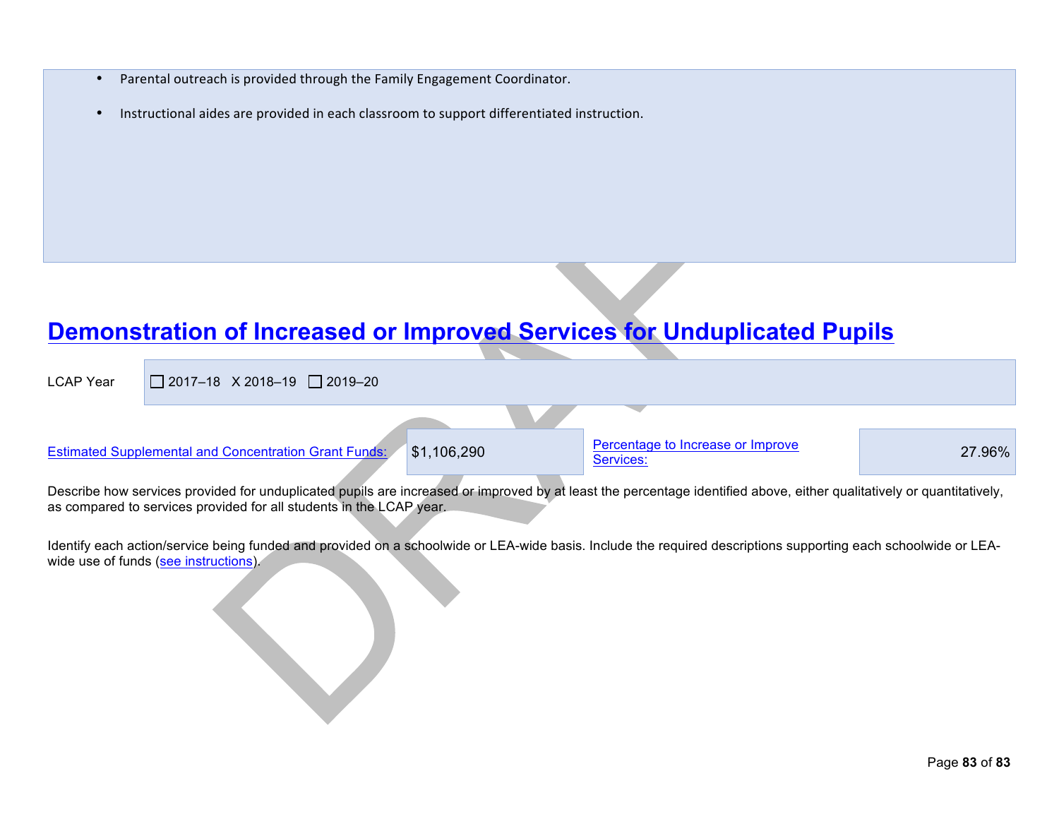- Parental outreach is provided through the Family Engagement Coordinator.
- Instructional aides are provided in each classroom to support differentiated instruction.

## Demonstration of Increased or Improved Services for Unduplicated Pupils

| LCAP Year | ☐ 2017–18 X 2018–19 ☐ 2019–20 |
|---|---|

| Estimated Supplemental and Concentration Grant Funds: | $1,106,290 | Percentage to Increase or Improve Services: | 27.96% |
|---|---|---|---|

Describe how services provided for unduplicated pupils are increased or improved by at least the percentage identified above, either qualitatively or quantitatively, as compared to services provided for all students in the LCAP year.

Identify each action/service being funded and provided on a schoolwide or LEA-wide basis. Include the required descriptions supporting each schoolwide or LEA-wide use of funds (see instructions).